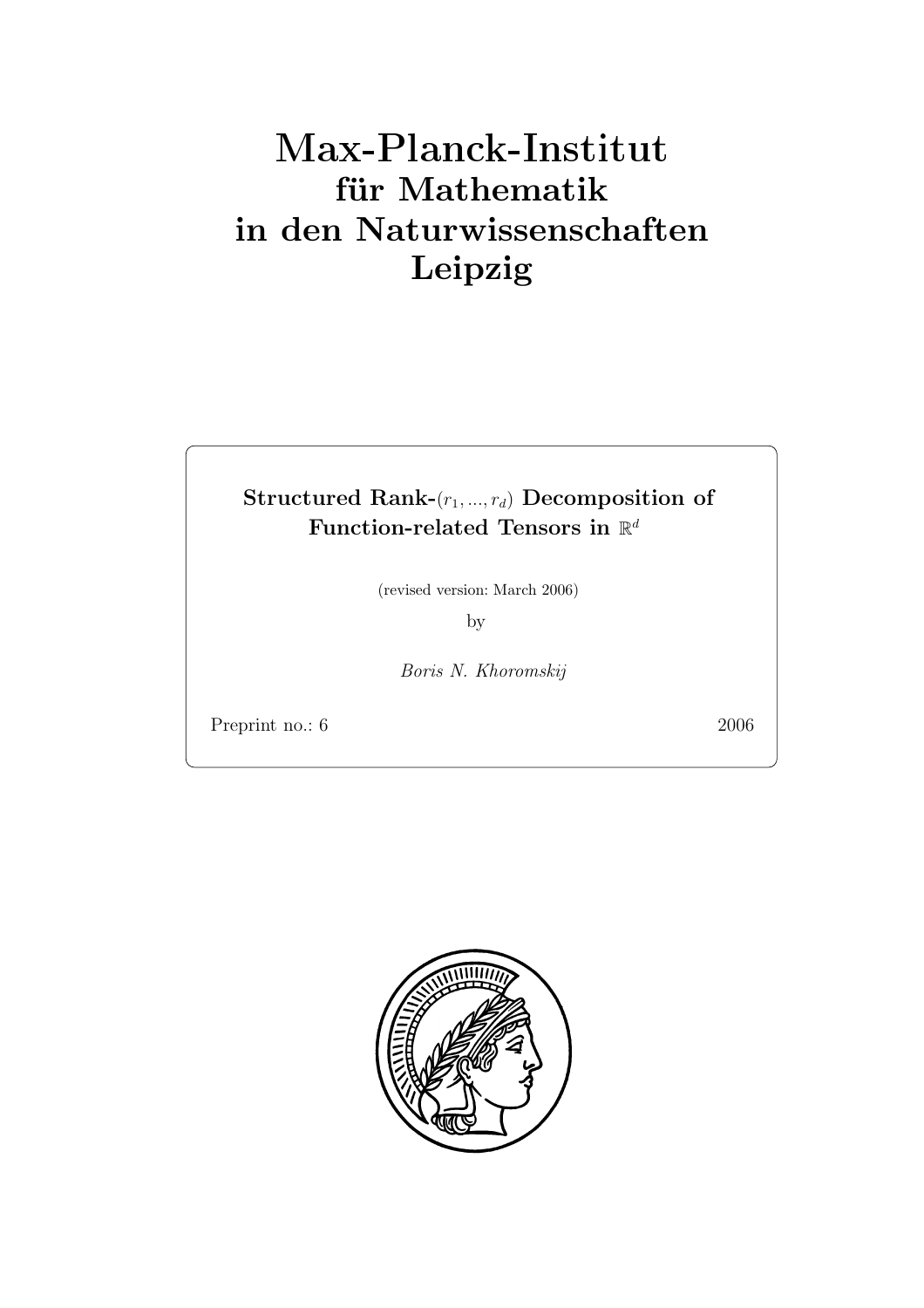# Max-Planck-Institut
## für Mathematik
## in den Naturwissenschaften
## Leipzig

**Structured Rank-$(r_1, ..., r_d)$ Decomposition of Function-related Tensors in $\mathbb{R}^d$**

(revised version: March 2006)

by

*Boris N. Khoromskij*

Preprint no.: 6 2006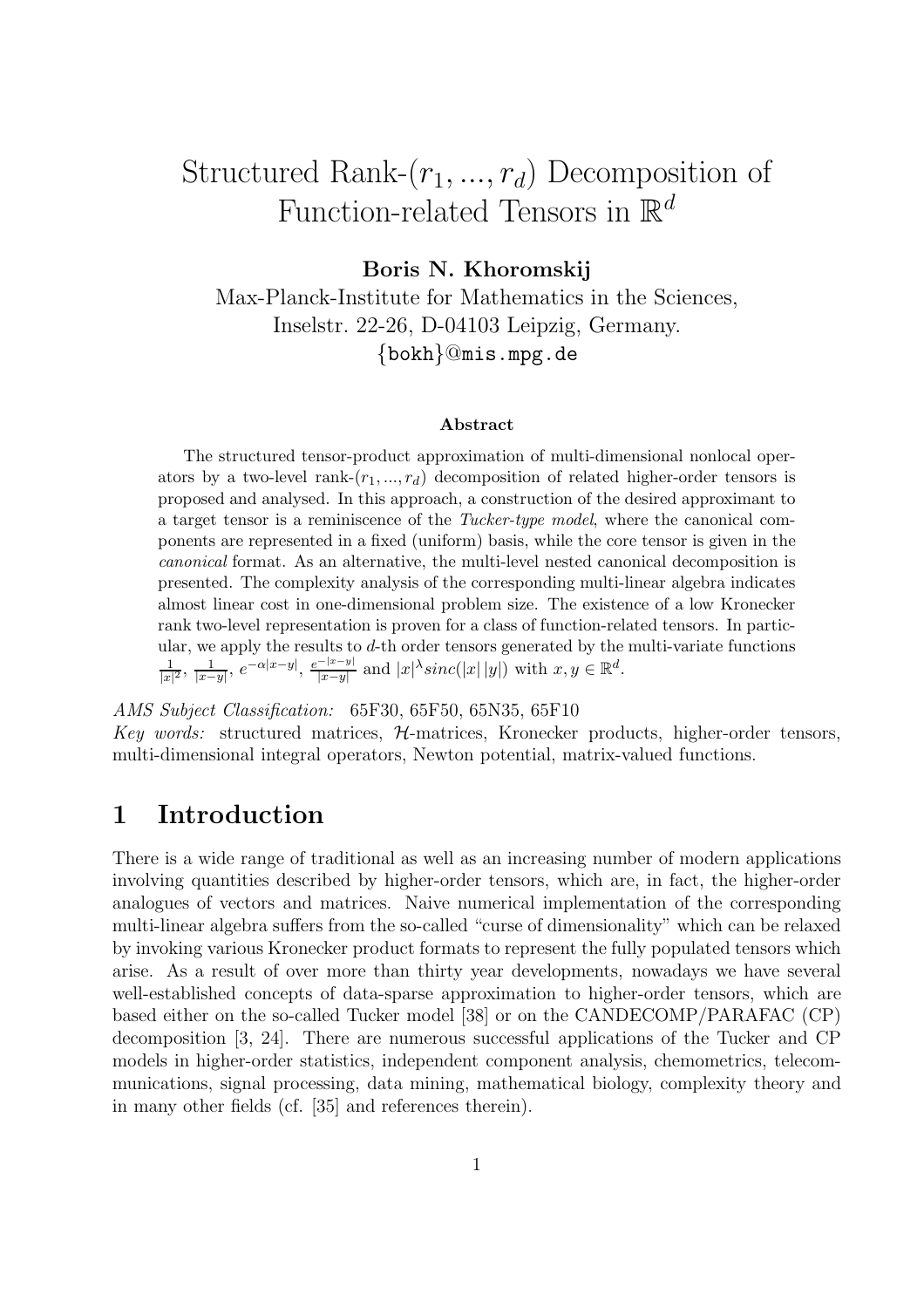# Structured Rank-$(r_1, ..., r_d)$ Decomposition of Function-related Tensors in $\mathbb{R}^d$

**Boris N. Khoromskij**

Max-Planck-Institute for Mathematics in the Sciences,
Inselstr. 22-26, D-04103 Leipzig, Germany.
{bokh}@mis.mpg.de

### Abstract

The structured tensor-product approximation of multi-dimensional nonlocal operators by a two-level rank-$(r_1, ..., r_d)$ decomposition of related higher-order tensors is proposed and analysed. In this approach, a construction of the desired approximant to a target tensor is a reminiscence of the *Tucker-type model*, where the canonical components are represented in a fixed (uniform) basis, while the core tensor is given in the *canonical* format. As an alternative, the multi-level nested canonical decomposition is presented. The complexity analysis of the corresponding multi-linear algebra indicates almost linear cost in one-dimensional problem size. The existence of a low Kronecker rank two-level representation is proven for a class of function-related tensors. In particular, we apply the results to $d$-th order tensors generated by the multi-variate functions $\frac{1}{|x|^2}$, $\frac{1}{|x-y|}$, $e^{-\alpha|x-y|}$, $\frac{e^{-|x-y|}}{|x-y|}$ and $|x|^\lambda sinc(|x|\,|y|)$ with $x, y \in \mathbb{R}^d$.

*AMS Subject Classification:* 65F30, 65F50, 65N35, 65F10

*Key words:* structured matrices, $\mathcal{H}$-matrices, Kronecker products, higher-order tensors, multi-dimensional integral operators, Newton potential, matrix-valued functions.

## 1 Introduction

There is a wide range of traditional as well as an increasing number of modern applications involving quantities described by higher-order tensors, which are, in fact, the higher-order analogues of vectors and matrices. Naive numerical implementation of the corresponding multi-linear algebra suffers from the so-called "curse of dimensionality" which can be relaxed by invoking various Kronecker product formats to represent the fully populated tensors which arise. As a result of over more than thirty year developments, nowadays we have several well-established concepts of data-sparse approximation to higher-order tensors, which are based either on the so-called Tucker model [38] or on the CANDECOMP/PARAFAC (CP) decomposition [3, 24]. There are numerous successful applications of the Tucker and CP models in higher-order statistics, independent component analysis, chemometrics, telecommunications, signal processing, data mining, mathematical biology, complexity theory and in many other fields (cf. [35] and references therein).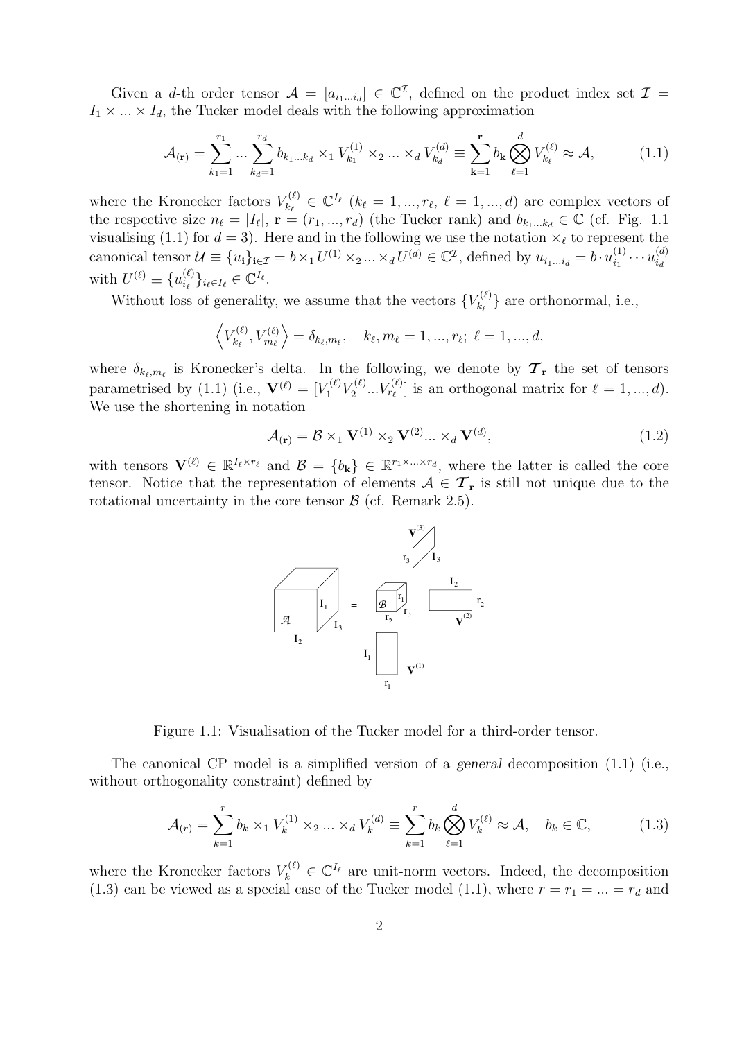Given a $d$-th order tensor $\mathcal{A} = [a_{i_1 \ldots i_d}] \in \mathbb{C}^{\mathcal{I}}$, defined on the product index set $\mathcal{I} = I_1 \times \ldots \times I_d$, the Tucker model deals with the following approximation

$$\mathcal{A}_{(\mathbf{r})} = \sum_{k_1=1}^{r_1} \ldots \sum_{k_d=1}^{r_d} b_{k_1 \ldots k_d} \times_1 V_{k_1}^{(1)} \times_2 \ldots \times_d V_{k_d}^{(d)} \equiv \sum_{\mathbf{k}=1}^{\mathbf{r}} b_{\mathbf{k}} \bigotimes_{\ell=1}^{d} V_{k_\ell}^{(\ell)} \approx \mathcal{A}, \tag{1.1}$$

where the Kronecker factors $V_{k_\ell}^{(\ell)} \in \mathbb{C}^{I_\ell}$ ($k_\ell = 1, \ldots, r_\ell$, $\ell = 1, \ldots, d$) are complex vectors of the respective size $n_\ell = |I_\ell|$, $\mathbf{r} = (r_1, \ldots, r_d)$ (the Tucker rank) and $b_{k_1 \ldots k_d} \in \mathbb{C}$ (cf. Fig. 1.1 visualising (1.1) for $d = 3$). Here and in the following we use the notation $\times_\ell$ to represent the canonical tensor $\mathcal{U} \equiv \{u_{\mathbf{i}}\}_{\mathbf{i} \in \mathcal{I}} = b \times_1 U^{(1)} \times_2 \ldots \times_d U^{(d)} \in \mathbb{C}^{\mathcal{I}}$, defined by $u_{i_1 \ldots i_d} = b \cdot u_{i_1}^{(1)} \cdots u_{i_d}^{(d)}$ with $U^{(\ell)} \equiv \{u_{i_\ell}^{(\ell)}\}_{i_\ell \in I_\ell} \in \mathbb{C}^{I_\ell}$.

Without loss of generality, we assume that the vectors $\{V_{k_\ell}^{(\ell)}\}$ are orthonormal, i.e.,

$$\left\langle V_{k_\ell}^{(\ell)}, V_{m_\ell}^{(\ell)} \right\rangle = \delta_{k_\ell, m_\ell}, \quad k_\ell, m_\ell = 1, \ldots, r_\ell; \; \ell = 1, \ldots, d,$$

where $\delta_{k_\ell, m_\ell}$ is Kronecker's delta. In the following, we denote by $\boldsymbol{\mathcal{T}}_{\mathbf{r}}$ the set of tensors parametrised by (1.1) (i.e., $\mathbf{V}^{(\ell)} = [V_1^{(\ell)} V_2^{(\ell)} \ldots V_{r_\ell}^{(\ell)}]$ is an orthogonal matrix for $\ell = 1, \ldots, d$). We use the shortening in notation

$$\mathcal{A}_{(\mathbf{r})} = \mathcal{B} \times_1 \mathbf{V}^{(1)} \times_2 \mathbf{V}^{(2)} \ldots \times_d \mathbf{V}^{(d)}, \tag{1.2}$$

with tensors $\mathbf{V}^{(\ell)} \in \mathbb{R}^{I_\ell \times r_\ell}$ and $\mathcal{B} = \{b_{\mathbf{k}}\} \in \mathbb{R}^{r_1 \times \ldots \times r_d}$, where the latter is called the core tensor. Notice that the representation of elements $\mathcal{A} \in \boldsymbol{\mathcal{T}}_{\mathbf{r}}$ is still not unique due to the rotational uncertainty in the core tensor $\mathcal{B}$ (cf. Remark 2.5).

Figure 1.1: Visualisation of the Tucker model for a third-order tensor.

The canonical CP model is a simplified version of a *general* decomposition (1.1) (i.e., without orthogonality constraint) defined by

$$\mathcal{A}_{(r)} = \sum_{k=1}^{r} b_k \times_1 V_k^{(1)} \times_2 \ldots \times_d V_k^{(d)} \equiv \sum_{k=1}^{r} b_k \bigotimes_{\ell=1}^{d} V_k^{(\ell)} \approx \mathcal{A}, \quad b_k \in \mathbb{C}, \tag{1.3}$$

where the Kronecker factors $V_k^{(\ell)} \in \mathbb{C}^{I_\ell}$ are unit-norm vectors. Indeed, the decomposition (1.3) can be viewed as a special case of the Tucker model (1.1), where $r = r_1 = \ldots = r_d$ and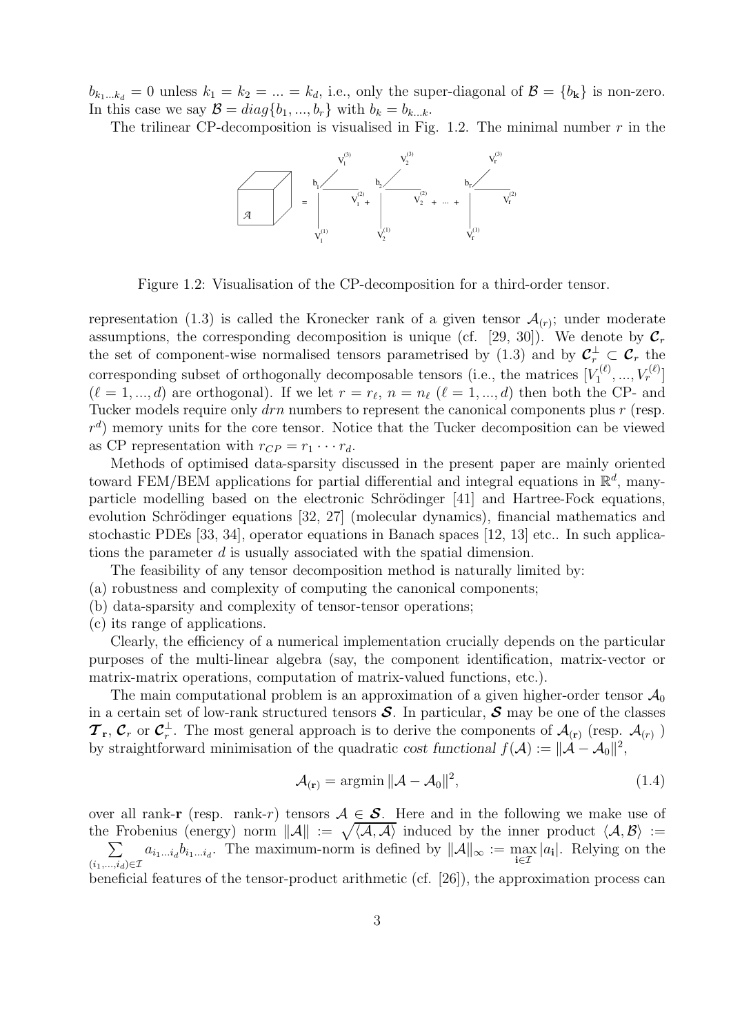$b_{k_1 \ldots k_d} = 0$ unless $k_1 = k_2 = \ldots = k_d$, i.e., only the super-diagonal of $\mathcal{B} = \{b_{\mathbf{k}}\}$ is non-zero. In this case we say $\mathcal{B} = diag\{b_1, \ldots, b_r\}$ with $b_k = b_{k \ldots k}$.

The trilinear CP-decomposition is visualised in Fig. 1.2. The minimal number $r$ in the

Figure 1.2: Visualisation of the CP-decomposition for a third-order tensor.

representation (1.3) is called the Kronecker rank of a given tensor $\mathcal{A}_{(r)}$; under moderate assumptions, the corresponding decomposition is unique (cf. [29, 30]). We denote by $\boldsymbol{\mathcal{C}}_r$ the set of component-wise normalised tensors parametrised by (1.3) and by $\boldsymbol{\mathcal{C}}_r^{\perp} \subset \boldsymbol{\mathcal{C}}_r$ the corresponding subset of orthogonally decomposable tensors (i.e., the matrices $[V_1^{(\ell)}, \ldots, V_r^{(\ell)}]$ ($\ell = 1, \ldots, d$) are orthogonal). If we let $r = r_\ell$, $n = n_\ell$ ($\ell = 1, \ldots, d$) then both the CP- and Tucker models require only $drn$ numbers to represent the canonical components plus $r$ (resp. $r^d$) memory units for the core tensor. Notice that the Tucker decomposition can be viewed as CP representation with $r_{CP} = r_1 \cdots r_d$.

Methods of optimised data-sparsity discussed in the present paper are mainly oriented toward FEM/BEM applications for partial differential and integral equations in $\mathbb{R}^d$, many-particle modelling based on the electronic Schrödinger [41] and Hartree-Fock equations, evolution Schrödinger equations [32, 27] (molecular dynamics), financial mathematics and stochastic PDEs [33, 34], operator equations in Banach spaces [12, 13] etc.. In such applications the parameter $d$ is usually associated with the spatial dimension.

The feasibility of any tensor decomposition method is naturally limited by:

(a) robustness and complexity of computing the canonical components;
(b) data-sparsity and complexity of tensor-tensor operations;
(c) its range of applications.

Clearly, the efficiency of a numerical implementation crucially depends on the particular purposes of the multi-linear algebra (say, the component identification, matrix-vector or matrix-matrix operations, computation of matrix-valued functions, etc.).

The main computational problem is an approximation of a given higher-order tensor $\mathcal{A}_0$ in a certain set of low-rank structured tensors $\boldsymbol{\mathcal{S}}$. In particular, $\boldsymbol{\mathcal{S}}$ may be one of the classes $\boldsymbol{\mathcal{T}}_{\mathbf{r}}$, $\boldsymbol{\mathcal{C}}_r$ or $\boldsymbol{\mathcal{C}}_r^{\perp}$. The most general approach is to derive the components of $\mathcal{A}_{(\mathbf{r})}$ (resp. $\mathcal{A}_{(r)}$ ) by straightforward minimisation of the quadratic *cost functional* $f(\mathcal{A}) := \|\mathcal{A} - \mathcal{A}_0\|^2$,

$$
\mathcal{A}_{(\mathbf{r})} = \operatorname{argmin} \|\mathcal{A} - \mathcal{A}_0\|^2, \tag{1.4}
$$

over all rank-$\mathbf{r}$ (resp. rank-$r$) tensors $\mathcal{A} \in \boldsymbol{\mathcal{S}}$. Here and in the following we make use of the Frobenius (energy) norm $\|\mathcal{A}\| := \sqrt{\langle \mathcal{A}, \mathcal{A} \rangle}$ induced by the inner product $\langle \mathcal{A}, \mathcal{B} \rangle := \sum_{(i_1, \ldots, i_d) \in \mathcal{I}} a_{i_1 \ldots i_d} b_{i_1 \ldots i_d}$. The maximum-norm is defined by $\|\mathcal{A}\|_\infty := \max_{\mathbf{i} \in \mathcal{I}} |a_{\mathbf{i}}|$. Relying on the beneficial features of the tensor-product arithmetic (cf. [26]), the approximation process can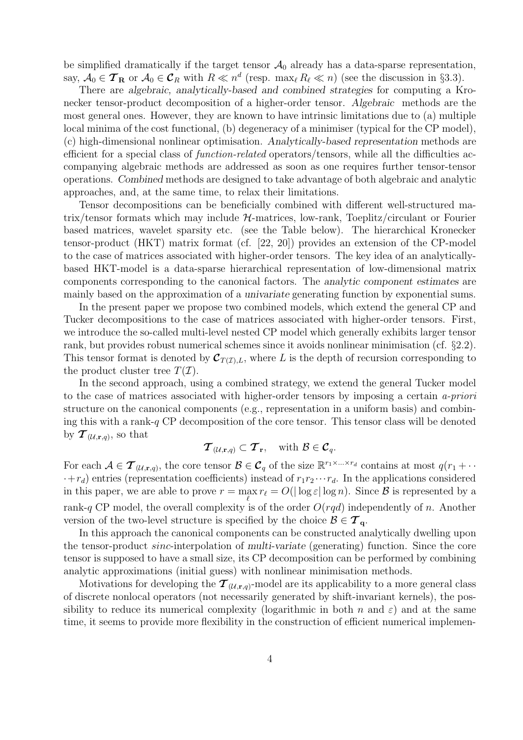be simplified dramatically if the target tensor $\mathcal{A}_0$ already has a data-sparse representation, say, $\mathcal{A}_0 \in \boldsymbol{\mathcal{T}}_{\mathbf{R}}$ or $\mathcal{A}_0 \in \boldsymbol{\mathcal{C}}_R$ with $R \ll n^d$ (resp. $\max_\ell R_\ell \ll n$) (see the discussion in §3.3).

There are *algebraic, analytically-based and combined strategies* for computing a Kronecker tensor-product decomposition of a higher-order tensor. *Algebraic* methods are the most general ones. However, they are known to have intrinsic limitations due to (a) multiple local minima of the cost functional, (b) degeneracy of a minimiser (typical for the CP model), (c) high-dimensional nonlinear optimisation. *Analytically-based representation* methods are efficient for a special class of *function-related* operators/tensors, while all the difficulties accompanying algebraic methods are addressed as soon as one requires further tensor-tensor operations. *Combined* methods are designed to take advantage of both algebraic and analytic approaches, and, at the same time, to relax their limitations.

Tensor decompositions can be beneficially combined with different well-structured matrix/tensor formats which may include $\mathcal{H}$-matrices, low-rank, Toeplitz/circulant or Fourier based matrices, wavelet sparsity etc. (see the Table below). The hierarchical Kronecker tensor-product (HKT) matrix format (cf. [22, 20]) provides an extension of the CP-model to the case of matrices associated with higher-order tensors. The key idea of an analytically-based HKT-model is a data-sparse hierarchical representation of low-dimensional matrix components corresponding to the canonical factors. The *analytic component estimates* are mainly based on the approximation of a *univariate* generating function by exponential sums.

In the present paper we propose two combined models, which extend the general CP and Tucker decompositions to the case of matrices associated with higher-order tensors. First, we introduce the so-called multi-level nested CP model which generally exhibits larger tensor rank, but provides robust numerical schemes since it avoids nonlinear minimisation (cf. §2.2). This tensor format is denoted by $\boldsymbol{\mathcal{C}}_{T(\mathcal{I}),L}$, where $L$ is the depth of recursion corresponding to the product cluster tree $T(\mathcal{I})$.

In the second approach, using a combined strategy, we extend the general Tucker model to the case of matrices associated with higher-order tensors by imposing a certain *a-priori* structure on the canonical components (e.g., representation in a uniform basis) and combining this with a rank-$q$ CP decomposition of the core tensor. This tensor class will be denoted by $\boldsymbol{\mathcal{T}}_{(\mathcal{U},\mathbf{r},q)}$, so that

$$\boldsymbol{\mathcal{T}}_{(\mathcal{U},\mathbf{r},q)} \subset \boldsymbol{\mathcal{T}}_{\mathbf{r}}, \quad \text{with } \mathcal{B} \in \boldsymbol{\mathcal{C}}_q.$$

For each $\mathcal{A} \in \boldsymbol{\mathcal{T}}_{(\mathcal{U},\mathbf{r},q)}$, the core tensor $\mathcal{B} \in \boldsymbol{\mathcal{C}}_q$ of the size $\mathbb{R}^{r_1 \times \ldots \times r_d}$ contains at most $q(r_1 + \cdots + r_d)$ entries (representation coefficients) instead of $r_1 r_2 \cdots r_d$. In the applications considered in this paper, we are able to prove $r = \max_\ell r_\ell = O(|\log \varepsilon| \log n)$. Since $\mathcal{B}$ is represented by a rank-$q$ CP model, the overall complexity is of the order $O(rqd)$ independently of $n$. Another version of the two-level structure is specified by the choice $\mathcal{B} \in \boldsymbol{\mathcal{T}}_{\mathbf{q}}$.

In this approach the canonical components can be constructed analytically dwelling upon the tensor-product *sinc*-interpolation of *multi-variate* (generating) function. Since the core tensor is supposed to have a small size, its CP decomposition can be performed by combining analytic approximations (initial guess) with nonlinear minimisation methods.

Motivations for developing the $\boldsymbol{\mathcal{T}}_{(\mathcal{U},\mathbf{r},q)}$-model are its applicability to a more general class of discrete nonlocal operators (not necessarily generated by shift-invariant kernels), the possibility to reduce its numerical complexity (logarithmic in both $n$ and $\varepsilon$) and at the same time, it seems to provide more flexibility in the construction of efficient numerical implemen-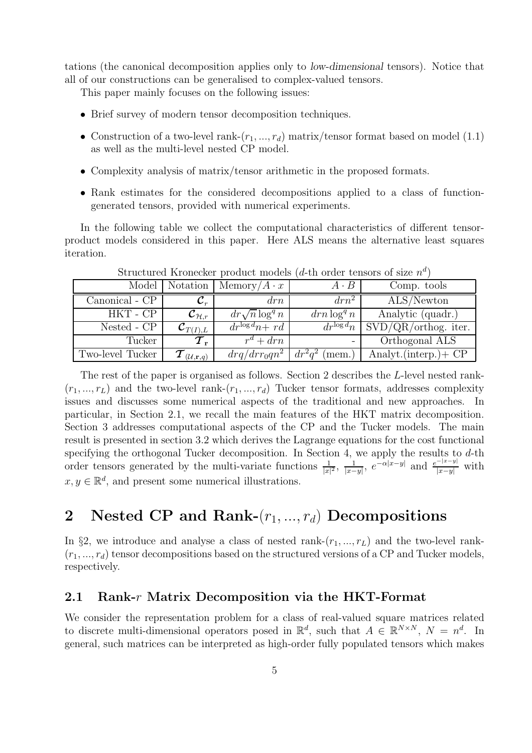tations (the canonical decomposition applies only to *low-dimensional* tensors). Notice that all of our constructions can be generalised to complex-valued tensors.

This paper mainly focuses on the following issues:

- Brief survey of modern tensor decomposition techniques.
- Construction of a two-level rank-$(r_1, ..., r_d)$ matrix/tensor format based on model (1.1) as well as the multi-level nested CP model.
- Complexity analysis of matrix/tensor arithmetic in the proposed formats.
- Rank estimates for the considered decompositions applied to a class of function-generated tensors, provided with numerical experiments.

In the following table we collect the computational characteristics of different tensor-product models considered in this paper. Here ALS means the alternative least squares iteration.

Structured Kronecker product models ($d$-th order tensors of size $n^d$)

| Model | Notation | Memory/$A \cdot x$ | $A \cdot B$ | Comp. tools |
|---|---|---|---|---|
| Canonical - CP | $\mathcal{C}_r$ | $drn$ | $drn^2$ | ALS/Newton |
| HKT - CP | $\mathcal{C}_{\mathcal{H},r}$ | $dr\sqrt{n}\log^q n$ | $drn\log^q n$ | Analytic (quadr.) |
| Nested - CP | $\mathcal{C}_{T(I),L}$ | $dr^{\log d}n + rd$ | $dr^{\log d}n$ | SVD/QR/orthog. iter. |
| Tucker | $\mathcal{T}_{\mathbf{r}}$ | $r^d + drn$ | - | Orthogonal ALS |
| Two-level Tucker | $\mathcal{T}_{(\mathcal{U},\mathbf{r},q)}$ | $drq/drr_0qn^2$ | $dr^2q^2$ (mem.) | Analyt.(interp.)+ CP |

The rest of the paper is organised as follows. Section 2 describes the $L$-level nested rank-$(r_1, ..., r_L)$ and the two-level rank-$(r_1, ..., r_d)$ Tucker tensor formats, addresses complexity issues and discusses some numerical aspects of the traditional and new approaches. In particular, in Section 2.1, we recall the main features of the HKT matrix decomposition. Section 3 addresses computational aspects of the CP and the Tucker models. The main result is presented in section 3.2 which derives the Lagrange equations for the cost functional specifying the orthogonal Tucker decomposition. In Section 4, we apply the results to $d$-th order tensors generated by the multi-variate functions $\frac{1}{|x|^2}$, $\frac{1}{|x-y|}$, $e^{-\alpha|x-y|}$ and $\frac{e^{-|x-y|}}{|x-y|}$ with $x, y \in \mathbb{R}^d$, and present some numerical illustrations.

# 2 Nested CP and Rank-$(r_1, ..., r_d)$ Decompositions

In §2, we introduce and analyse a class of nested rank-$(r_1, ..., r_L)$ and the two-level rank-$(r_1, ..., r_d)$ tensor decompositions based on the structured versions of a CP and Tucker models, respectively.

## 2.1 Rank-$r$ Matrix Decomposition via the HKT-Format

We consider the representation problem for a class of real-valued square matrices related to discrete multi-dimensional operators posed in $\mathbb{R}^d$, such that $A \in \mathbb{R}^{N\times N}$, $N = n^d$. In general, such matrices can be interpreted as high-order fully populated tensors which makes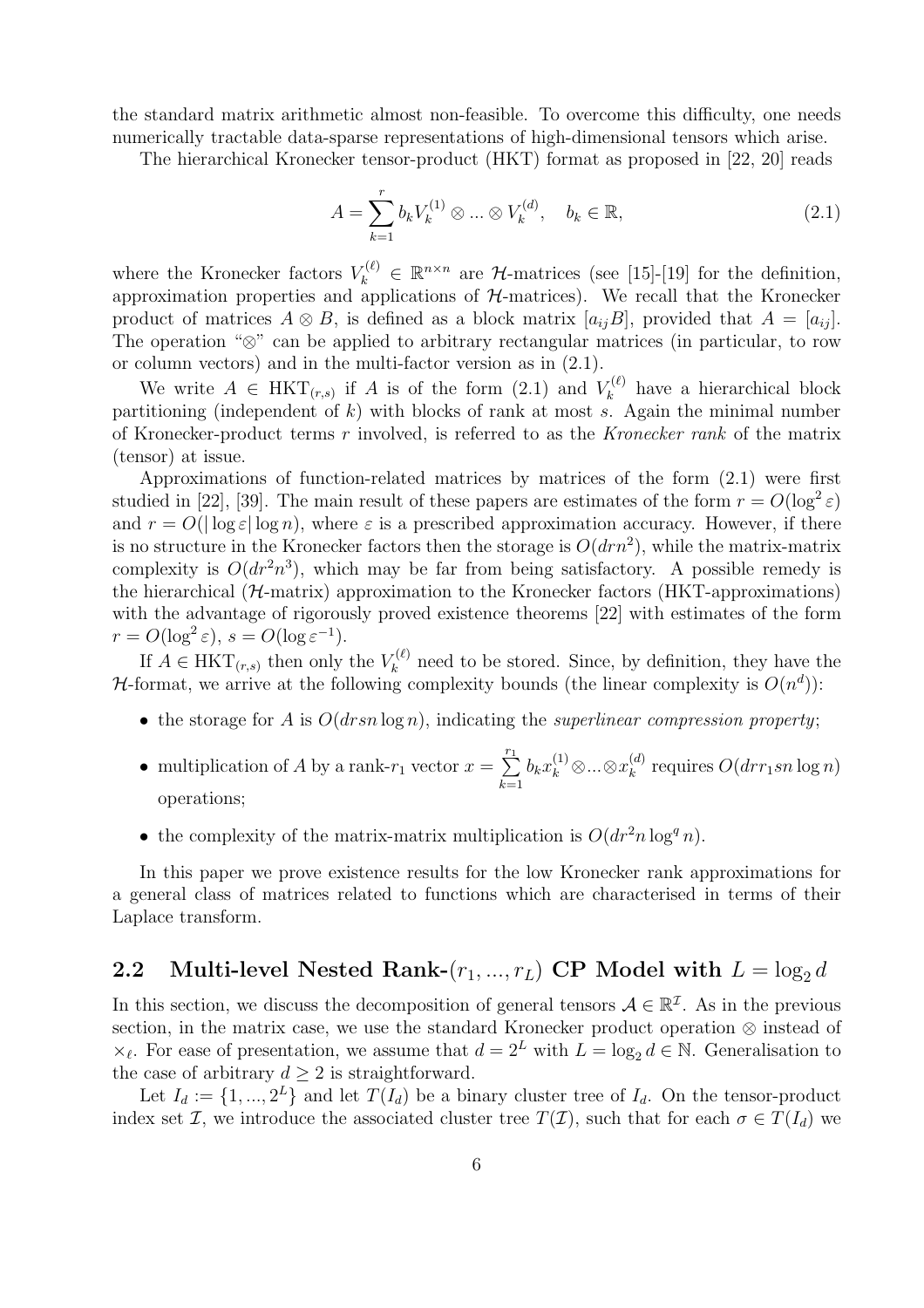the standard matrix arithmetic almost non-feasible. To overcome this difficulty, one needs numerically tractable data-sparse representations of high-dimensional tensors which arise.

The hierarchical Kronecker tensor-product (HKT) format as proposed in [22, 20] reads

$$A = \sum_{k=1}^{r} b_k V_k^{(1)} \otimes ... \otimes V_k^{(d)}, \quad b_k \in \mathbb{R}, \tag{2.1}$$

where the Kronecker factors $V_k^{(\ell)} \in \mathbb{R}^{n \times n}$ are $\mathcal{H}$-matrices (see [15]-[19] for the definition, approximation properties and applications of $\mathcal{H}$-matrices). We recall that the Kronecker product of matrices $A \otimes B$, is defined as a block matrix $[a_{ij}B]$, provided that $A = [a_{ij}]$. The operation "$\otimes$" can be applied to arbitrary rectangular matrices (in particular, to row or column vectors) and in the multi-factor version as in (2.1).

We write $A \in \mathrm{HKT}_{(r,s)}$ if $A$ is of the form (2.1) and $V_k^{(\ell)}$ have a hierarchical block partitioning (independent of $k$) with blocks of rank at most $s$. Again the minimal number of Kronecker-product terms $r$ involved, is referred to as the *Kronecker rank* of the matrix (tensor) at issue.

Approximations of function-related matrices by matrices of the form (2.1) were first studied in [22], [39]. The main result of these papers are estimates of the form $r = O(\log^2 \varepsilon)$ and $r = O(|\log \varepsilon| \log n)$, where $\varepsilon$ is a prescribed approximation accuracy. However, if there is no structure in the Kronecker factors then the storage is $O(drn^2)$, while the matrix-matrix complexity is $O(dr^2n^3)$, which may be far from being satisfactory. A possible remedy is the hierarchical ($\mathcal{H}$-matrix) approximation to the Kronecker factors (HKT-approximations) with the advantage of rigorously proved existence theorems [22] with estimates of the form $r = O(\log^2 \varepsilon)$, $s = O(\log \varepsilon^{-1})$.

If $A \in \mathrm{HKT}_{(r,s)}$ then only the $V_k^{(\ell)}$ need to be stored. Since, by definition, they have the $\mathcal{H}$-format, we arrive at the following complexity bounds (the linear complexity is $O(n^d)$):

- the storage for $A$ is $O(drsn \log n)$, indicating the *superlinear compression property*;
- multiplication of $A$ by a rank-$r_1$ vector $x = \sum_{k=1}^{r_1} b_k x_k^{(1)} \otimes ... \otimes x_k^{(d)}$ requires $O(drr_1 sn \log n)$ operations;
- the complexity of the matrix-matrix multiplication is $O(dr^2 n \log^q n)$.

In this paper we prove existence results for the low Kronecker rank approximations for a general class of matrices related to functions which are characterised in terms of their Laplace transform.

## 2.2 Multi-level Nested Rank-$(r_1, ..., r_L)$ CP Model with $L = \log_2 d$

In this section, we discuss the decomposition of general tensors $\mathcal{A} \in \mathbb{R}^{\mathcal{I}}$. As in the previous section, in the matrix case, we use the standard Kronecker product operation $\otimes$ instead of $\times_\ell$. For ease of presentation, we assume that $d = 2^L$ with $L = \log_2 d \in \mathbb{N}$. Generalisation to the case of arbitrary $d \geq 2$ is straightforward.

Let $I_d := \{1, ..., 2^L\}$ and let $T(I_d)$ be a binary cluster tree of $I_d$. On the tensor-product index set $\mathcal{I}$, we introduce the associated cluster tree $T(\mathcal{I})$, such that for each $\sigma \in T(I_d)$ we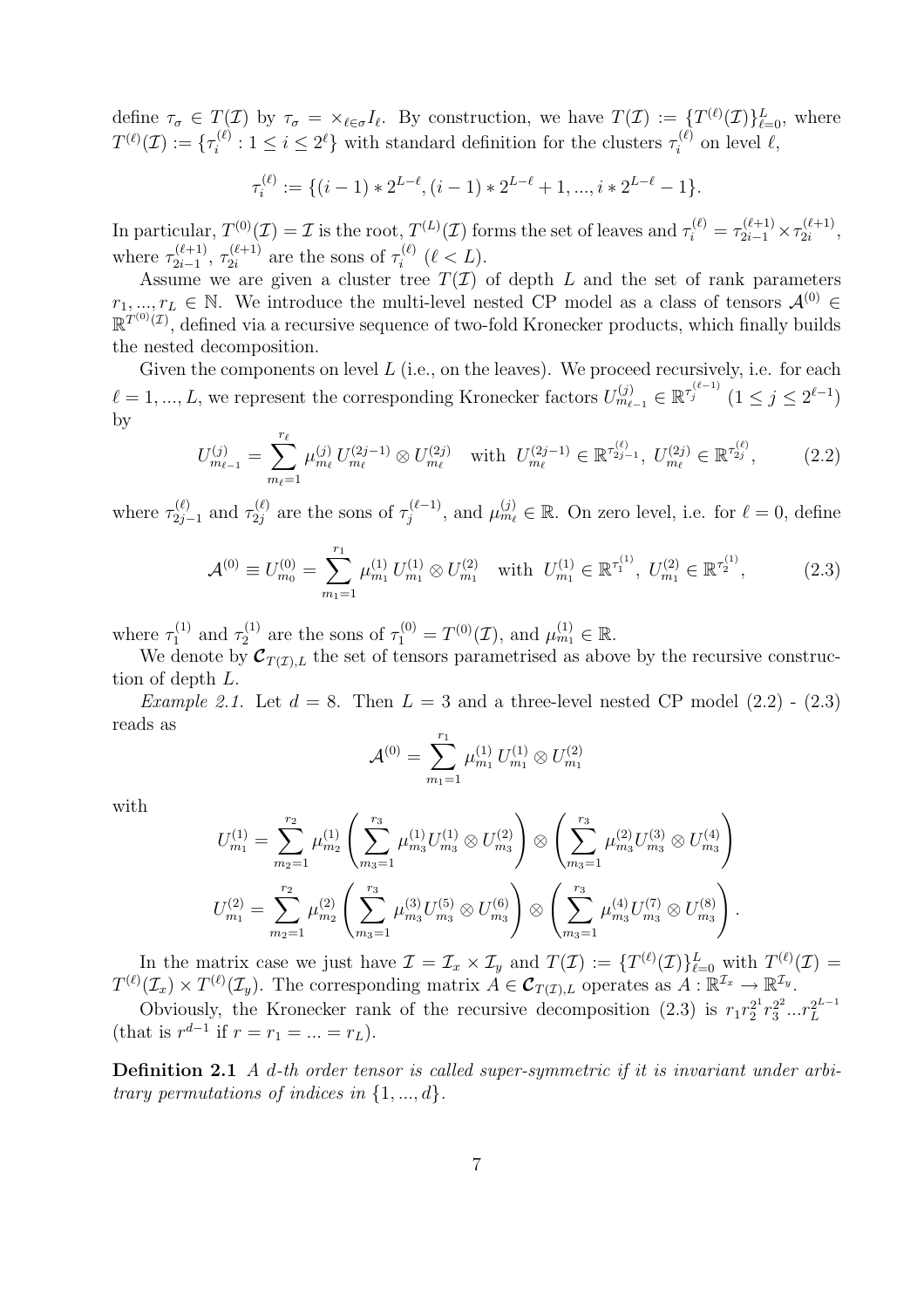define $\tau_\sigma \in T(\mathcal{I})$ by $\tau_\sigma = \times_{\ell \in \sigma} I_\ell$. By construction, we have $T(\mathcal{I}) := \{T^{(\ell)}(\mathcal{I})\}_{\ell=0}^{L}$, where $T^{(\ell)}(\mathcal{I}) := \{\tau_i^{(\ell)} : 1 \leq i \leq 2^\ell\}$ with standard definition for the clusters $\tau_i^{(\ell)}$ on level $\ell$,

$$\tau_i^{(\ell)} := \{(i-1) * 2^{L-\ell}, (i-1) * 2^{L-\ell} + 1, ..., i * 2^{L-\ell} - 1\}.$$

In particular, $T^{(0)}(\mathcal{I}) = \mathcal{I}$ is the root, $T^{(L)}(\mathcal{I})$ forms the set of leaves and $\tau_i^{(\ell)} = \tau_{2i-1}^{(\ell+1)} \times \tau_{2i}^{(\ell+1)}$, where $\tau_{2i-1}^{(\ell+1)}$, $\tau_{2i}^{(\ell+1)}$ are the sons of $\tau_i^{(\ell)}$ ($\ell < L$).

Assume we are given a cluster tree $T(\mathcal{I})$ of depth $L$ and the set of rank parameters $r_1, ..., r_L \in \mathbb{N}$. We introduce the multi-level nested CP model as a class of tensors $\mathcal{A}^{(0)} \in \mathbb{R}^{T^{(0)}(\mathcal{I})}$, defined via a recursive sequence of two-fold Kronecker products, which finally builds the nested decomposition.

Given the components on level $L$ (i.e., on the leaves). We proceed recursively, i.e. for each $\ell = 1, ..., L$, we represent the corresponding Kronecker factors $U_{m_{\ell-1}}^{(j)} \in \mathbb{R}^{\tau_j^{(\ell-1)}}$ ($1 \leq j \leq 2^{\ell-1}$) by

$$U_{m_{\ell-1}}^{(j)} = \sum_{m_\ell=1}^{r_\ell} \mu_{m_\ell}^{(j)} \, U_{m_\ell}^{(2j-1)} \otimes U_{m_\ell}^{(2j)} \quad \text{with } U_{m_\ell}^{(2j-1)} \in \mathbb{R}^{\tau_{2j-1}^{(\ell)}},\ U_{m_\ell}^{(2j)} \in \mathbb{R}^{\tau_{2j}^{(\ell)}}, \tag{2.2}$$

where $\tau_{2j-1}^{(\ell)}$ and $\tau_{2j}^{(\ell)}$ are the sons of $\tau_j^{(\ell-1)}$, and $\mu_{m_\ell}^{(j)} \in \mathbb{R}$. On zero level, i.e. for $\ell = 0$, define

$$\mathcal{A}^{(0)} \equiv U_{m_0}^{(0)} = \sum_{m_1=1}^{r_1} \mu_{m_1}^{(1)} \, U_{m_1}^{(1)} \otimes U_{m_1}^{(2)} \quad \text{with } U_{m_1}^{(1)} \in \mathbb{R}^{\tau_1^{(1)}},\ U_{m_1}^{(2)} \in \mathbb{R}^{\tau_2^{(1)}}, \tag{2.3}$$

where $\tau_1^{(1)}$ and $\tau_2^{(1)}$ are the sons of $\tau_1^{(0)} = T^{(0)}(\mathcal{I})$, and $\mu_{m_1}^{(1)} \in \mathbb{R}$.

We denote by $\boldsymbol{\mathcal{C}}_{T(\mathcal{I}),L}$ the set of tensors parametrised as above by the recursive construction of depth $L$.

*Example 2.1.* Let $d = 8$. Then $L = 3$ and a three-level nested CP model (2.2) - (2.3) reads as

$$\mathcal{A}^{(0)} = \sum_{m_1=1}^{r_1} \mu_{m_1}^{(1)} \, U_{m_1}^{(1)} \otimes U_{m_1}^{(2)}$$

with

$$U_{m_1}^{(1)} = \sum_{m_2=1}^{r_2} \mu_{m_2}^{(1)} \left( \sum_{m_3=1}^{r_3} \mu_{m_3}^{(1)} U_{m_3}^{(1)} \otimes U_{m_3}^{(2)} \right) \otimes \left( \sum_{m_3=1}^{r_3} \mu_{m_3}^{(2)} U_{m_3}^{(3)} \otimes U_{m_3}^{(4)} \right)$$

$$U_{m_1}^{(2)} = \sum_{m_2=1}^{r_2} \mu_{m_2}^{(2)} \left( \sum_{m_3=1}^{r_3} \mu_{m_3}^{(3)} U_{m_3}^{(5)} \otimes U_{m_3}^{(6)} \right) \otimes \left( \sum_{m_3=1}^{r_3} \mu_{m_3}^{(4)} U_{m_3}^{(7)} \otimes U_{m_3}^{(8)} \right).$$

In the matrix case we just have $\mathcal{I} = \mathcal{I}_x \times \mathcal{I}_y$ and $T(\mathcal{I}) := \{T^{(\ell)}(\mathcal{I})\}_{\ell=0}^{L}$ with $T^{(\ell)}(\mathcal{I}) = T^{(\ell)}(\mathcal{I}_x) \times T^{(\ell)}(\mathcal{I}_y)$. The corresponding matrix $A \in \boldsymbol{\mathcal{C}}_{T(\mathcal{I}),L}$ operates as $A : \mathbb{R}^{\mathcal{I}_x} \to \mathbb{R}^{\mathcal{I}_y}$.

Obviously, the Kronecker rank of the recursive decomposition (2.3) is $r_1 r_2^{2^1} r_3^{2^2} ... r_L^{2^{L-1}}$ (that is $r^{d-1}$ if $r = r_1 = ... = r_L$).

**Definition 2.1** *A $d$-th order tensor is called super-symmetric if it is invariant under arbitrary permutations of indices in $\{1, ..., d\}$.*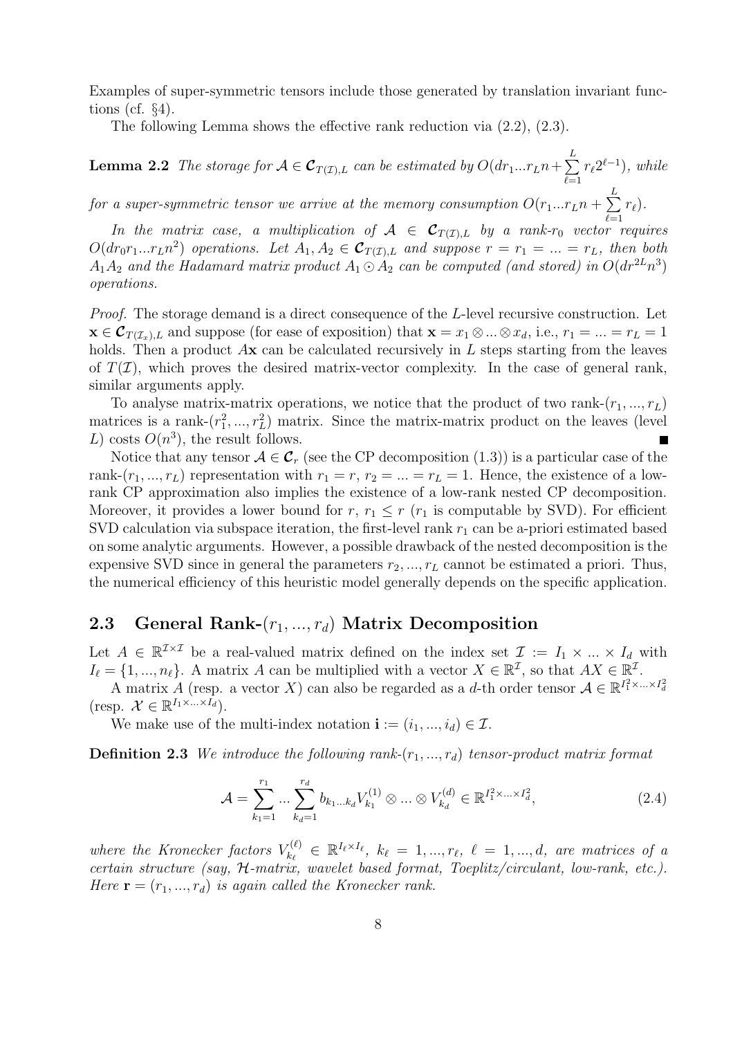Examples of super-symmetric tensors include those generated by translation invariant functions (cf. §4).

The following Lemma shows the effective rank reduction via (2.2), (2.3).

**Lemma 2.2** *The storage for $\mathcal{A} \in \boldsymbol{\mathcal{C}}_{T(\mathcal{I}),L}$ can be estimated by $O(dr_1...r_L n + \sum_{\ell=1}^{L} r_\ell 2^{\ell-1})$, while for a super-symmetric tensor we arrive at the memory consumption $O(r_1...r_L n + \sum_{\ell=1}^{L} r_\ell)$.*

*In the matrix case, a multiplication of $\mathcal{A} \in \boldsymbol{\mathcal{C}}_{T(\mathcal{I}),L}$ by a rank-$r_0$ vector requires $O(dr_0 r_1...r_L n^2)$ operations. Let $A_1, A_2 \in \boldsymbol{\mathcal{C}}_{T(\mathcal{I}),L}$ and suppose $r = r_1 = ... = r_L$, then both $A_1 A_2$ and the Hadamard matrix product $A_1 \odot A_2$ can be computed (and stored) in $O(dr^{2L} n^3)$ operations.*

*Proof.* The storage demand is a direct consequence of the $L$-level recursive construction. Let $\mathbf{x} \in \boldsymbol{\mathcal{C}}_{T(\mathcal{I}_x),L}$ and suppose (for ease of exposition) that $\mathbf{x} = x_1 \otimes ... \otimes x_d$, i.e., $r_1 = ... = r_L = 1$ holds. Then a product $A\mathbf{x}$ can be calculated recursively in $L$ steps starting from the leaves of $T(\mathcal{I})$, which proves the desired matrix-vector complexity. In the case of general rank, similar arguments apply.

To analyse matrix-matrix operations, we notice that the product of two rank-$(r_1, ..., r_L)$ matrices is a rank-$(r_1^2, ..., r_L^2)$ matrix. Since the matrix-matrix product on the leaves (level $L$) costs $O(n^3)$, the result follows. ∎

Notice that any tensor $\mathcal{A} \in \boldsymbol{\mathcal{C}}_r$ (see the CP decomposition (1.3)) is a particular case of the rank-$(r_1, ..., r_L)$ representation with $r_1 = r$, $r_2 = ... = r_L = 1$. Hence, the existence of a low-rank CP approximation also implies the existence of a low-rank nested CP decomposition. Moreover, it provides a lower bound for $r$, $r_1 \leq r$ ($r_1$ is computable by SVD). For efficient SVD calculation via subspace iteration, the first-level rank $r_1$ can be a-priori estimated based on some analytic arguments. However, a possible drawback of the nested decomposition is the expensive SVD since in general the parameters $r_2, ..., r_L$ cannot be estimated a priori. Thus, the numerical efficiency of this heuristic model generally depends on the specific application.

## 2.3 General Rank-$(r_1, ..., r_d)$ Matrix Decomposition

Let $A \in \mathbb{R}^{\mathcal{I} \times \mathcal{I}}$ be a real-valued matrix defined on the index set $\mathcal{I} := I_1 \times ... \times I_d$ with $I_\ell = \{1, ..., n_\ell\}$. A matrix $A$ can be multiplied with a vector $X \in \mathbb{R}^{\mathcal{I}}$, so that $AX \in \mathbb{R}^{\mathcal{I}}$.

A matrix $A$ (resp. a vector $X$) can also be regarded as a $d$-th order tensor $\mathcal{A} \in \mathbb{R}^{I_1^2 \times ... \times I_d^2}$ (resp. $\mathcal{X} \in \mathbb{R}^{I_1 \times ... \times I_d}$).

We make use of the multi-index notation $\mathbf{i} := (i_1, ..., i_d) \in \mathcal{I}$.

**Definition 2.3** *We introduce the following rank-$(r_1, ..., r_d)$ tensor-product matrix format*

$$\mathcal{A} = \sum_{k_1=1}^{r_1} ... \sum_{k_d=1}^{r_d} b_{k_1 ... k_d} V_{k_1}^{(1)} \otimes ... \otimes V_{k_d}^{(d)} \in \mathbb{R}^{I_1^2 \times ... \times I_d^2}, \tag{2.4}$$

*where the Kronecker factors $V_{k_\ell}^{(\ell)} \in \mathbb{R}^{I_\ell \times I_\ell}$, $k_\ell = 1, ..., r_\ell$, $\ell = 1, ..., d$, are matrices of a certain structure (say, $\mathcal{H}$-matrix, wavelet based format, Toeplitz/circulant, low-rank, etc.). Here $\mathbf{r} = (r_1, ..., r_d)$ is again called the Kronecker rank.*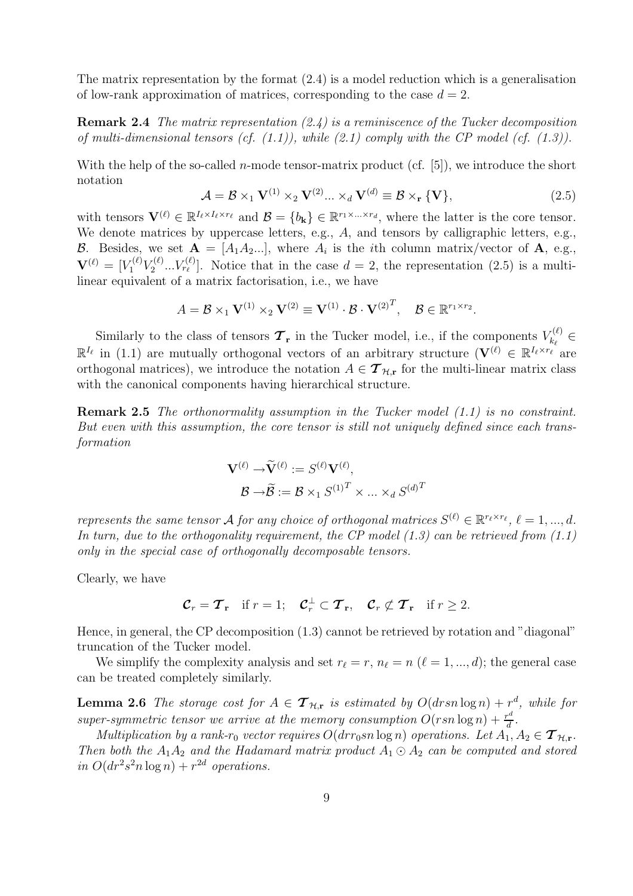The matrix representation by the format (2.4) is a model reduction which is a generalisation of low-rank approximation of matrices, corresponding to the case $d = 2$.

**Remark 2.4** *The matrix representation (2.4) is a reminiscence of the Tucker decomposition of multi-dimensional tensors (cf. (1.1)), while (2.1) comply with the CP model (cf. (1.3)).*

With the help of the so-called $n$-mode tensor-matrix product (cf. [5]), we introduce the short notation

$$\mathcal{A} = \mathcal{B} \times_1 \mathbf{V}^{(1)} \times_2 \mathbf{V}^{(2)} ... \times_d \mathbf{V}^{(d)} \equiv \mathcal{B} \times_{\mathbf{r}} \{\mathbf{V}\}, \tag{2.5}$$

with tensors $\mathbf{V}^{(\ell)} \in \mathbb{R}^{I_\ell \times I_\ell \times r_\ell}$ and $\mathcal{B} = \{b_{\mathbf{k}}\} \in \mathbb{R}^{r_1 \times ... \times r_d}$, where the latter is the core tensor. We denote matrices by uppercase letters, e.g., $A$, and tensors by calligraphic letters, e.g., $\mathcal{B}$. Besides, we set $\mathbf{A} = [A_1 A_2 ...]$, where $A_i$ is the $i$th column matrix/vector of $\mathbf{A}$, e.g., $\mathbf{V}^{(\ell)} = [V_1^{(\ell)} V_2^{(\ell)} ... V_{r_\ell}^{(\ell)}]$. Notice that in the case $d = 2$, the representation (2.5) is a multi-linear equivalent of a matrix factorisation, i.e., we have

$$A = \mathcal{B} \times_1 \mathbf{V}^{(1)} \times_2 \mathbf{V}^{(2)} \equiv \mathbf{V}^{(1)} \cdot \mathcal{B} \cdot {\mathbf{V}^{(2)}}^T, \quad \mathcal{B} \in \mathbb{R}^{r_1 \times r_2}.$$

Similarly to the class of tensors $\boldsymbol{\mathcal{T}}_{\mathbf{r}}$ in the Tucker model, i.e., if the components $V_{k_\ell}^{(\ell)} \in \mathbb{R}^{I_\ell}$ in (1.1) are mutually orthogonal vectors of an arbitrary structure ($\mathbf{V}^{(\ell)} \in \mathbb{R}^{I_\ell \times r_\ell}$ are orthogonal matrices), we introduce the notation $A \in \boldsymbol{\mathcal{T}}_{\mathcal{H},\mathbf{r}}$ for the multi-linear matrix class with the canonical components having hierarchical structure.

**Remark 2.5** *The orthonormality assumption in the Tucker model (1.1) is no constraint. But even with this assumption, the core tensor is still not uniquely defined since each transformation*

$$\mathbf{V}^{(\ell)} \to \widetilde{\mathbf{V}}^{(\ell)} := S^{(\ell)} \mathbf{V}^{(\ell)},$$
$$\mathcal{B} \to \widetilde{\mathcal{B}} := \mathcal{B} \times_1 {S^{(1)}}^T \times ... \times_d {S^{(d)}}^T$$

*represents the same tensor $\mathcal{A}$ for any choice of orthogonal matrices $S^{(\ell)} \in \mathbb{R}^{r_\ell \times r_\ell}$, $\ell = 1, ..., d$. In turn, due to the orthogonality requirement, the CP model (1.3) can be retrieved from (1.1) only in the special case of orthogonally decomposable tensors.*

Clearly, we have

$$\boldsymbol{\mathcal{C}}_r = \boldsymbol{\mathcal{T}}_{\mathbf{r}} \quad \text{if } r = 1; \quad \boldsymbol{\mathcal{C}}_r^\perp \subset \boldsymbol{\mathcal{T}}_{\mathbf{r}}, \quad \boldsymbol{\mathcal{C}}_r \not\subset \boldsymbol{\mathcal{T}}_{\mathbf{r}} \quad \text{if } r \geq 2.$$

Hence, in general, the CP decomposition (1.3) cannot be retrieved by rotation and "diagonal" truncation of the Tucker model.

We simplify the complexity analysis and set $r_\ell = r$, $n_\ell = n$ ($\ell = 1, ..., d$); the general case can be treated completely similarly.

**Lemma 2.6** *The storage cost for $A \in \boldsymbol{\mathcal{T}}_{\mathcal{H},\mathbf{r}}$ is estimated by $O(drsn \log n) + r^d$, while for super-symmetric tensor we arrive at the memory consumption $O(rsn \log n) + \frac{r^d}{d}$.*

*Multiplication by a rank-$r_0$ vector requires $O(drr_0 sn \log n)$ operations. Let $A_1, A_2 \in \boldsymbol{\mathcal{T}}_{\mathcal{H},\mathbf{r}}$. Then both the $A_1 A_2$ and the Hadamard matrix product $A_1 \odot A_2$ can be computed and stored in $O(dr^2 s^2 n \log n) + r^{2d}$ operations.*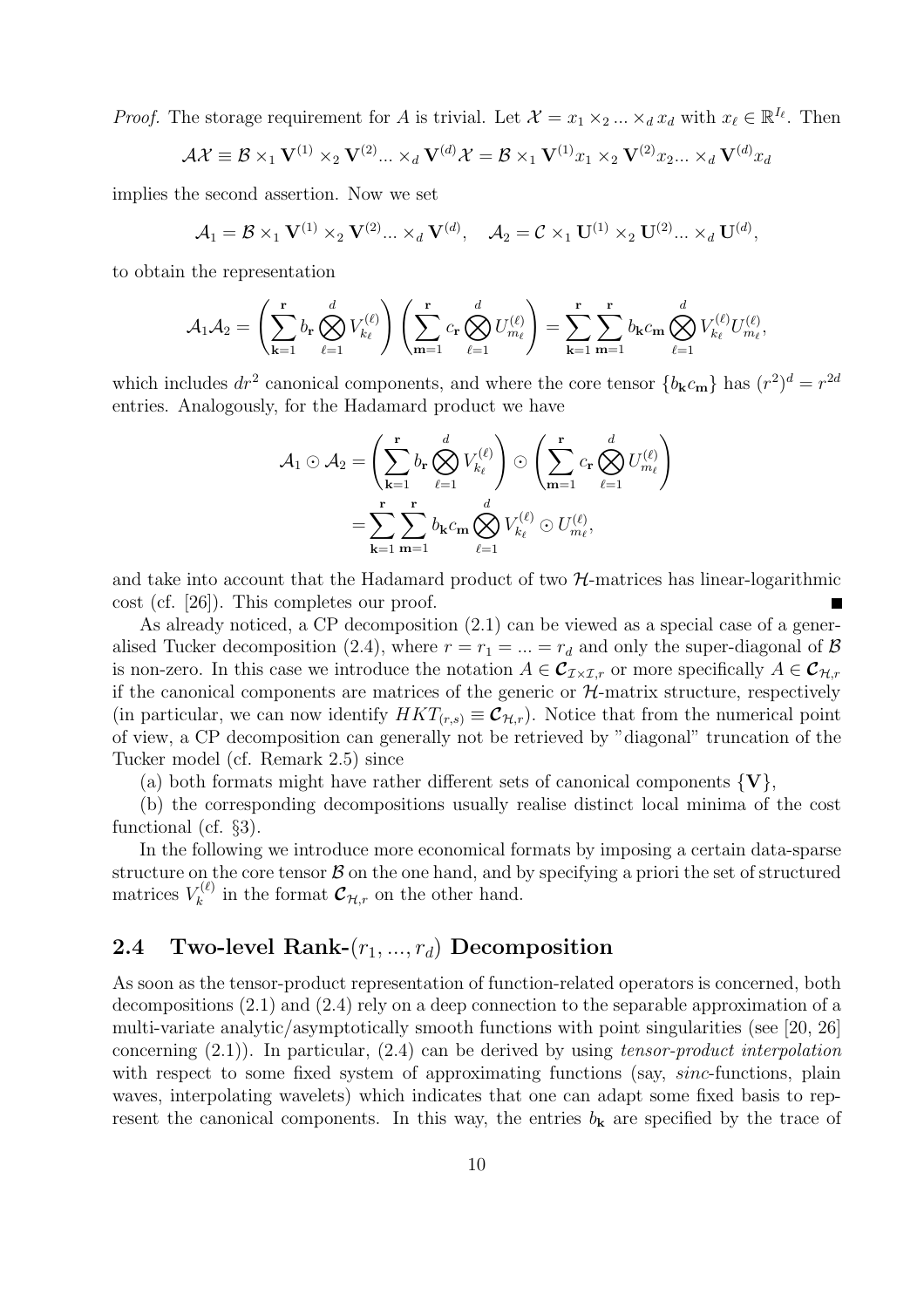*Proof.* The storage requirement for $A$ is trivial. Let $\mathcal{X} = x_1 \times_2 ... \times_d x_d$ with $x_\ell \in \mathbb{R}^{I_\ell}$. Then

$$\mathcal{A}\mathcal{X} \equiv \mathcal{B} \times_1 \mathbf{V}^{(1)} \times_2 \mathbf{V}^{(2)} ... \times_d \mathbf{V}^{(d)} \mathcal{X} = \mathcal{B} \times_1 \mathbf{V}^{(1)} x_1 \times_2 \mathbf{V}^{(2)} x_2 ... \times_d \mathbf{V}^{(d)} x_d$$

implies the second assertion. Now we set

$$\mathcal{A}_1 = \mathcal{B} \times_1 \mathbf{V}^{(1)} \times_2 \mathbf{V}^{(2)} ... \times_d \mathbf{V}^{(d)}, \quad \mathcal{A}_2 = \mathcal{C} \times_1 \mathbf{U}^{(1)} \times_2 \mathbf{U}^{(2)} ... \times_d \mathbf{U}^{(d)},$$

to obtain the representation

$$\mathcal{A}_1 \mathcal{A}_2 = \left( \sum_{\mathbf{k}=1}^{\mathbf{r}} b_{\mathbf{r}} \bigotimes_{\ell=1}^{d} V_{k_\ell}^{(\ell)} \right) \left( \sum_{\mathbf{m}=1}^{\mathbf{r}} c_{\mathbf{r}} \bigotimes_{\ell=1}^{d} U_{m_\ell}^{(\ell)} \right) = \sum_{\mathbf{k}=1}^{\mathbf{r}} \sum_{\mathbf{m}=1}^{\mathbf{r}} b_{\mathbf{k}} c_{\mathbf{m}} \bigotimes_{\ell=1}^{d} V_{k_\ell}^{(\ell)} U_{m_\ell}^{(\ell)},$$

which includes $dr^2$ canonical components, and where the core tensor $\{b_{\mathbf{k}} c_{\mathbf{m}}\}$ has $(r^2)^d = r^{2d}$ entries. Analogously, for the Hadamard product we have

$$\begin{aligned} \mathcal{A}_1 \odot \mathcal{A}_2 &= \left( \sum_{\mathbf{k}=1}^{\mathbf{r}} b_{\mathbf{r}} \bigotimes_{\ell=1}^{d} V_{k_\ell}^{(\ell)} \right) \odot \left( \sum_{\mathbf{m}=1}^{\mathbf{r}} c_{\mathbf{r}} \bigotimes_{\ell=1}^{d} U_{m_\ell}^{(\ell)} \right) \\ &= \sum_{\mathbf{k}=1}^{\mathbf{r}} \sum_{\mathbf{m}=1}^{\mathbf{r}} b_{\mathbf{k}} c_{\mathbf{m}} \bigotimes_{\ell=1}^{d} V_{k_\ell}^{(\ell)} \odot U_{m_\ell}^{(\ell)}, \end{aligned}$$

and take into account that the Hadamard product of two $\mathcal{H}$-matrices has linear-logarithmic cost (cf. [26]). This completes our proof. ∎

As already noticed, a CP decomposition (2.1) can be viewed as a special case of a generalised Tucker decomposition (2.4), where $r = r_1 = ... = r_d$ and only the super-diagonal of $\mathcal{B}$ is non-zero. In this case we introduce the notation $A \in \boldsymbol{\mathcal{C}}_{\mathcal{I} \times \mathcal{I}, r}$ or more specifically $A \in \boldsymbol{\mathcal{C}}_{\mathcal{H}, r}$ if the canonical components are matrices of the generic or $\mathcal{H}$-matrix structure, respectively (in particular, we can now identify $HKT_{(r,s)} \equiv \boldsymbol{\mathcal{C}}_{\mathcal{H},r}$). Notice that from the numerical point of view, a CP decomposition can generally not be retrieved by "diagonal" truncation of the Tucker model (cf. Remark 2.5) since

(a) both formats might have rather different sets of canonical components $\{\mathbf{V}\}$,

(b) the corresponding decompositions usually realise distinct local minima of the cost functional (cf. §3).

In the following we introduce more economical formats by imposing a certain data-sparse structure on the core tensor $\mathcal{B}$ on the one hand, and by specifying a priori the set of structured matrices $V_k^{(\ell)}$ in the format $\boldsymbol{\mathcal{C}}_{\mathcal{H},r}$ on the other hand.

## 2.4 Two-level Rank-$(r_1, ..., r_d)$ Decomposition

As soon as the tensor-product representation of function-related operators is concerned, both decompositions (2.1) and (2.4) rely on a deep connection to the separable approximation of a multi-variate analytic/asymptotically smooth functions with point singularities (see [20, 26] concerning (2.1)). In particular, (2.4) can be derived by using *tensor-product interpolation* with respect to some fixed system of approximating functions (say, *sinc*-functions, plain waves, interpolating wavelets) which indicates that one can adapt some fixed basis to represent the canonical components. In this way, the entries $b_{\mathbf{k}}$ are specified by the trace of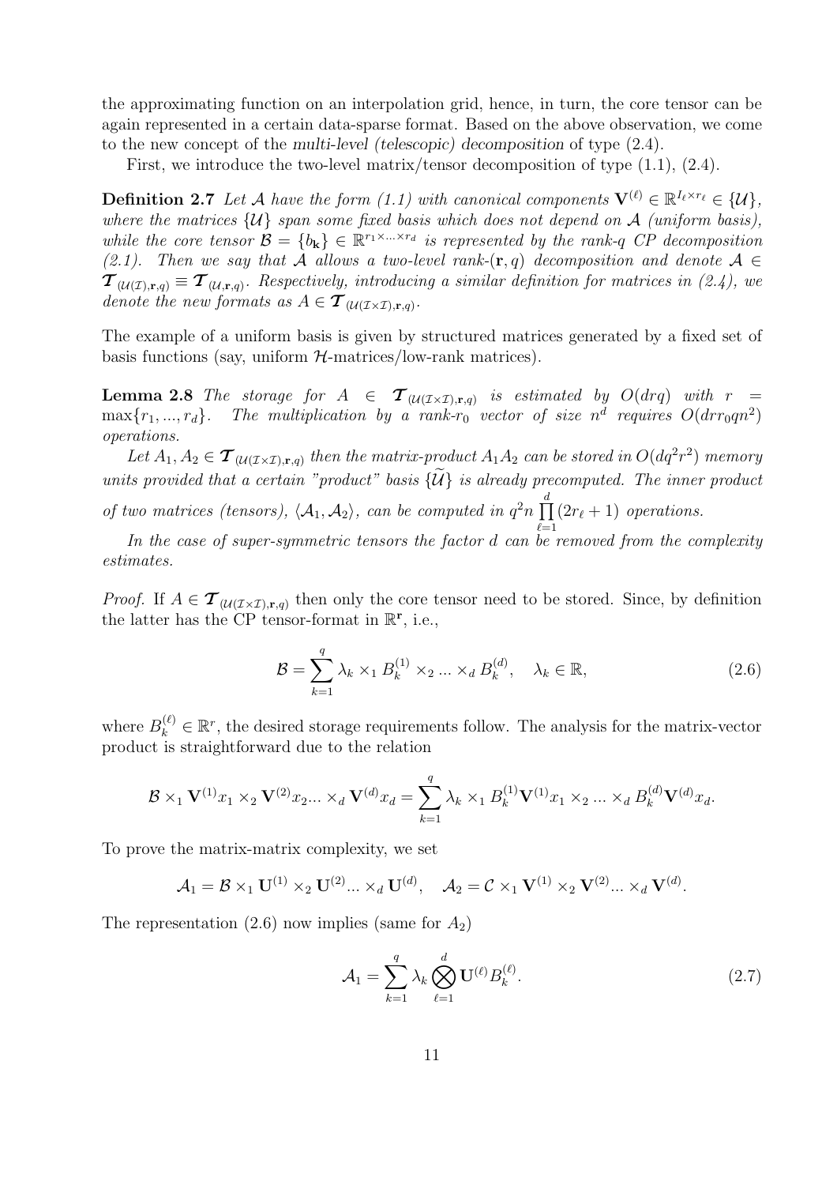the approximating function on an interpolation grid, hence, in turn, the core tensor can be again represented in a certain data-sparse format. Based on the above observation, we come to the new concept of the *multi-level (telescopic) decomposition* of type (2.4).

First, we introduce the two-level matrix/tensor decomposition of type (1.1), (2.4).

**Definition 2.7** *Let $\mathcal{A}$ have the form (1.1) with canonical components $\mathbf{V}^{(\ell)} \in \mathbb{R}^{I_\ell \times r_\ell} \in \{\mathcal{U}\}$, where the matrices $\{\mathcal{U}\}$ span some fixed basis which does not depend on $\mathcal{A}$ (uniform basis), while the core tensor $\mathcal{B} = \{b_{\mathbf{k}}\} \in \mathbb{R}^{r_1 \times \ldots \times r_d}$ is represented by the rank-$q$ CP decomposition (2.1). Then we say that $\mathcal{A}$ allows a two-level rank-$(\mathbf{r}, q)$ decomposition and denote $\mathcal{A} \in \boldsymbol{\mathcal{T}}_{(\mathcal{U}(\mathcal{I}),\mathbf{r},q)} \equiv \boldsymbol{\mathcal{T}}_{(\mathcal{U},\mathbf{r},q)}$. Respectively, introducing a similar definition for matrices in (2.4), we denote the new formats as $A \in \boldsymbol{\mathcal{T}}_{(\mathcal{U}(\mathcal{I}\times\mathcal{I}),\mathbf{r},q)}$.*

The example of a uniform basis is given by structured matrices generated by a fixed set of basis functions (say, uniform $\mathcal{H}$-matrices/low-rank matrices).

**Lemma 2.8** *The storage for $A \in \boldsymbol{\mathcal{T}}_{(\mathcal{U}(\mathcal{I}\times\mathcal{I}),\mathbf{r},q)}$ is estimated by $O(drq)$ with $r = \max\{r_1, \ldots, r_d\}$. The multiplication by a rank-$r_0$ vector of size $n^d$ requires $O(drr_0qn^2)$ operations.*

*Let $A_1, A_2 \in \boldsymbol{\mathcal{T}}_{(\mathcal{U}(\mathcal{I}\times\mathcal{I}),\mathbf{r},q)}$ then the matrix-product $A_1 A_2$ can be stored in $O(dq^2r^2)$ memory units provided that a certain "product" basis $\{\widetilde{\mathcal{U}}\}$ is already precomputed. The inner product of two matrices (tensors), $\langle \mathcal{A}_1, \mathcal{A}_2 \rangle$, can be computed in $q^2 n \prod_{\ell=1}^{d} (2r_\ell + 1)$ operations.*

*In the case of super-symmetric tensors the factor $d$ can be removed from the complexity estimates.*

*Proof.* If $A \in \boldsymbol{\mathcal{T}}_{(\mathcal{U}(\mathcal{I}\times\mathcal{I}),\mathbf{r},q)}$ then only the core tensor need to be stored. Since, by definition the latter has the CP tensor-format in $\mathbb{R}^{\mathbf{r}}$, i.e.,

$$
\mathcal{B} = \sum_{k=1}^{q} \lambda_k \times_1 B_k^{(1)} \times_2 \ldots \times_d B_k^{(d)}, \quad \lambda_k \in \mathbb{R}, \tag{2.6}
$$

where $B_k^{(\ell)} \in \mathbb{R}^r$, the desired storage requirements follow. The analysis for the matrix-vector product is straightforward due to the relation

$$
\mathcal{B} \times_1 \mathbf{V}^{(1)} x_1 \times_2 \mathbf{V}^{(2)} x_2 \ldots \times_d \mathbf{V}^{(d)} x_d = \sum_{k=1}^{q} \lambda_k \times_1 B_k^{(1)} \mathbf{V}^{(1)} x_1 \times_2 \ldots \times_d B_k^{(d)} \mathbf{V}^{(d)} x_d.
$$

To prove the matrix-matrix complexity, we set

$$
\mathcal{A}_1 = \mathcal{B} \times_1 \mathbf{U}^{(1)} \times_2 \mathbf{U}^{(2)} \ldots \times_d \mathbf{U}^{(d)}, \quad \mathcal{A}_2 = \mathcal{C} \times_1 \mathbf{V}^{(1)} \times_2 \mathbf{V}^{(2)} \ldots \times_d \mathbf{V}^{(d)}.
$$

The representation (2.6) now implies (same for $A_2$)

$$
\mathcal{A}_1 = \sum_{k=1}^{q} \lambda_k \bigotimes_{\ell=1}^{d} \mathbf{U}^{(\ell)} B_k^{(\ell)}. \tag{2.7}
$$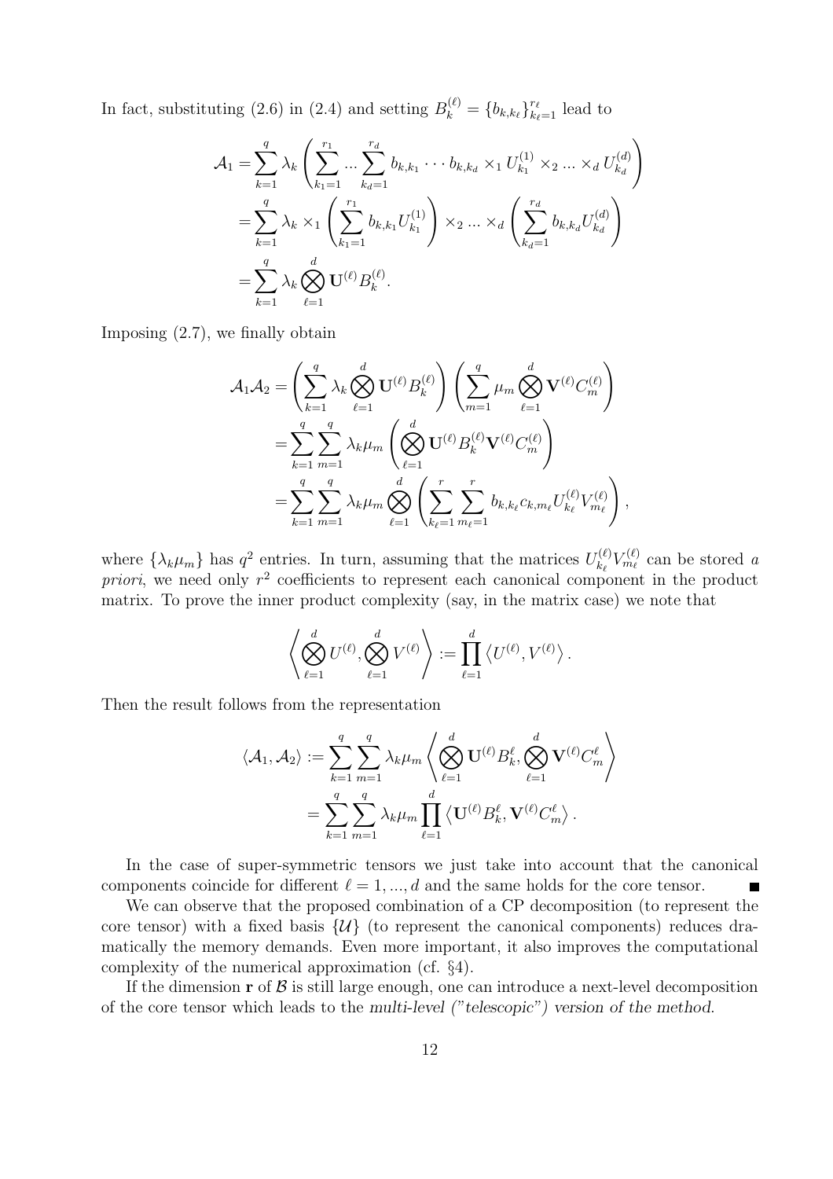In fact, substituting (2.6) in (2.4) and setting $B_k^{(\ell)} = \{b_{k,k_\ell}\}_{k_\ell=1}^{r_\ell}$ lead to

$$
\begin{aligned}
\mathcal{A}_1 &= \sum_{k=1}^{q} \lambda_k \left( \sum_{k_1=1}^{r_1} ... \sum_{k_d=1}^{r_d} b_{k,k_1} \cdots b_{k,k_d} \times_1 U_{k_1}^{(1)} \times_2 ... \times_d U_{k_d}^{(d)} \right) \\
&= \sum_{k=1}^{q} \lambda_k \times_1 \left( \sum_{k_1=1}^{r_1} b_{k,k_1} U_{k_1}^{(1)} \right) \times_2 ... \times_d \left( \sum_{k_d=1}^{r_d} b_{k,k_d} U_{k_d}^{(d)} \right) \\
&= \sum_{k=1}^{q} \lambda_k \bigotimes_{\ell=1}^{d} \mathbf{U}^{(\ell)} B_k^{(\ell)}.
\end{aligned}
$$

Imposing (2.7), we finally obtain

$$
\begin{aligned}
\mathcal{A}_1 \mathcal{A}_2 &= \left( \sum_{k=1}^{q} \lambda_k \bigotimes_{\ell=1}^{d} \mathbf{U}^{(\ell)} B_k^{(\ell)} \right) \left( \sum_{m=1}^{q} \mu_m \bigotimes_{\ell=1}^{d} \mathbf{V}^{(\ell)} C_m^{(\ell)} \right) \\
&= \sum_{k=1}^{q} \sum_{m=1}^{q} \lambda_k \mu_m \left( \bigotimes_{\ell=1}^{d} \mathbf{U}^{(\ell)} B_k^{(\ell)} \mathbf{V}^{(\ell)} C_m^{(\ell)} \right) \\
&= \sum_{k=1}^{q} \sum_{m=1}^{q} \lambda_k \mu_m \bigotimes_{\ell=1}^{d} \left( \sum_{k_\ell=1}^{r} \sum_{m_\ell=1}^{r} b_{k,k_\ell} c_{k,m_\ell} U_{k_\ell}^{(\ell)} V_{m_\ell}^{(\ell)} \right),
\end{aligned}
$$

where $\{\lambda_k \mu_m\}$ has $q^2$ entries. In turn, assuming that the matrices $U_{k_\ell}^{(\ell)} V_{m_\ell}^{(\ell)}$ can be stored *a priori*, we need only $r^2$ coefficients to represent each canonical component in the product matrix. To prove the inner product complexity (say, in the matrix case) we note that

$$
\left\langle \bigotimes_{\ell=1}^{d} U^{(\ell)}, \bigotimes_{\ell=1}^{d} V^{(\ell)} \right\rangle := \prod_{\ell=1}^{d} \left\langle U^{(\ell)}, V^{(\ell)} \right\rangle.
$$

Then the result follows from the representation

$$
\begin{aligned}
\langle \mathcal{A}_1, \mathcal{A}_2 \rangle &:= \sum_{k=1}^{q} \sum_{m=1}^{q} \lambda_k \mu_m \left\langle \bigotimes_{\ell=1}^{d} \mathbf{U}^{(\ell)} B_k^{\ell}, \bigotimes_{\ell=1}^{d} \mathbf{V}^{(\ell)} C_m^{\ell} \right\rangle \\
&= \sum_{k=1}^{q} \sum_{m=1}^{q} \lambda_k \mu_m \prod_{\ell=1}^{d} \left\langle \mathbf{U}^{(\ell)} B_k^{\ell}, \mathbf{V}^{(\ell)} C_m^{\ell} \right\rangle.
\end{aligned}
$$

In the case of super-symmetric tensors we just take into account that the canonical components coincide for different $\ell = 1, ..., d$ and the same holds for the core tensor. ∎

We can observe that the proposed combination of a CP decomposition (to represent the core tensor) with a fixed basis $\{\mathcal{U}\}$ (to represent the canonical components) reduces dramatically the memory demands. Even more important, it also improves the computational complexity of the numerical approximation (cf. §4).

If the dimension $\mathbf{r}$ of $\mathcal{B}$ is still large enough, one can introduce a next-level decomposition of the core tensor which leads to the *multi-level ("telescopic") version of the method*.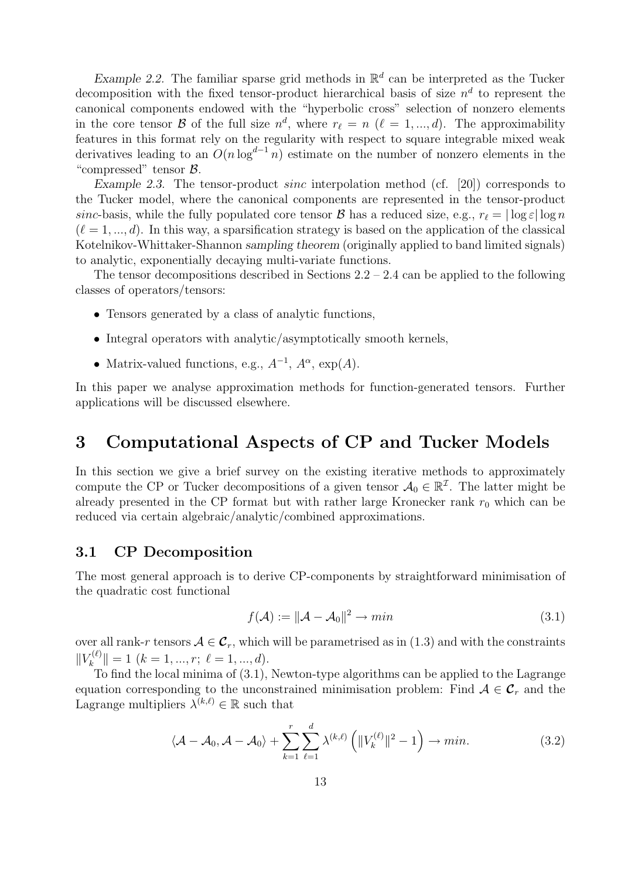*Example 2.2.* The familiar sparse grid methods in $\mathbb{R}^d$ can be interpreted as the Tucker decomposition with the fixed tensor-product hierarchical basis of size $n^d$ to represent the canonical components endowed with the "hyperbolic cross" selection of nonzero elements in the core tensor $\mathcal{B}$ of the full size $n^d$, where $r_\ell = n$ ($\ell = 1, ..., d$). The approximability features in this format rely on the regularity with respect to square integrable mixed weak derivatives leading to an $O(n \log^{d-1} n)$ estimate on the number of nonzero elements in the "compressed" tensor $\mathcal{B}$.

*Example 2.3.* The tensor-product *sinc* interpolation method (cf. [20]) corresponds to the Tucker model, where the canonical components are represented in the tensor-product *sinc*-basis, while the fully populated core tensor $\mathcal{B}$ has a reduced size, e.g., $r_\ell = |\log \varepsilon| \log n$ ($\ell = 1, ..., d$). In this way, a sparsification strategy is based on the application of the classical Kotelnikov-Whittaker-Shannon *sampling theorem* (originally applied to band limited signals) to analytic, exponentially decaying multi-variate functions.

The tensor decompositions described in Sections 2.2 – 2.4 can be applied to the following classes of operators/tensors:

- Tensors generated by a class of analytic functions,
- Integral operators with analytic/asymptotically smooth kernels,
- Matrix-valued functions, e.g., $A^{-1}$, $A^{\alpha}$, $\exp(A)$.

In this paper we analyse approximation methods for function-generated tensors. Further applications will be discussed elsewhere.

# 3 Computational Aspects of CP and Tucker Models

In this section we give a brief survey on the existing iterative methods to approximately compute the CP or Tucker decompositions of a given tensor $\mathcal{A}_0 \in \mathbb{R}^{\mathcal{I}}$. The latter might be already presented in the CP format but with rather large Kronecker rank $r_0$ which can be reduced via certain algebraic/analytic/combined approximations.

## 3.1 CP Decomposition

The most general approach is to derive CP-components by straightforward minimisation of the quadratic cost functional

$$f(\mathcal{A}) := \|\mathcal{A} - \mathcal{A}_0\|^2 \to min \tag{3.1}$$

over all rank-$r$ tensors $\mathcal{A} \in \mathcal{C}_r$, which will be parametrised as in (1.3) and with the constraints $\|V_k^{(\ell)}\| = 1$ ($k = 1, ..., r;\ \ell = 1, ..., d$).

To find the local minima of (3.1), Newton-type algorithms can be applied to the Lagrange equation corresponding to the unconstrained minimisation problem: Find $\mathcal{A} \in \mathcal{C}_r$ and the Lagrange multipliers $\lambda^{(k,\ell)} \in \mathbb{R}$ such that

$$\langle \mathcal{A} - \mathcal{A}_0, \mathcal{A} - \mathcal{A}_0 \rangle + \sum_{k=1}^{r} \sum_{\ell=1}^{d} \lambda^{(k,\ell)} \left( \|V_k^{(\ell)}\|^2 - 1 \right) \to min. \tag{3.2}$$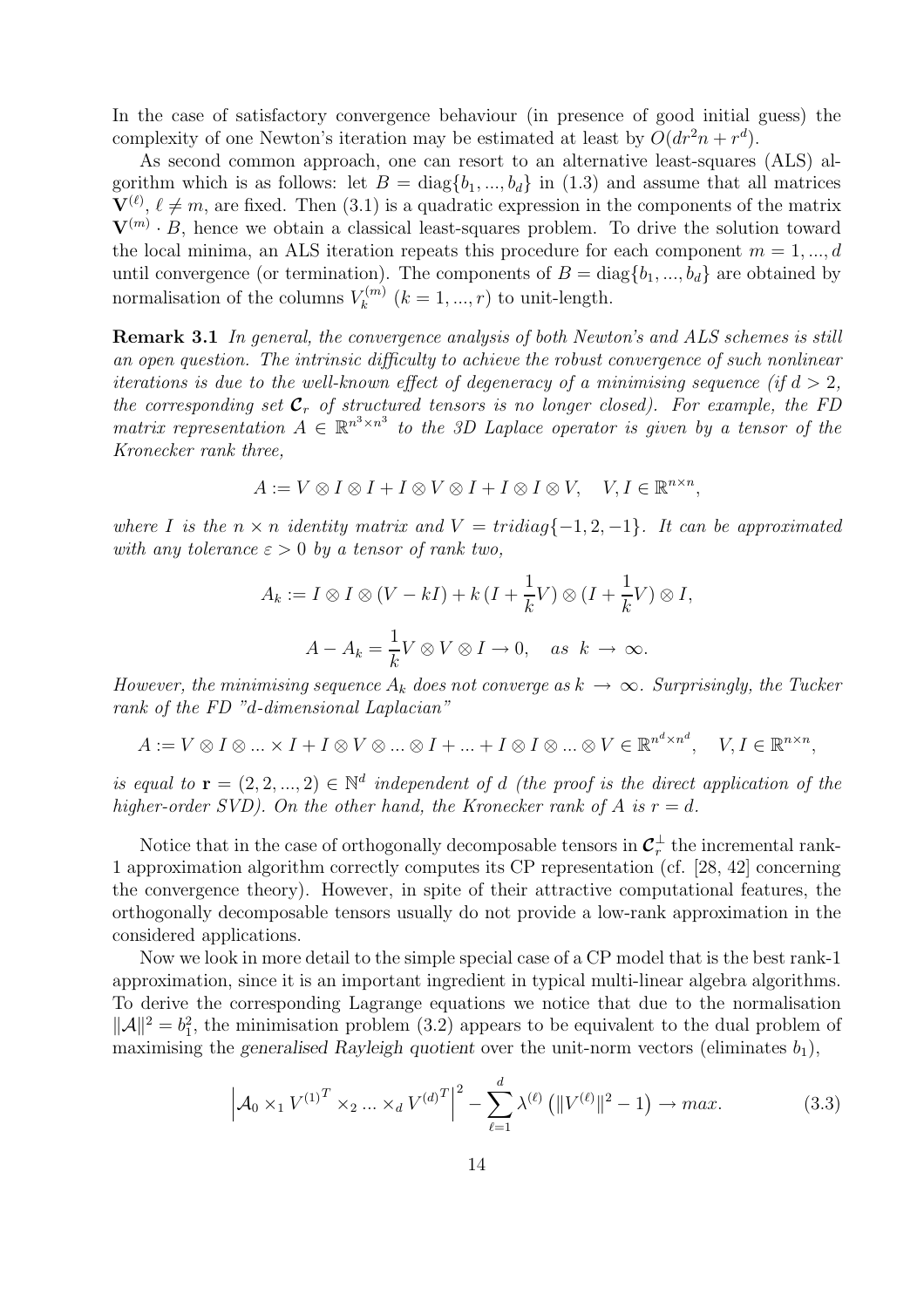In the case of satisfactory convergence behaviour (in presence of good initial guess) the complexity of one Newton's iteration may be estimated at least by $O(dr^2 n + r^d)$.

As second common approach, one can resort to an alternative least-squares (ALS) algorithm which is as follows: let $B = \mathrm{diag}\{b_1, ..., b_d\}$ in (1.3) and assume that all matrices $\mathbf{V}^{(\ell)}$, $\ell \neq m$, are fixed. Then (3.1) is a quadratic expression in the components of the matrix $\mathbf{V}^{(m)} \cdot B$, hence we obtain a classical least-squares problem. To drive the solution toward the local minima, an ALS iteration repeats this procedure for each component $m = 1, ..., d$ until convergence (or termination). The components of $B = \mathrm{diag}\{b_1, ..., b_d\}$ are obtained by normalisation of the columns $V_k^{(m)}$ $(k = 1, ..., r)$ to unit-length.

**Remark 3.1** *In general, the convergence analysis of both Newton's and ALS schemes is still an open question. The intrinsic difficulty to achieve the robust convergence of such nonlinear iterations is due to the well-known effect of degeneracy of a minimising sequence (if $d > 2$, the corresponding set $\boldsymbol{\mathcal{C}}_r$ of structured tensors is no longer closed). For example, the FD matrix representation $A \in \mathbb{R}^{n^3 \times n^3}$ to the 3D Laplace operator is given by a tensor of the Kronecker rank three,*

$$A := V \otimes I \otimes I + I \otimes V \otimes I + I \otimes I \otimes V, \quad V, I \in \mathbb{R}^{n \times n},$$

*where $I$ is the $n \times n$ identity matrix and $V = tridiag\{-1, 2, -1\}$. It can be approximated with any tolerance $\varepsilon > 0$ by a tensor of rank two,*

$$A_k := I \otimes I \otimes (V - kI) + k\,(I + \frac{1}{k}V) \otimes (I + \frac{1}{k}V) \otimes I,$$

$$A - A_k = \frac{1}{k} V \otimes V \otimes I \to 0, \quad as \;\; k \to \infty.$$

*However, the minimising sequence $A_k$ does not converge as $k \to \infty$. Surprisingly, the Tucker rank of the FD "d-dimensional Laplacian"*

$$A := V \otimes I \otimes ... \times I + I \otimes V \otimes ... \otimes I + ... + I \otimes I \otimes ... \otimes V \in \mathbb{R}^{n^d \times n^d}, \quad V, I \in \mathbb{R}^{n \times n},$$

*is equal to $\mathbf{r} = (2, 2, ..., 2) \in \mathbb{N}^d$ independent of $d$ (the proof is the direct application of the higher-order SVD). On the other hand, the Kronecker rank of $A$ is $r = d$.*

Notice that in the case of orthogonally decomposable tensors in $\boldsymbol{\mathcal{C}}_r^{\perp}$ the incremental rank-1 approximation algorithm correctly computes its CP representation (cf. [28, 42] concerning the convergence theory). However, in spite of their attractive computational features, the orthogonally decomposable tensors usually do not provide a low-rank approximation in the considered applications.

Now we look in more detail to the simple special case of a CP model that is the best rank-1 approximation, since it is an important ingredient in typical multi-linear algebra algorithms. To derive the corresponding Lagrange equations we notice that due to the normalisation $\|\mathcal{A}\|^2 = b_1^2$, the minimisation problem (3.2) appears to be equivalent to the dual problem of maximising the *generalised Rayleigh quotient* over the unit-norm vectors (eliminates $b_1$),

$$\left| \mathcal{A}_0 \times_1 {V^{(1)}}^T \times_2 ... \times_d {V^{(d)}}^T \right|^2 - \sum_{\ell=1}^{d} \lambda^{(\ell)} \left( \|V^{(\ell)}\|^2 - 1 \right) \to max. \tag{3.3}$$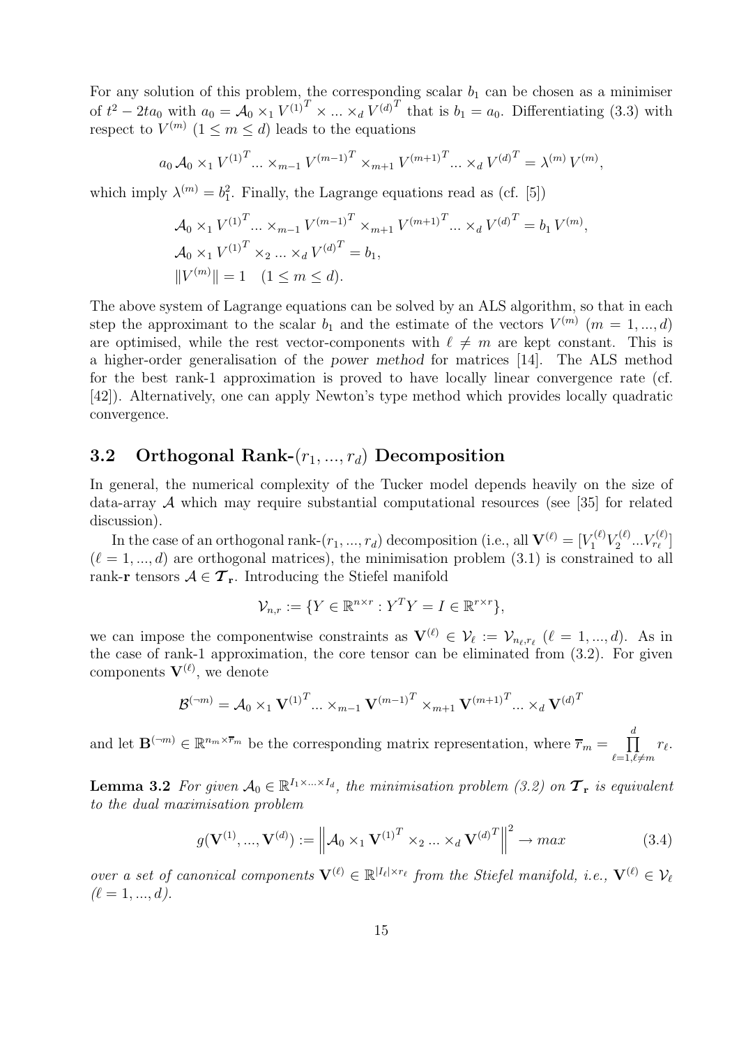For any solution of this problem, the corresponding scalar $b_1$ can be chosen as a minimiser of $t^2 - 2ta_0$ with $a_0 = \mathcal{A}_0 \times_1 {V^{(1)}}^T \times ... \times_d {V^{(d)}}^T$ that is $b_1 = a_0$. Differentiating (3.3) with respect to $V^{(m)}$ $(1 \leq m \leq d)$ leads to the equations

$$a_0 \, \mathcal{A}_0 \times_1 {V^{(1)}}^T ... \times_{m-1} {V^{(m-1)}}^T \times_{m+1} {V^{(m+1)}}^T ... \times_d {V^{(d)}}^T = \lambda^{(m)} \, V^{(m)},$$

which imply $\lambda^{(m)} = b_1^2$. Finally, the Lagrange equations read as (cf. [5])

$$\mathcal{A}_0 \times_1 {V^{(1)}}^T ... \times_{m-1} {V^{(m-1)}}^T \times_{m+1} {V^{(m+1)}}^T ... \times_d {V^{(d)}}^T = b_1 \, V^{(m)},$$
$$\mathcal{A}_0 \times_1 {V^{(1)}}^T \times_2 ... \times_d {V^{(d)}}^T = b_1,$$
$$\|V^{(m)}\| = 1 \quad (1 \leq m \leq d).$$

The above system of Lagrange equations can be solved by an ALS algorithm, so that in each step the approximant to the scalar $b_1$ and the estimate of the vectors $V^{(m)}$ $(m = 1, ..., d)$ are optimised, while the rest vector-components with $\ell \neq m$ are kept constant. This is a higher-order generalisation of the *power method* for matrices [14]. The ALS method for the best rank-1 approximation is proved to have locally linear convergence rate (cf. [42]). Alternatively, one can apply Newton's type method which provides locally quadratic convergence.

## 3.2 Orthogonal Rank-$(r_1, ..., r_d)$ Decomposition

In general, the numerical complexity of the Tucker model depends heavily on the size of data-array $\mathcal{A}$ which may require substantial computational resources (see [35] for related discussion).

In the case of an orthogonal rank-$(r_1, ..., r_d)$ decomposition (i.e., all $\mathbf{V}^{(\ell)} = [V_1^{(\ell)} V_2^{(\ell)} ... V_{r_\ell}^{(\ell)}]$ $(\ell = 1, ..., d)$ are orthogonal matrices), the minimisation problem (3.1) is constrained to all rank-$\mathbf{r}$ tensors $\mathcal{A} \in \boldsymbol{\mathcal{T}}_\mathbf{r}$. Introducing the Stiefel manifold

$$\mathcal{V}_{n,r} := \{Y \in \mathbb{R}^{n \times r} : Y^T Y = I \in \mathbb{R}^{r \times r}\},$$

we can impose the componentwise constraints as $\mathbf{V}^{(\ell)} \in \mathcal{V}_\ell := \mathcal{V}_{n_\ell, r_\ell}$ $(\ell = 1, ..., d)$. As in the case of rank-1 approximation, the core tensor can be eliminated from (3.2). For given components $\mathbf{V}^{(\ell)}$, we denote

$$\mathcal{B}^{(\neg m)} = \mathcal{A}_0 \times_1 {\mathbf{V}^{(1)}}^T ... \times_{m-1} {\mathbf{V}^{(m-1)}}^T \times_{m+1} {\mathbf{V}^{(m+1)}}^T ... \times_d {\mathbf{V}^{(d)}}^T$$

and let $\mathbf{B}^{(\neg m)} \in \mathbb{R}^{n_m \times \overline{r}_m}$ be the corresponding matrix representation, where $\overline{r}_m = \prod_{\ell=1, \ell \neq m}^{d} r_\ell$.

**Lemma 3.2** *For given $\mathcal{A}_0 \in \mathbb{R}^{I_1 \times ... \times I_d}$, the minimisation problem (3.2) on $\boldsymbol{\mathcal{T}}_\mathbf{r}$ is equivalent to the dual maximisation problem*

$$g(\mathbf{V}^{(1)}, ..., \mathbf{V}^{(d)}) := \left\| \mathcal{A}_0 \times_1 {\mathbf{V}^{(1)}}^T \times_2 ... \times_d {\mathbf{V}^{(d)}}^T \right\|^2 \to max \tag{3.4}$$

*over a set of canonical components $\mathbf{V}^{(\ell)} \in \mathbb{R}^{|I_\ell| \times r_\ell}$ from the Stiefel manifold, i.e., $\mathbf{V}^{(\ell)} \in \mathcal{V}_\ell$ $(\ell = 1, ..., d)$.*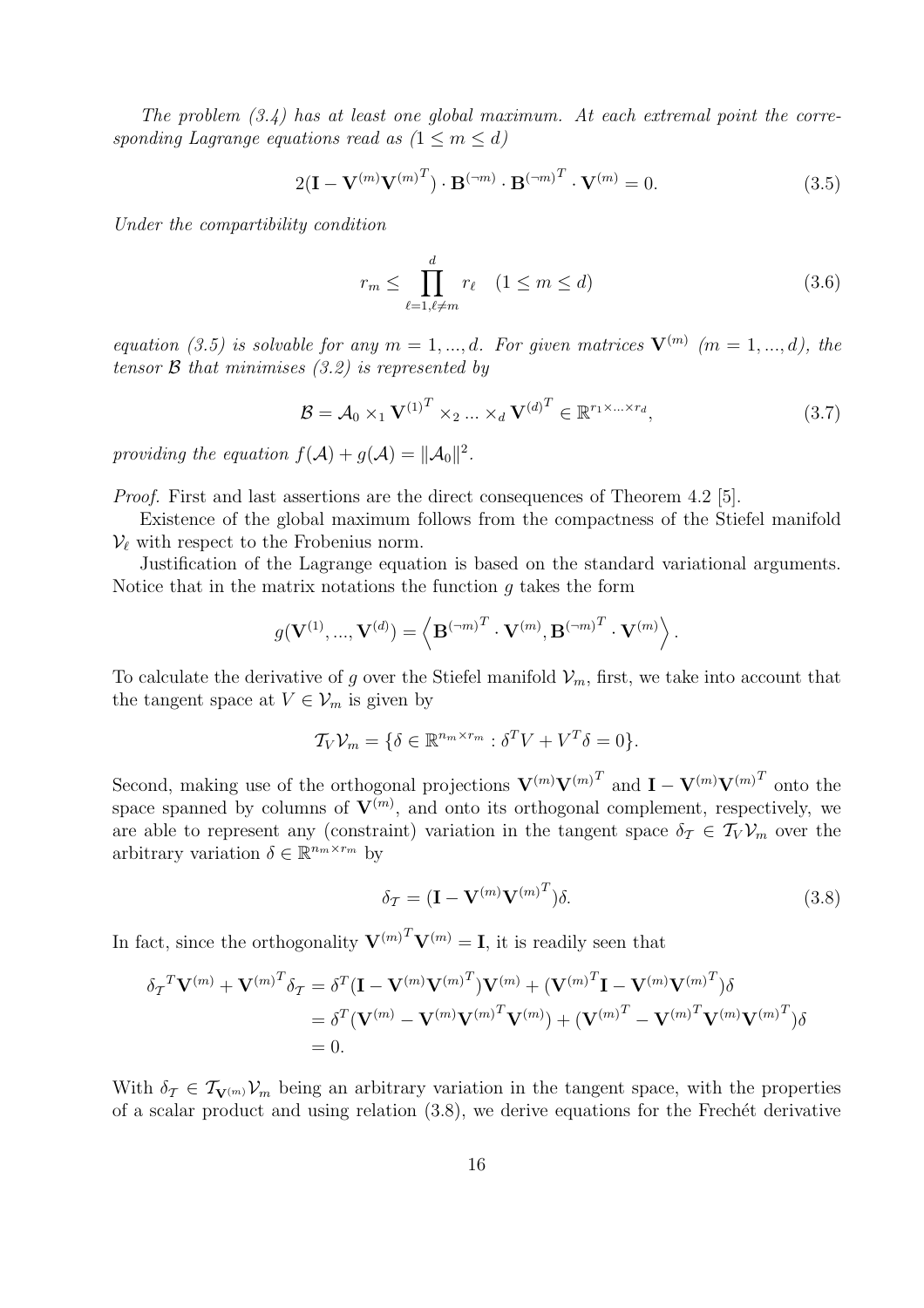*The problem (3.4) has at least one global maximum. At each extremal point the corresponding Lagrange equations read as $(1 \leq m \leq d)$*

$$2(\mathbf{I} - \mathbf{V}^{(m)}\mathbf{V}^{(m)^T}) \cdot \mathbf{B}^{(\neg m)} \cdot \mathbf{B}^{(\neg m)^T} \cdot \mathbf{V}^{(m)} = 0. \tag{3.5}$$

*Under the compartibility condition*

$$r_m \leq \prod_{\ell=1, \ell \neq m}^{d} r_\ell \quad (1 \leq m \leq d) \tag{3.6}$$

*equation (3.5) is solvable for any $m = 1, ..., d$. For given matrices $\mathbf{V}^{(m)}$ $(m = 1, ..., d)$, the tensor $\mathcal{B}$ that minimises (3.2) is represented by*

$$\mathcal{B} = \mathcal{A}_0 \times_1 \mathbf{V}^{(1)^T} \times_2 ... \times_d \mathbf{V}^{(d)^T} \in \mathbb{R}^{r_1 \times ... \times r_d}, \tag{3.7}$$

*providing the equation $f(\mathcal{A}) + g(\mathcal{A}) = \|\mathcal{A}_0\|^2$.*

*Proof.* First and last assertions are the direct consequences of Theorem 4.2 [5].

Existence of the global maximum follows from the compactness of the Stiefel manifold $\mathcal{V}_\ell$ with respect to the Frobenius norm.

Justification of the Lagrange equation is based on the standard variational arguments. Notice that in the matrix notations the function $g$ takes the form

$$g(\mathbf{V}^{(1)}, ..., \mathbf{V}^{(d)}) = \left\langle \mathbf{B}^{(\neg m)^T} \cdot \mathbf{V}^{(m)}, \mathbf{B}^{(\neg m)^T} \cdot \mathbf{V}^{(m)} \right\rangle.$$

To calculate the derivative of $g$ over the Stiefel manifold $\mathcal{V}_m$, first, we take into account that the tangent space at $V \in \mathcal{V}_m$ is given by

$$\mathcal{T}_V \mathcal{V}_m = \{\delta \in \mathbb{R}^{n_m \times r_m} : \delta^T V + V^T \delta = 0\}.$$

Second, making use of the orthogonal projections $\mathbf{V}^{(m)}\mathbf{V}^{(m)^T}$ and $\mathbf{I} - \mathbf{V}^{(m)}\mathbf{V}^{(m)^T}$ onto the space spanned by columns of $\mathbf{V}^{(m)}$, and onto its orthogonal complement, respectively, we are able to represent any (constraint) variation in the tangent space $\delta_\mathcal{T} \in \mathcal{T}_V \mathcal{V}_m$ over the arbitrary variation $\delta \in \mathbb{R}^{n_m \times r_m}$ by

$$\delta_\mathcal{T} = (\mathbf{I} - \mathbf{V}^{(m)}\mathbf{V}^{(m)^T})\delta. \tag{3.8}$$

In fact, since the orthogonality $\mathbf{V}^{(m)^T}\mathbf{V}^{(m)} = \mathbf{I}$, it is readily seen that

$$\begin{aligned}
\delta_\mathcal{T}{}^T \mathbf{V}^{(m)} + \mathbf{V}^{(m)^T} \delta_\mathcal{T} &= \delta^T (\mathbf{I} - \mathbf{V}^{(m)}\mathbf{V}^{(m)^T})\mathbf{V}^{(m)} + (\mathbf{V}^{(m)^T}\mathbf{I} - \mathbf{V}^{(m)}\mathbf{V}^{(m)^T})\delta \\
&= \delta^T (\mathbf{V}^{(m)} - \mathbf{V}^{(m)}\mathbf{V}^{(m)^T}\mathbf{V}^{(m)}) + (\mathbf{V}^{(m)^T} - \mathbf{V}^{(m)^T}\mathbf{V}^{(m)}\mathbf{V}^{(m)^T})\delta \\
&= 0.
\end{aligned}$$

With $\delta_\mathcal{T} \in \mathcal{T}_{\mathbf{V}^{(m)}} \mathcal{V}_m$ being an arbitrary variation in the tangent space, with the properties of a scalar product and using relation (3.8), we derive equations for the Frechét derivative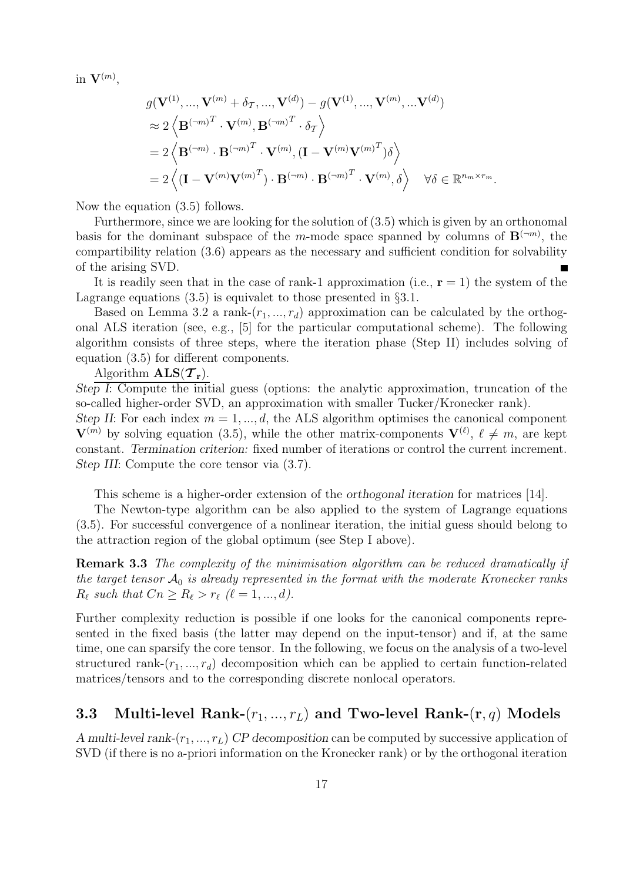in $\mathbf{V}^{(m)}$,

$$
\begin{aligned}
& g(\mathbf{V}^{(1)}, ..., \mathbf{V}^{(m)} + \delta_{\mathcal{T}}, ..., \mathbf{V}^{(d)}) - g(\mathbf{V}^{(1)}, ..., \mathbf{V}^{(m)}, ... \mathbf{V}^{(d)}) \\
& \approx 2 \left\langle \mathbf{B}^{(\neg m)^T} \cdot \mathbf{V}^{(m)}, \mathbf{B}^{(\neg m)^T} \cdot \delta_{\mathcal{T}} \right\rangle \\
& = 2 \left\langle \mathbf{B}^{(\neg m)} \cdot \mathbf{B}^{(\neg m)^T} \cdot \mathbf{V}^{(m)}, (\mathbf{I} - \mathbf{V}^{(m)} \mathbf{V}^{(m)^T}) \delta \right\rangle \\
& = 2 \left\langle (\mathbf{I} - \mathbf{V}^{(m)} \mathbf{V}^{(m)^T}) \cdot \mathbf{B}^{(\neg m)} \cdot \mathbf{B}^{(\neg m)^T} \cdot \mathbf{V}^{(m)}, \delta \right\rangle \quad \forall \delta \in \mathbb{R}^{n_m \times r_m}.
\end{aligned}
$$

Now the equation (3.5) follows.

Furthermore, since we are looking for the solution of (3.5) which is given by an orthonomal basis for the dominant subspace of the $m$-mode space spanned by columns of $\mathbf{B}^{(\neg m)}$, the compartibility relation (3.6) appears as the necessary and sufficient condition for solvability of the arising SVD. ∎

It is readily seen that in the case of rank-1 approximation (i.e., $\mathbf{r} = 1$) the system of the Lagrange equations (3.5) is equivalet to those presented in §3.1.

Based on Lemma 3.2 a rank-$(r_1, ..., r_d)$ approximation can be calculated by the orthogonal ALS iteration (see, e.g., [5] for the particular computational scheme). The following algorithm consists of three steps, where the iteration phase (Step II) includes solving of equation (3.5) for different components.

Algorithm $\mathbf{ALS}(\boldsymbol{\mathcal{T}}_{\mathbf{r}})$.

*Step I*: Compute the initial guess (options: the analytic approximation, truncation of the so-called higher-order SVD, an approximation with smaller Tucker/Kronecker rank).

*Step II*: For each index $m = 1, ..., d$, the ALS algorithm optimises the canonical component $\mathbf{V}^{(m)}$ by solving equation (3.5), while the other matrix-components $\mathbf{V}^{(\ell)}$, $\ell \neq m$, are kept constant. *Termination criterion:* fixed number of iterations or control the current increment.

*Step III*: Compute the core tensor via (3.7).

This scheme is a higher-order extension of the *orthogonal iteration* for matrices [14].

The Newton-type algorithm can be also applied to the system of Lagrange equations (3.5). For successful convergence of a nonlinear iteration, the initial guess should belong to the attraction region of the global optimum (see Step I above).

**Remark 3.3** *The complexity of the minimisation algorithm can be reduced dramatically if the target tensor $\mathcal{A}_0$ is already represented in the format with the moderate Kronecker ranks $R_\ell$ such that $Cn \geq R_\ell > r_\ell$ ($\ell = 1, ..., d$).*

Further complexity reduction is possible if one looks for the canonical components represented in the fixed basis (the latter may depend on the input-tensor) and if, at the same time, one can sparsify the core tensor. In the following, we focus on the analysis of a two-level structured rank-$(r_1, ..., r_d)$ decomposition which can be applied to certain function-related matrices/tensors and to the corresponding discrete nonlocal operators.

## 3.3 Multi-level Rank-$(r_1, ..., r_L)$ and Two-level Rank-$(\mathbf{r}, q)$ Models

*A multi-level rank-$(r_1, ..., r_L)$ CP decomposition* can be computed by successive application of SVD (if there is no a-priori information on the Kronecker rank) or by the orthogonal iteration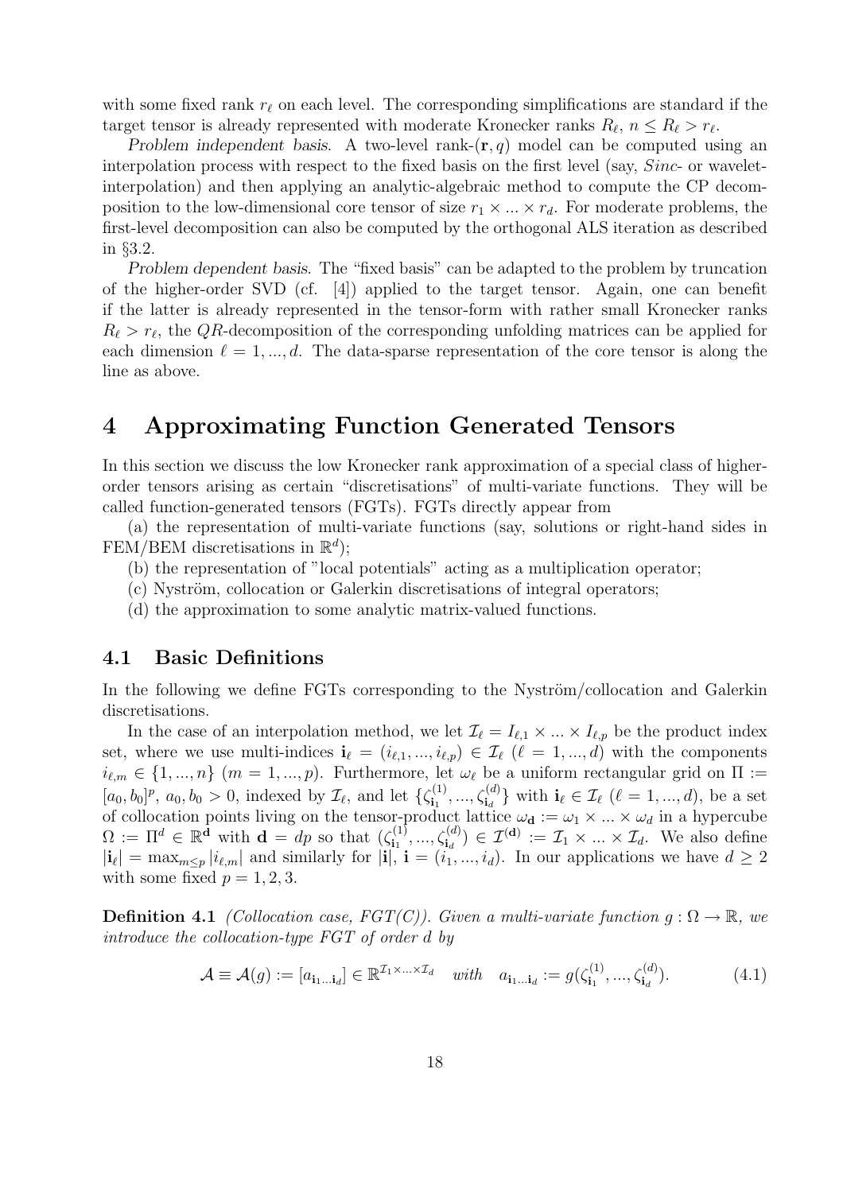with some fixed rank $r_\ell$ on each level. The corresponding simplifications are standard if the target tensor is already represented with moderate Kronecker ranks $R_\ell$, $n \le R_\ell > r_\ell$.

*Problem independent basis*. A two-level rank-$(\mathbf{r}, q)$ model can be computed using an interpolation process with respect to the fixed basis on the first level (say, *Sinc*- or wavelet-interpolation) and then applying an analytic-algebraic method to compute the CP decomposition to the low-dimensional core tensor of size $r_1 \times ... \times r_d$. For moderate problems, the first-level decomposition can also be computed by the orthogonal ALS iteration as described in §3.2.

*Problem dependent basis*. The "fixed basis" can be adapted to the problem by truncation of the higher-order SVD (cf. [4]) applied to the target tensor. Again, one can benefit if the latter is already represented in the tensor-form with rather small Kronecker ranks $R_\ell > r_\ell$, the $QR$-decomposition of the corresponding unfolding matrices can be applied for each dimension $\ell = 1, ..., d$. The data-sparse representation of the core tensor is along the line as above.

# 4 Approximating Function Generated Tensors

In this section we discuss the low Kronecker rank approximation of a special class of higher-order tensors arising as certain "discretisations" of multi-variate functions. They will be called function-generated tensors (FGTs). FGTs directly appear from

(a) the representation of multi-variate functions (say, solutions or right-hand sides in FEM/BEM discretisations in $\mathbb{R}^d$);

(b) the representation of "local potentials" acting as a multiplication operator;

(c) Nyström, collocation or Galerkin discretisations of integral operators;

(d) the approximation to some analytic matrix-valued functions.

## 4.1 Basic Definitions

In the following we define FGTs corresponding to the Nyström/collocation and Galerkin discretisations.

In the case of an interpolation method, we let $\mathcal{I}_\ell = I_{\ell,1} \times ... \times I_{\ell,p}$ be the product index set, where we use multi-indices $\mathbf{i}_\ell = (i_{\ell,1}, ..., i_{\ell,p}) \in \mathcal{I}_\ell$ ($\ell = 1, ..., d$) with the components $i_{\ell,m} \in \{1, ..., n\}$ ($m = 1, ..., p$). Furthermore, let $\omega_\ell$ be a uniform rectangular grid on $\Pi := [a_0, b_0]^p$, $a_0, b_0 > 0$, indexed by $\mathcal{I}_\ell$, and let $\{\zeta^{(1)}_{\mathbf{i}_1}, ..., \zeta^{(d)}_{\mathbf{i}_d}\}$ with $\mathbf{i}_\ell \in \mathcal{I}_\ell$ ($\ell = 1, ..., d$), be a set of collocation points living on the tensor-product lattice $\omega_{\mathbf{d}} := \omega_1 \times ... \times \omega_d$ in a hypercube $\Omega := \Pi^d \in \mathbb{R}^{\mathbf{d}}$ with $\mathbf{d} = dp$ so that $(\zeta^{(1)}_{\mathbf{i}_1}, ..., \zeta^{(d)}_{\mathbf{i}_d}) \in \mathcal{I}^{(\mathbf{d})} := \mathcal{I}_1 \times ... \times \mathcal{I}_d$. We also define $|\mathbf{i}_\ell| = \max_{m \le p} |i_{\ell,m}|$ and similarly for $|\mathbf{i}|$, $\mathbf{i} = (i_1, ..., i_d)$. In our applications we have $d \ge 2$ with some fixed $p = 1, 2, 3$.

**Definition 4.1** *(Collocation case, FGT(C)). Given a multi-variate function $g : \Omega \to \mathbb{R}$, we introduce the collocation-type FGT of order $d$ by*

$$\mathcal{A} \equiv \mathcal{A}(g) := [a_{\mathbf{i}_1 ... \mathbf{i}_d}] \in \mathbb{R}^{\mathcal{I}_1 \times ... \times \mathcal{I}_d} \quad with \quad a_{\mathbf{i}_1 ... \mathbf{i}_d} := g(\zeta^{(1)}_{\mathbf{i}_1}, ..., \zeta^{(d)}_{\mathbf{i}_d}). \tag{4.1}$$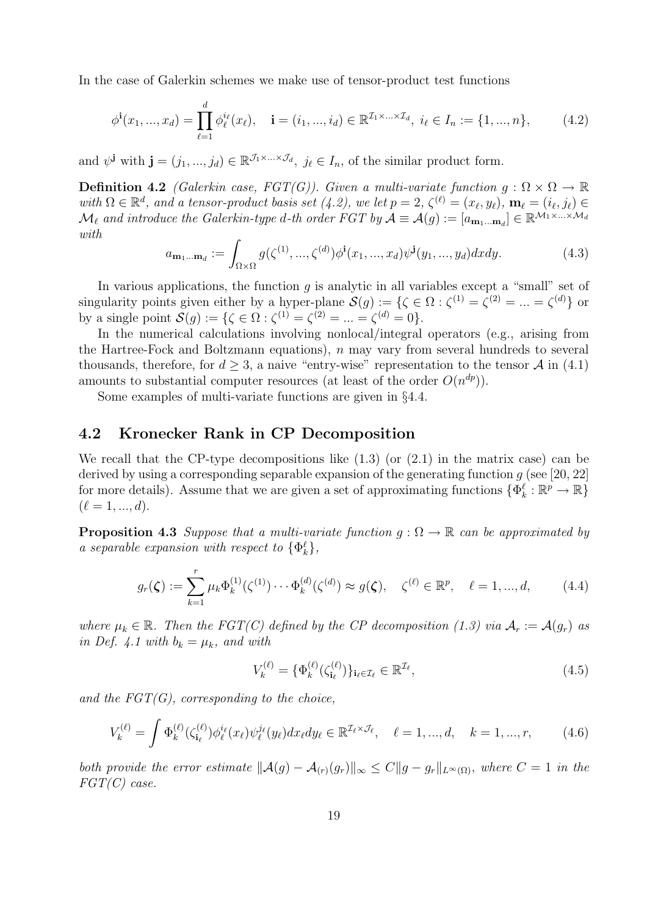In the case of Galerkin schemes we make use of tensor-product test functions

$$\phi^{\mathbf{i}}(x_1, ..., x_d) = \prod_{\ell=1}^{d} \phi_\ell^{i_\ell}(x_\ell), \quad \mathbf{i} = (i_1, ..., i_d) \in \mathbb{R}^{\mathcal{I}_1 \times ... \times \mathcal{I}_d},\ i_\ell \in I_n := \{1, ..., n\}, \tag{4.2}$$

and $\psi^{\mathbf{j}}$ with $\mathbf{j} = (j_1, ..., j_d) \in \mathbb{R}^{\mathcal{J}_1 \times ... \times \mathcal{J}_d}$, $j_\ell \in I_n$, of the similar product form.

**Definition 4.2** *(Galerkin case, FGT(G)). Given a multi-variate function $g : \Omega \times \Omega \to \mathbb{R}$ with $\Omega \in \mathbb{R}^d$, and a tensor-product basis set (4.2), we let $p = 2$, $\zeta^{(\ell)} = (x_\ell, y_\ell)$, $\mathbf{m}_\ell = (i_\ell, j_\ell) \in \mathcal{M}_\ell$ and introduce the Galerkin-type d-th order FGT by $\mathcal{A} \equiv \mathcal{A}(g) := [a_{\mathbf{m}_1 ... \mathbf{m}_d}] \in \mathbb{R}^{\mathcal{M}_1 \times ... \times \mathcal{M}_d}$ with*

$$a_{\mathbf{m}_1 ... \mathbf{m}_d} := \int_{\Omega \times \Omega} g(\zeta^{(1)}, ..., \zeta^{(d)}) \phi^{\mathbf{i}}(x_1, ..., x_d) \psi^{\mathbf{j}}(y_1, ..., y_d) dx dy. \tag{4.3}$$

In various applications, the function $g$ is analytic in all variables except a "small" set of singularity points given either by a hyper-plane $\mathcal{S}(g) := \{\zeta \in \Omega : \zeta^{(1)} = \zeta^{(2)} = ... = \zeta^{(d)}\}$ or by a single point $\mathcal{S}(g) := \{\zeta \in \Omega : \zeta^{(1)} = \zeta^{(2)} = ... = \zeta^{(d)} = 0\}$.

In the numerical calculations involving nonlocal/integral operators (e.g., arising from the Hartree-Fock and Boltzmann equations), $n$ may vary from several hundreds to several thousands, therefore, for $d \geq 3$, a naive "entry-wise" representation to the tensor $\mathcal{A}$ in (4.1) amounts to substantial computer resources (at least of the order $O(n^{dp})$).

Some examples of multi-variate functions are given in §4.4.

## 4.2 Kronecker Rank in CP Decomposition

We recall that the CP-type decompositions like (1.3) (or (2.1) in the matrix case) can be derived by using a corresponding separable expansion of the generating function $g$ (see [20, 22] for more details). Assume that we are given a set of approximating functions $\{\Phi_k^\ell : \mathbb{R}^p \to \mathbb{R}\}$ $(\ell = 1, ..., d)$.

**Proposition 4.3** *Suppose that a multi-variate function $g : \Omega \to \mathbb{R}$ can be approximated by a separable expansion with respect to $\{\Phi_k^\ell\}$,*

$$g_r(\boldsymbol{\zeta}) := \sum_{k=1}^{r} \mu_k \Phi_k^{(1)}(\zeta^{(1)}) \cdots \Phi_k^{(d)}(\zeta^{(d)}) \approx g(\boldsymbol{\zeta}), \quad \zeta^{(\ell)} \in \mathbb{R}^p, \quad \ell = 1, ..., d, \tag{4.4}$$

*where $\mu_k \in \mathbb{R}$. Then the FGT(C) defined by the CP decomposition (1.3) via $\mathcal{A}_r := \mathcal{A}(g_r)$ as in Def. 4.1 with $b_k = \mu_k$, and with*

$$V_k^{(\ell)} = \{\Phi_k^{(\ell)}(\zeta_{\mathbf{i}_\ell}^{(\ell)})\}_{\mathbf{i}_\ell \in \mathcal{I}_\ell} \in \mathbb{R}^{\mathcal{I}_\ell}, \tag{4.5}$$

*and the FGT(G), corresponding to the choice,*

$$V_k^{(\ell)} = \int \Phi_k^{(\ell)}(\zeta_{\mathbf{i}_\ell}^{(\ell)}) \phi_\ell^{i_\ell}(x_\ell) \psi_\ell^{j_\ell}(y_\ell) dx_\ell dy_\ell \in \mathbb{R}^{\mathcal{I}_\ell \times \mathcal{J}_\ell}, \quad \ell = 1, ..., d, \quad k = 1, ..., r, \tag{4.6}$$

*both provide the error estimate $\|\mathcal{A}(g) - \mathcal{A}_{(r)}(g_r)\|_\infty \leq C \|g - g_r\|_{L^\infty(\Omega)}$, where $C = 1$ in the FGT(C) case.*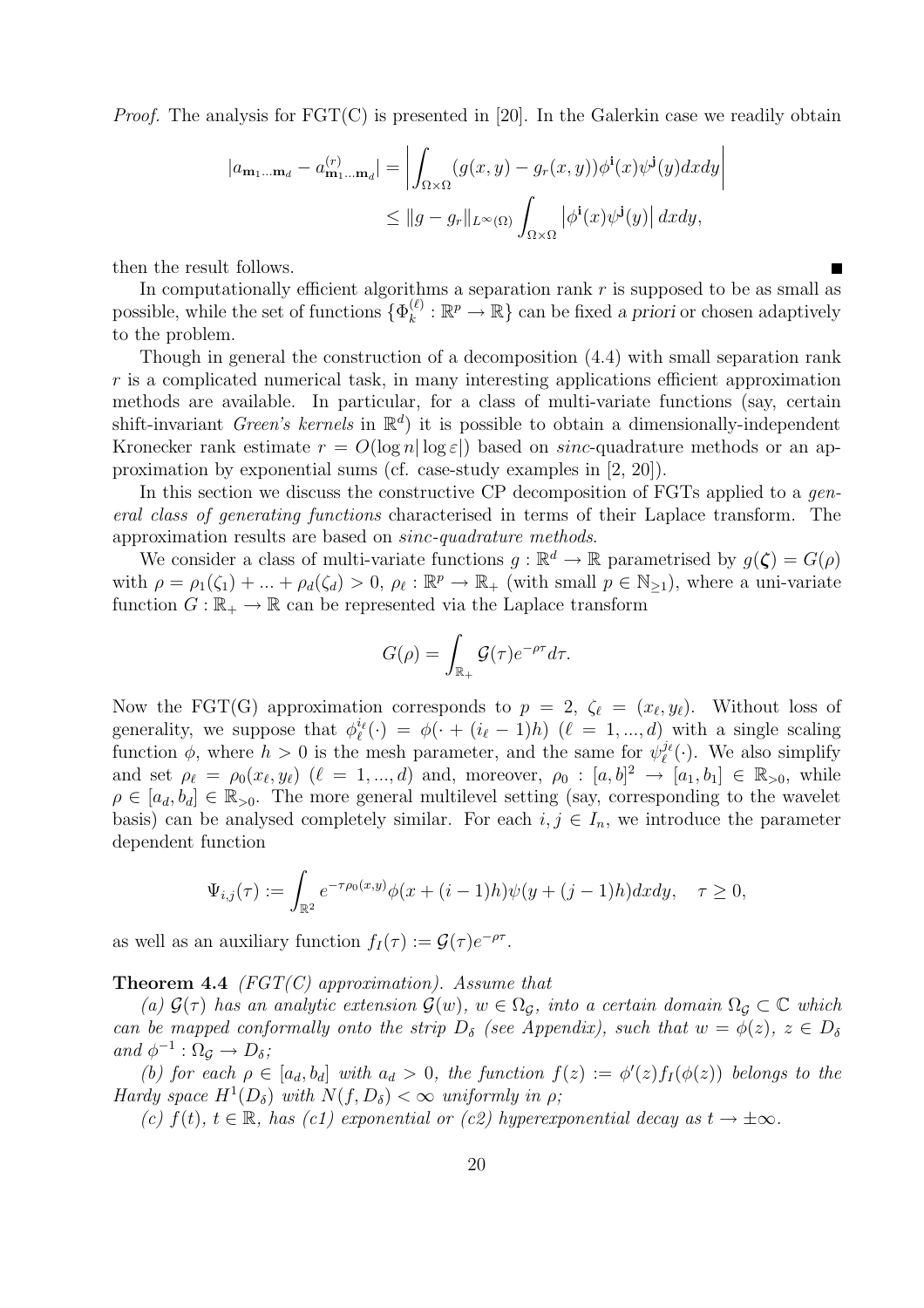*Proof.* The analysis for FGT(C) is presented in [20]. In the Galerkin case we readily obtain

$$|a_{\mathbf{m}_1\ldots\mathbf{m}_d} - a^{(r)}_{\mathbf{m}_1\ldots\mathbf{m}_d}| = \left| \int_{\Omega\times\Omega} (g(x,y) - g_r(x,y))\phi^{\mathbf{i}}(x)\psi^{\mathbf{j}}(y)dxdy \right|$$
$$\leq \|g - g_r\|_{L^\infty(\Omega)} \int_{\Omega\times\Omega} \left|\phi^{\mathbf{i}}(x)\psi^{\mathbf{j}}(y)\right| dxdy,$$

then the result follows. ∎

In computationally efficient algorithms a separation rank $r$ is supposed to be as small as possible, while the set of functions $\{\Phi_k^{(\ell)} : \mathbb{R}^p \to \mathbb{R}\}$ can be fixed *a priori* or chosen adaptively to the problem.

Though in general the construction of a decomposition (4.4) with small separation rank $r$ is a complicated numerical task, in many interesting applications efficient approximation methods are available. In particular, for a class of multi-variate functions (say, certain shift-invariant *Green's kernels* in $\mathbb{R}^d$) it is possible to obtain a dimensionally-independent Kronecker rank estimate $r = O(\log n |\log\varepsilon|)$ based on *sinc*-quadrature methods or an approximation by exponential sums (cf. case-study examples in [2, 20]).

In this section we discuss the constructive CP decomposition of FGTs applied to a *general class of generating functions* characterised in terms of their Laplace transform. The approximation results are based on *sinc-quadrature methods*.

We consider a class of multi-variate functions $g : \mathbb{R}^d \to \mathbb{R}$ parametrised by $g(\boldsymbol{\zeta}) = G(\rho)$ with $\rho = \rho_1(\zeta_1) + \ldots + \rho_d(\zeta_d) > 0$, $\rho_\ell : \mathbb{R}^p \to \mathbb{R}_+$ (with small $p \in \mathbb{N}_{\geq 1}$), where a uni-variate function $G : \mathbb{R}_+ \to \mathbb{R}$ can be represented via the Laplace transform

$$G(\rho) = \int_{\mathbb{R}_+} \mathcal{G}(\tau) e^{-\rho\tau} d\tau.$$

Now the FGT(G) approximation corresponds to $p = 2$, $\zeta_\ell = (x_\ell, y_\ell)$. Without loss of generality, we suppose that $\phi_\ell^{i_\ell}(\cdot) = \phi(\cdot + (i_\ell - 1)h)$ $(\ell = 1, \ldots, d)$ with a single scaling function $\phi$, where $h > 0$ is the mesh parameter, and the same for $\psi_\ell^{j_\ell}(\cdot)$. We also simplify and set $\rho_\ell = \rho_0(x_\ell, y_\ell)$ $(\ell = 1, \ldots, d)$ and, moreover, $\rho_0 : [a, b]^2 \to [a_1, b_1] \in \mathbb{R}_{>0}$, while $\rho \in [a_d, b_d] \in \mathbb{R}_{>0}$. The more general multilevel setting (say, corresponding to the wavelet basis) can be analysed completely similar. For each $i, j \in I_n$, we introduce the parameter dependent function

$$\Psi_{i,j}(\tau) := \int_{\mathbb{R}^2} e^{-\tau\rho_0(x,y)} \phi(x + (i-1)h)\psi(y + (j-1)h) dxdy, \quad \tau \geq 0,$$

as well as an auxiliary function $f_I(\tau) := \mathcal{G}(\tau)e^{-\rho\tau}$.

**Theorem 4.4** *(FGT(C) approximation). Assume that*

*(a) $\mathcal{G}(\tau)$ has an analytic extension $\mathcal{G}(w)$, $w \in \Omega_{\mathcal{G}}$, into a certain domain $\Omega_{\mathcal{G}} \subset \mathbb{C}$ which can be mapped conformally onto the strip $D_\delta$ (see Appendix), such that $w = \phi(z)$, $z \in D_\delta$ and $\phi^{-1} : \Omega_{\mathcal{G}} \to D_\delta$;*

*(b) for each $\rho \in [a_d, b_d]$ with $a_d > 0$, the function $f(z) := \phi'(z) f_I(\phi(z))$ belongs to the Hardy space $H^1(D_\delta)$ with $N(f, D_\delta) < \infty$ uniformly in $\rho$;*

*(c) $f(t)$, $t \in \mathbb{R}$, has (c1) exponential or (c2) hyperexponential decay as $t \to \pm\infty$.*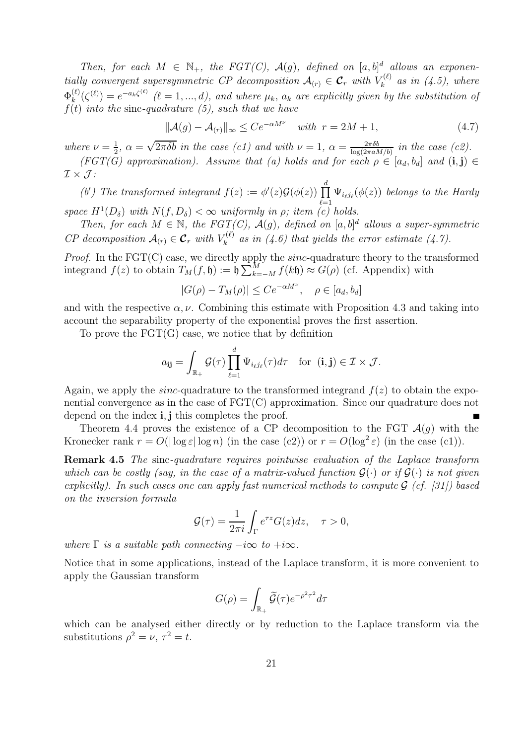*Then, for each $M \in \mathbb{N}_+$, the FGT(C), $\mathcal{A}(g)$, defined on $[a,b]^d$ allows an exponentially convergent supersymmetric CP decomposition $\mathcal{A}_{(r)} \in \boldsymbol{\mathcal{C}}_r$ with $V_k^{(\ell)}$ as in (4.5), where $\Phi_k^{(\ell)}(\zeta^{(\ell)}) = e^{-a_k \zeta^{(\ell)}}$ $(\ell = 1, ..., d)$, and where $\mu_k$, $a_k$ are explicitly given by the substitution of $f(t)$ into the* sinc*-quadrature (5), such that we have*

$$\|\mathcal{A}(g) - \mathcal{A}_{(r)}\|_\infty \leq C e^{-\alpha M^\nu} \quad \text{with } r = 2M+1, \tag{4.7}$$

*where $\nu = \frac{1}{2}$, $\alpha = \sqrt{2\pi\delta b}$ in the case (c1) and with $\nu = 1$, $\alpha = \frac{2\pi\delta b}{\log(2\pi a M/b)}$ in the case (c2).*

*(FGT(G) approximation). Assume that (a) holds and for each $\rho \in [a_d, b_d]$ and $(\mathbf{i}, \mathbf{j}) \in \mathcal{I} \times \mathcal{J}$:*

*(b′) The transformed integrand $f(z) := \phi'(z)\mathcal{G}(\phi(z)) \prod_{\ell=1}^{d} \Psi_{i_\ell j_\ell}(\phi(z))$ belongs to the Hardy space $H^1(D_\delta)$ with $N(f, D_\delta) < \infty$ uniformly in $\rho$; item (c) holds.*

*Then, for each $M \in \mathbb{N}$, the FGT(C), $\mathcal{A}(g)$, defined on $[a,b]^d$ allows a super-symmetric CP decomposition $\mathcal{A}_{(r)} \in \boldsymbol{\mathcal{C}}_r$ with $V_k^{(\ell)}$ as in (4.6) that yields the error estimate (4.7).*

*Proof.* In the FGT(C) case, we directly apply the *sinc*-quadrature theory to the transformed integrand $f(z)$ to obtain $T_M(f, \mathfrak{h}) := \mathfrak{h} \sum_{k=-M}^{M} f(k\mathfrak{h}) \approx G(\rho)$ (cf. Appendix) with

$$|G(\rho) - T_M(\rho)| \leq C e^{-\alpha M^\nu}, \quad \rho \in [a_d, b_d]$$

and with the respective $\alpha, \nu$. Combining this estimate with Proposition 4.3 and taking into account the separability property of the exponential proves the first assertion.

To prove the FGT(G) case, we notice that by definition

$$a_{\mathbf{ij}} = \int_{\mathbb{R}_+} \mathcal{G}(\tau) \prod_{\ell=1}^{d} \Psi_{i_\ell j_\ell}(\tau) d\tau \quad \text{for } (\mathbf{i}, \mathbf{j}) \in \mathcal{I} \times \mathcal{J}.$$

Again, we apply the *sinc*-quadrature to the transformed integrand $f(z)$ to obtain the exponential convergence as in the case of FGT(C) approximation. Since our quadrature does not depend on the index $\mathbf{i}, \mathbf{j}$ this completes the proof. ∎

Theorem 4.4 proves the existence of a CP decomposition to the FGT $\mathcal{A}(g)$ with the Kronecker rank $r = O(|\log \varepsilon| \log n)$ (in the case (c2)) or $r = O(\log^2 \varepsilon)$ (in the case (c1)).

**Remark 4.5** *The* sinc*-quadrature requires pointwise evaluation of the Laplace transform which can be costly (say, in the case of a matrix-valued function $\mathcal{G}(\cdot)$ or if $\mathcal{G}(\cdot)$ is not given explicitly). In such cases one can apply fast numerical methods to compute $\mathcal{G}$ (cf. [31]) based on the inversion formula*

$$\mathcal{G}(\tau) = \frac{1}{2\pi i} \int_\Gamma e^{\tau z} G(z) dz, \quad \tau > 0,$$

*where $\Gamma$ is a suitable path connecting $-i\infty$ to $+i\infty$.*

Notice that in some applications, instead of the Laplace transform, it is more convenient to apply the Gaussian transform

$$G(\rho) = \int_{\mathbb{R}_+} \widetilde{\mathcal{G}}(\tau) e^{-\rho^2 \tau^2} d\tau$$

which can be analysed either directly or by reduction to the Laplace transform via the substitutions $\rho^2 = \nu$, $\tau^2 = t$.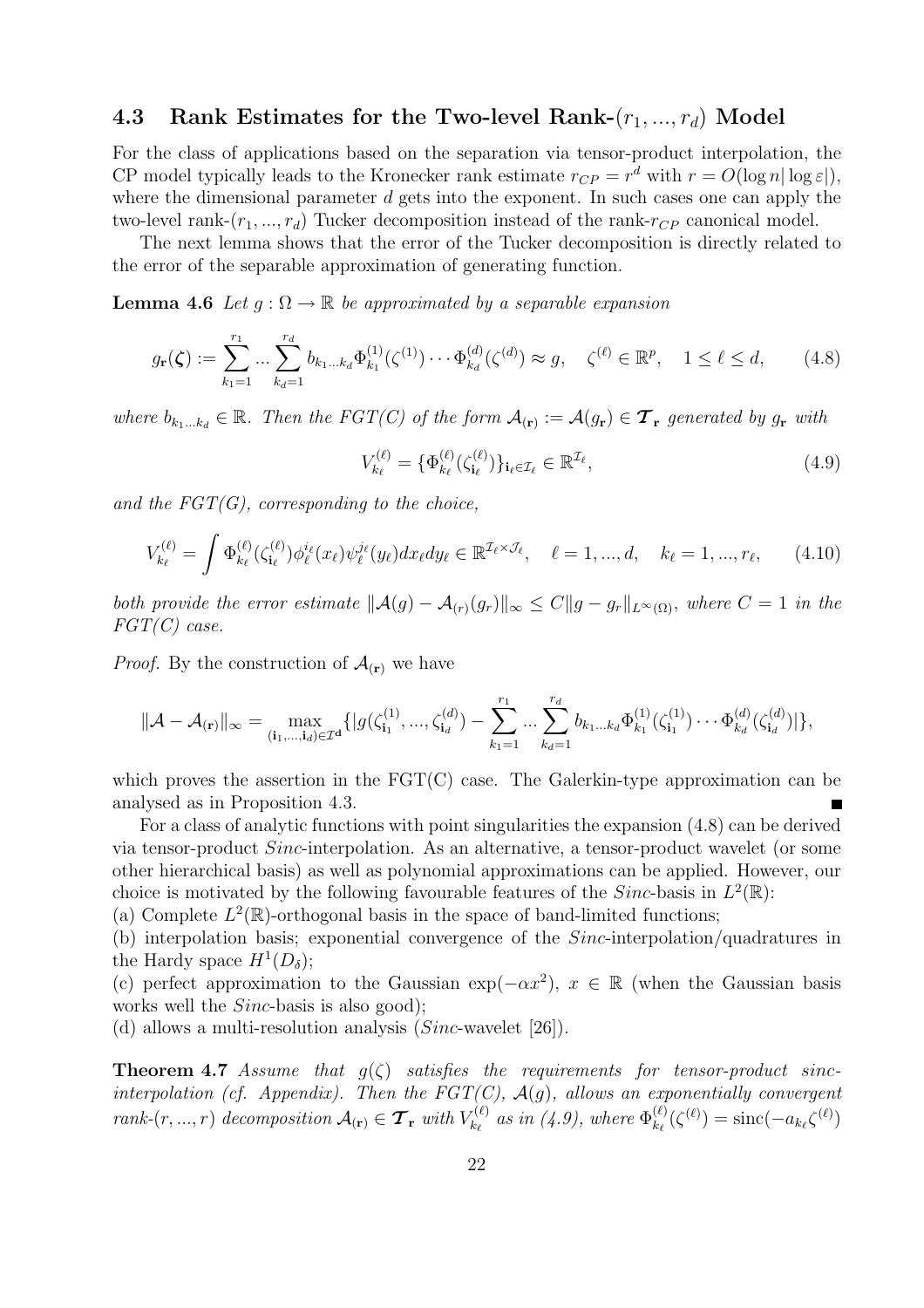### 4.3 Rank Estimates for the Two-level Rank-$(r_1, ..., r_d)$ Model

For the class of applications based on the separation via tensor-product interpolation, the CP model typically leads to the Kronecker rank estimate $r_{CP} = r^d$ with $r = O(\log n |\log \varepsilon|)$, where the dimensional parameter $d$ gets into the exponent. In such cases one can apply the two-level rank-$(r_1, ..., r_d)$ Tucker decomposition instead of the rank-$r_{CP}$ canonical model.

The next lemma shows that the error of the Tucker decomposition is directly related to the error of the separable approximation of generating function.

**Lemma 4.6** *Let $g : \Omega \to \mathbb{R}$ be approximated by a separable expansion*

$$g_{\mathbf{r}}(\boldsymbol{\zeta}) := \sum_{k_1=1}^{r_1} ... \sum_{k_d=1}^{r_d} b_{k_1...k_d} \Phi^{(1)}_{k_1}(\zeta^{(1)}) \cdots \Phi^{(d)}_{k_d}(\zeta^{(d)}) \approx g, \quad \zeta^{(\ell)} \in \mathbb{R}^p, \quad 1 \leq \ell \leq d, \tag{4.8}$$

*where $b_{k_1...k_d} \in \mathbb{R}$. Then the FGT(C) of the form $\mathcal{A}_{(\mathbf{r})} := \mathcal{A}(g_{\mathbf{r}}) \in \boldsymbol{\mathcal{T}}_{\mathbf{r}}$ generated by $g_{\mathbf{r}}$ with*

$$V^{(\ell)}_{k_\ell} = \{\Phi^{(\ell)}_{k_\ell}(\zeta^{(\ell)}_{\mathbf{i}_\ell})\}_{\mathbf{i}_\ell \in \mathcal{I}_\ell} \in \mathbb{R}^{\mathcal{I}_\ell}, \tag{4.9}$$

*and the FGT(G), corresponding to the choice,*

$$V^{(\ell)}_{k_\ell} = \int \Phi^{(\ell)}_{k_\ell}(\zeta^{(\ell)}_{\mathbf{i}_\ell}) \phi^{i_\ell}_\ell(x_\ell) \psi^{j_\ell}_\ell(y_\ell) dx_\ell dy_\ell \in \mathbb{R}^{\mathcal{I}_\ell \times \mathcal{J}_\ell}, \quad \ell = 1, ..., d, \quad k_\ell = 1, ..., r_\ell, \tag{4.10}$$

*both provide the error estimate $\|\mathcal{A}(g) - \mathcal{A}_{(r)}(g_r)\|_\infty \leq C \|g - g_r\|_{L^\infty(\Omega)}$, where $C = 1$ in the FGT(C) case.*

*Proof.* By the construction of $\mathcal{A}_{(\mathbf{r})}$ we have

$$\|\mathcal{A} - \mathcal{A}_{(\mathbf{r})}\|_\infty = \max_{(\mathbf{i}_1,...,\mathbf{i}_d) \in \mathcal{I}^{\mathbf{d}}} \{|g(\zeta^{(1)}_{\mathbf{i}_1}, ..., \zeta^{(d)}_{\mathbf{i}_d}) - \sum_{k_1=1}^{r_1} ... \sum_{k_d=1}^{r_d} b_{k_1...k_d} \Phi^{(1)}_{k_1}(\zeta^{(1)}_{\mathbf{i}_1}) \cdots \Phi^{(d)}_{k_d}(\zeta^{(d)}_{\mathbf{i}_d})|\},$$

which proves the assertion in the FGT(C) case. The Galerkin-type approximation can be analysed as in Proposition 4.3. ∎

For a class of analytic functions with point singularities the expansion (4.8) can be derived via tensor-product *Sinc*-interpolation. As an alternative, a tensor-product wavelet (or some other hierarchical basis) as well as polynomial approximations can be applied. However, our choice is motivated by the following favourable features of the *Sinc*-basis in $L^2(\mathbb{R})$:

(a) Complete $L^2(\mathbb{R})$-orthogonal basis in the space of band-limited functions;

(b) interpolation basis; exponential convergence of the *Sinc*-interpolation/quadratures in the Hardy space $H^1(D_\delta)$;

(c) perfect approximation to the Gaussian $\exp(-\alpha x^2)$, $x \in \mathbb{R}$ (when the Gaussian basis works well the *Sinc*-basis is also good);

(d) allows a multi-resolution analysis (*Sinc*-wavelet [26]).

**Theorem 4.7** *Assume that $g(\zeta)$ satisfies the requirements for tensor-product sinc-interpolation (cf. Appendix). Then the FGT(C), $\mathcal{A}(g)$, allows an exponentially convergent rank-$(r, ..., r)$ decomposition $\mathcal{A}_{(\mathbf{r})} \in \boldsymbol{\mathcal{T}}_{\mathbf{r}}$ with $V^{(\ell)}_{k_\ell}$ as in (4.9), where $\Phi^{(\ell)}_{k_\ell}(\zeta^{(\ell)}) = \mathrm{sinc}(-a_{k_\ell}\zeta^{(\ell)})$*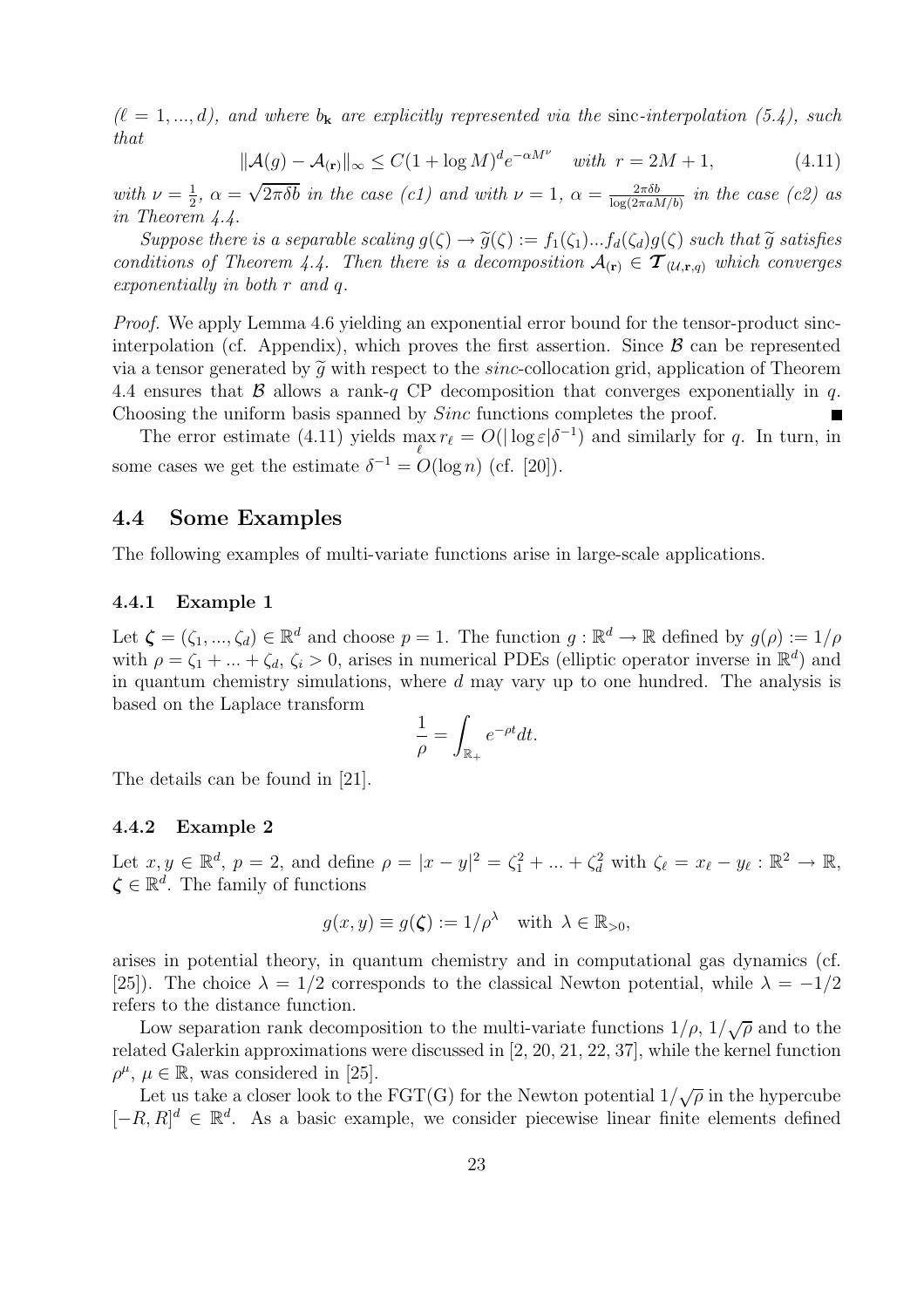*($\ell = 1, ..., d$), and where $b_{\mathbf{k}}$ are explicitly represented via the* sinc*-interpolation (5.4), such that*

$$\|\mathcal{A}(g) - \mathcal{A}_{(\mathbf{r})}\|_\infty \leq C(1 + \log M)^d e^{-\alpha M^\nu} \quad \text{with } r = 2M + 1, \tag{4.11}$$

*with $\nu = \frac{1}{2}$, $\alpha = \sqrt{2\pi\delta b}$ in the case (c1) and with $\nu = 1$, $\alpha = \frac{2\pi\delta b}{\log(2\pi a M/b)}$ in the case (c2) as in Theorem 4.4.*

*Suppose there is a separable scaling $g(\zeta) \to \widetilde{g}(\zeta) := f_1(\zeta_1)...f_d(\zeta_d)g(\zeta)$ such that $\widetilde{g}$ satisfies conditions of Theorem 4.4. Then there is a decomposition $\mathcal{A}_{(\mathbf{r})} \in \boldsymbol{\mathcal{T}}_{(\mathcal{U},\mathbf{r},q)}$ which converges exponentially in both $r$ and $q$.*

*Proof.* We apply Lemma 4.6 yielding an exponential error bound for the tensor-product sinc-interpolation (cf. Appendix), which proves the first assertion. Since $\mathcal{B}$ can be represented via a tensor generated by $\widetilde{g}$ with respect to the *sinc*-collocation grid, application of Theorem 4.4 ensures that $\mathcal{B}$ allows a rank-$q$ CP decomposition that converges exponentially in $q$. Choosing the uniform basis spanned by *Sinc* functions completes the proof. ∎

The error estimate (4.11) yields $\max_\ell r_\ell = O(|\log \varepsilon|\delta^{-1})$ and similarly for $q$. In turn, in some cases we get the estimate $\delta^{-1} = O(\log n)$ (cf. [20]).

## 4.4 Some Examples

The following examples of multi-variate functions arise in large-scale applications.

### 4.4.1 Example 1

Let $\boldsymbol{\zeta} = (\zeta_1, ..., \zeta_d) \in \mathbb{R}^d$ and choose $p = 1$. The function $g : \mathbb{R}^d \to \mathbb{R}$ defined by $g(\rho) := 1/\rho$ with $\rho = \zeta_1 + ... + \zeta_d$, $\zeta_i > 0$, arises in numerical PDEs (elliptic operator inverse in $\mathbb{R}^d$) and in quantum chemistry simulations, where $d$ may vary up to one hundred. The analysis is based on the Laplace transform

$$\frac{1}{\rho} = \int_{\mathbb{R}_+} e^{-\rho t} dt.$$

The details can be found in [21].

### 4.4.2 Example 2

Let $x, y \in \mathbb{R}^d$, $p = 2$, and define $\rho = |x - y|^2 = \zeta_1^2 + ... + \zeta_d^2$ with $\zeta_\ell = x_\ell - y_\ell : \mathbb{R}^2 \to \mathbb{R}$, $\boldsymbol{\zeta} \in \mathbb{R}^d$. The family of functions

$$g(x, y) \equiv g(\boldsymbol{\zeta}) := 1/\rho^\lambda \quad \text{with } \lambda \in \mathbb{R}_{>0},$$

arises in potential theory, in quantum chemistry and in computational gas dynamics (cf. [25]). The choice $\lambda = 1/2$ corresponds to the classical Newton potential, while $\lambda = -1/2$ refers to the distance function.

Low separation rank decomposition to the multi-variate functions $1/\rho$, $1/\sqrt{\rho}$ and to the related Galerkin approximations were discussed in [2, 20, 21, 22, 37], while the kernel function $\rho^\mu$, $\mu \in \mathbb{R}$, was considered in [25].

Let us take a closer look to the FGT(G) for the Newton potential $1/\sqrt{\rho}$ in the hypercube $[-R, R]^d \in \mathbb{R}^d$. As a basic example, we consider piecewise linear finite elements defined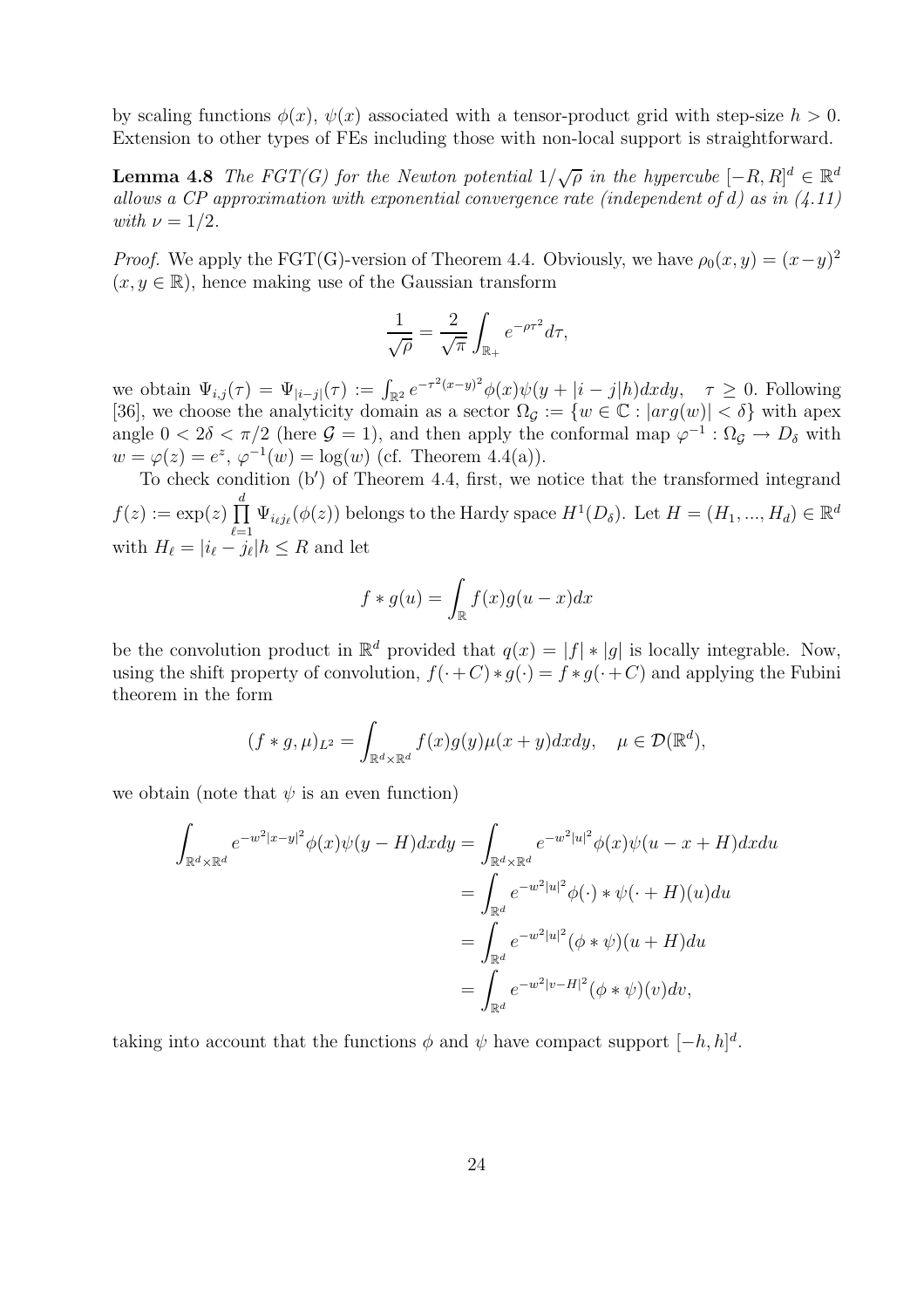by scaling functions $\phi(x)$, $\psi(x)$ associated with a tensor-product grid with step-size $h > 0$. Extension to other types of FEs including those with non-local support is straightforward.

**Lemma 4.8** *The FGT(G) for the Newton potential $1/\sqrt{\rho}$ in the hypercube $[-R, R]^d \in \mathbb{R}^d$ allows a CP approximation with exponential convergence rate (independent of d) as in (4.11) with $\nu = 1/2$.*

*Proof.* We apply the FGT(G)-version of Theorem 4.4. Obviously, we have $\rho_0(x, y) = (x-y)^2$ $(x, y \in \mathbb{R})$, hence making use of the Gaussian transform

$$\frac{1}{\sqrt{\rho}} = \frac{2}{\sqrt{\pi}} \int_{\mathbb{R}_+} e^{-\rho\tau^2} d\tau,$$

we obtain $\Psi_{i,j}(\tau) = \Psi_{|i-j|}(\tau) := \int_{\mathbb{R}^2} e^{-\tau^2(x-y)^2} \phi(x)\psi(y + |i-j|h)dxdy, \quad \tau \geq 0$. Following [36], we choose the analyticity domain as a sector $\Omega_{\mathcal{G}} := \{w \in \mathbb{C} : |arg(w)| < \delta\}$ with apex angle $0 < 2\delta < \pi/2$ (here $\mathcal{G} = 1$), and then apply the conformal map $\varphi^{-1} : \Omega_{\mathcal{G}} \to D_\delta$ with $w = \varphi(z) = e^z$, $\varphi^{-1}(w) = \log(w)$ (cf. Theorem 4.4(a)).

To check condition (b$'$) of Theorem 4.4, first, we notice that the transformed integrand $f(z) := \exp(z) \prod_{\ell=1}^{d} \Psi_{i_\ell j_\ell}(\phi(z))$ belongs to the Hardy space $H^1(D_\delta)$. Let $H = (H_1, ..., H_d) \in \mathbb{R}^d$ with $H_\ell = |i_\ell - j_\ell|h \leq R$ and let

$$f * g(u) = \int_{\mathbb{R}} f(x)g(u-x)dx$$

be the convolution product in $\mathbb{R}^d$ provided that $q(x) = |f| * |g|$ is locally integrable. Now, using the shift property of convolution, $f(\cdot + C) * g(\cdot) = f * g(\cdot + C)$ and applying the Fubini theorem in the form

$$(f * g, \mu)_{L^2} = \int_{\mathbb{R}^d \times \mathbb{R}^d} f(x)g(y)\mu(x+y)dxdy, \quad \mu \in \mathcal{D}(\mathbb{R}^d),$$

we obtain (note that $\psi$ is an even function)

$$\begin{aligned}
\int_{\mathbb{R}^d \times \mathbb{R}^d} e^{-w^2|x-y|^2} \phi(x)\psi(y-H)dxdy &= \int_{\mathbb{R}^d \times \mathbb{R}^d} e^{-w^2|u|^2} \phi(x)\psi(u-x+H)dxdu \\
&= \int_{\mathbb{R}^d} e^{-w^2|u|^2} \phi(\cdot) * \psi(\cdot + H)(u)du \\
&= \int_{\mathbb{R}^d} e^{-w^2|u|^2} (\phi * \psi)(u+H)du \\
&= \int_{\mathbb{R}^d} e^{-w^2|v-H|^2} (\phi * \psi)(v)dv,
\end{aligned}$$

taking into account that the functions $\phi$ and $\psi$ have compact support $[-h, h]^d$.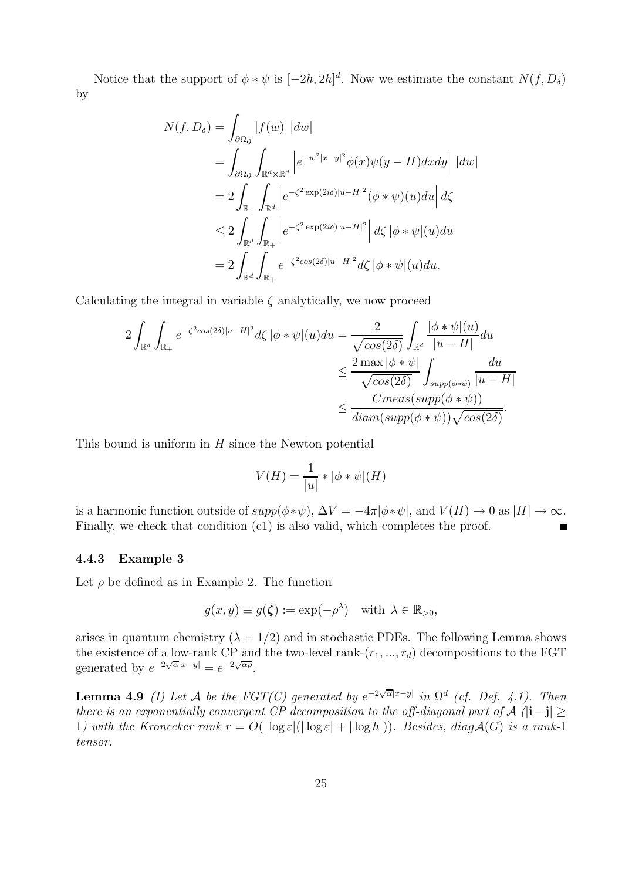Notice that the support of $\phi * \psi$ is $[-2h, 2h]^d$. Now we estimate the constant $N(f, D_\delta)$ by

$$
\begin{aligned}
N(f, D_\delta) &= \int_{\partial\Omega_\mathcal{G}} |f(w)|\, |dw| \\
&= \int_{\partial\Omega_\mathcal{G}} \int_{\mathbb{R}^d \times \mathbb{R}^d} \left| e^{-w^2|x-y|^2} \phi(x)\psi(y-H) dx dy \right| \, |dw| \\
&= 2 \int_{\mathbb{R}_+} \int_{\mathbb{R}^d} \left| e^{-\zeta^2 \exp(2i\delta)|u-H|^2} (\phi * \psi)(u) du \right| d\zeta \\
&\leq 2 \int_{\mathbb{R}^d} \int_{\mathbb{R}_+} \left| e^{-\zeta^2 \exp(2i\delta)|u-H|^2} \right| d\zeta \, |\phi * \psi|(u) du \\
&= 2 \int_{\mathbb{R}^d} \int_{\mathbb{R}_+} e^{-\zeta^2 cos(2\delta)|u-H|^2} d\zeta \, |\phi * \psi|(u) du.
\end{aligned}
$$

Calculating the integral in variable $\zeta$ analytically, we now proceed

$$
\begin{aligned}
2 \int_{\mathbb{R}^d} \int_{\mathbb{R}_+} e^{-\zeta^2 cos(2\delta)|u-H|^2} d\zeta \, |\phi * \psi|(u) du &= \frac{2}{\sqrt{cos(2\delta)}} \int_{\mathbb{R}^d} \frac{|\phi * \psi|(u)}{|u-H|} du \\
&\leq \frac{2 \max |\phi * \psi|}{\sqrt{cos(2\delta)}} \int_{supp(\phi * \psi)} \frac{du}{|u-H|} \\
&\leq \frac{C meas(supp(\phi * \psi))}{diam(supp(\phi * \psi)) \sqrt{cos(2\delta)}}.
\end{aligned}
$$

This bound is uniform in $H$ since the Newton potential

$$
V(H) = \frac{1}{|u|} * |\phi * \psi|(H)
$$

is a harmonic function outside of $supp(\phi * \psi)$, $\Delta V = -4\pi |\phi * \psi|$, and $V(H) \to 0$ as $|H| \to \infty$. Finally, we check that condition (c1) is also valid, which completes the proof. ∎

#### 4.4.3 Example 3

Let $\rho$ be defined as in Example 2. The function

$$
g(x, y) \equiv g(\boldsymbol{\zeta}) := \exp(-\rho^\lambda) \quad \text{with } \lambda \in \mathbb{R}_{>0},
$$

arises in quantum chemistry ($\lambda = 1/2$) and in stochastic PDEs. The following Lemma shows the existence of a low-rank CP and the two-level rank-$(r_1, ..., r_d)$ decompositions to the FGT generated by $e^{-2\sqrt{\alpha}|x-y|} = e^{-2\sqrt{\alpha\rho}}$.

**Lemma 4.9** *(I) Let $\mathcal{A}$ be the FGT(C) generated by $e^{-2\sqrt{\alpha}|x-y|}$ in $\Omega^d$ (cf. Def. 4.1). Then there is an exponentially convergent CP decomposition to the off-diagonal part of $\mathcal{A}$ ($|\mathbf{i}-\mathbf{j}| \geq 1$) with the Kronecker rank $r = O(|\log \varepsilon|(|\log \varepsilon| + |\log h|))$. Besides, diag$\mathcal{A}(G)$ is a rank-1 tensor.*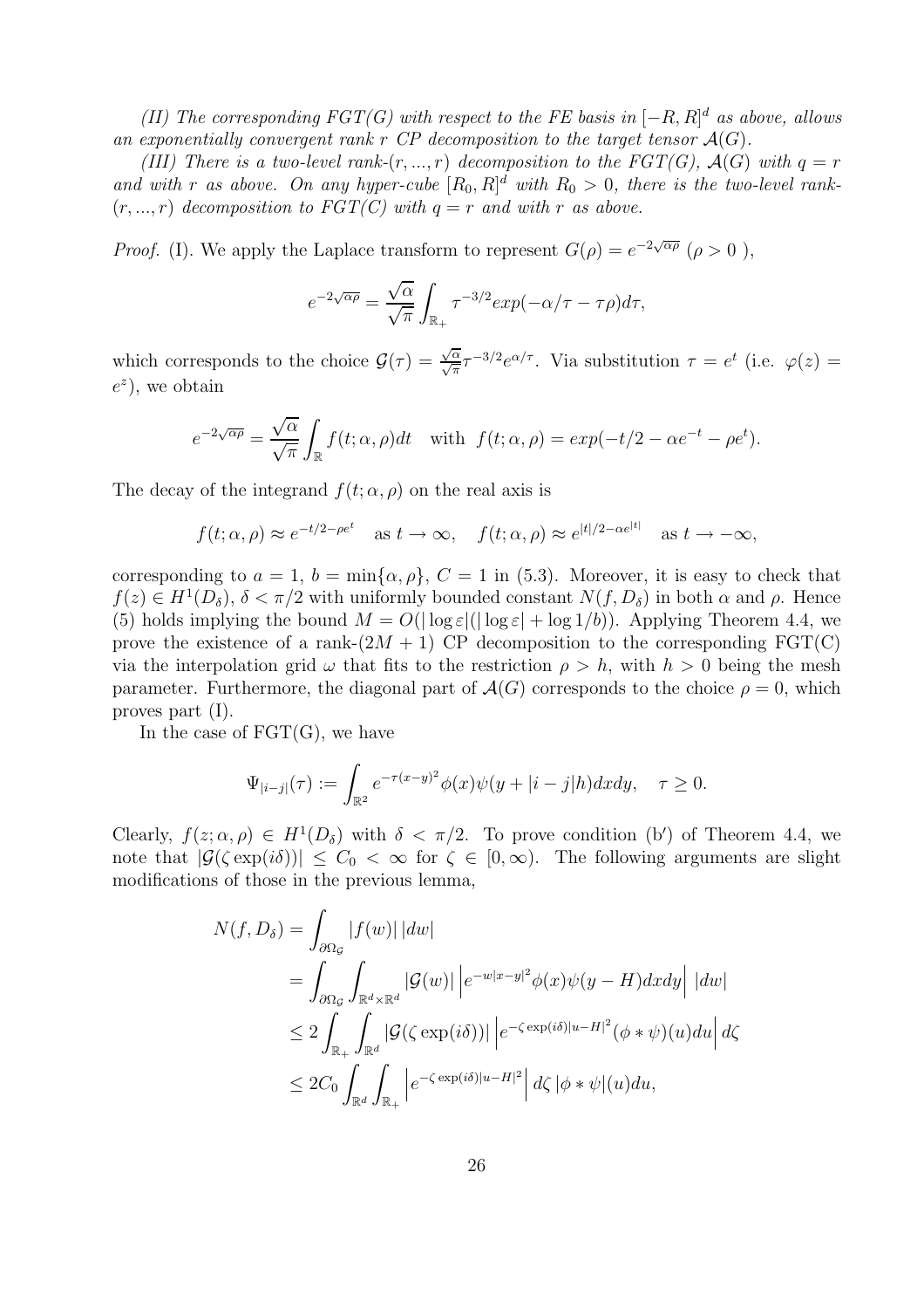*(II) The corresponding FGT(G) with respect to the FE basis in $[-R, R]^d$ as above, allows an exponentially convergent rank $r$ CP decomposition to the target tensor $\mathcal{A}(G)$.*

*(III) There is a two-level rank-$(r, ..., r)$ decomposition to the FGT(G), $\mathcal{A}(G)$ with $q = r$ and with $r$ as above. On any hyper-cube $[R_0, R]^d$ with $R_0 > 0$, there is the two-level rank-$(r, ..., r)$ decomposition to FGT(C) with $q = r$ and with $r$ as above.*

*Proof.* (I). We apply the Laplace transform to represent $G(\rho) = e^{-2\sqrt{\alpha\rho}}$ ($\rho > 0$ ),

$$e^{-2\sqrt{\alpha\rho}} = \frac{\sqrt{\alpha}}{\sqrt{\pi}} \int_{\mathbb{R}_+} \tau^{-3/2} exp(-\alpha/\tau - \tau\rho) d\tau,$$

which corresponds to the choice $\mathcal{G}(\tau) = \frac{\sqrt{\alpha}}{\sqrt{\pi}} \tau^{-3/2} e^{\alpha/\tau}$. Via substitution $\tau = e^t$ (i.e. $\varphi(z) = e^z$), we obtain

$$e^{-2\sqrt{\alpha\rho}} = \frac{\sqrt{\alpha}}{\sqrt{\pi}} \int_{\mathbb{R}} f(t; \alpha, \rho) dt \quad \text{with} \;\; f(t; \alpha, \rho) = exp(-t/2 - \alpha e^{-t} - \rho e^t).$$

The decay of the integrand $f(t; \alpha, \rho)$ on the real axis is

$$f(t; \alpha, \rho) \approx e^{-t/2 - \rho e^t} \quad \text{as } t \to \infty, \quad f(t; \alpha, \rho) \approx e^{|t|/2 - \alpha e^{|t|}} \quad \text{as } t \to -\infty,$$

corresponding to $a = 1$, $b = \min\{\alpha, \rho\}$, $C = 1$ in (5.3). Moreover, it is easy to check that $f(z) \in H^1(D_\delta)$, $\delta < \pi/2$ with uniformly bounded constant $N(f, D_\delta)$ in both $\alpha$ and $\rho$. Hence (5) holds implying the bound $M = O(|\log \varepsilon|(|\log \varepsilon| + \log 1/b))$. Applying Theorem 4.4, we prove the existence of a rank-$(2M + 1)$ CP decomposition to the corresponding FGT(C) via the interpolation grid $\omega$ that fits to the restriction $\rho > h$, with $h > 0$ being the mesh parameter. Furthermore, the diagonal part of $\mathcal{A}(G)$ corresponds to the choice $\rho = 0$, which proves part (I).

In the case of FGT(G), we have

$$\Psi_{|i-j|}(\tau) := \int_{\mathbb{R}^2} e^{-\tau(x-y)^2} \phi(x) \psi(y + |i - j|h) dx dy, \quad \tau \geq 0.$$

Clearly, $f(z; \alpha, \rho) \in H^1(D_\delta)$ with $\delta < \pi/2$. To prove condition (b′) of Theorem 4.4, we note that $|\mathcal{G}(\zeta \exp(i\delta))| \leq C_0 < \infty$ for $\zeta \in [0, \infty)$. The following arguments are slight modifications of those in the previous lemma,

$$\begin{aligned}
N(f, D_\delta) &= \int_{\partial\Omega_\mathcal{G}} |f(w)| \, |dw| \\
&= \int_{\partial\Omega_\mathcal{G}} \int_{\mathbb{R}^d \times \mathbb{R}^d} |\mathcal{G}(w)| \left| e^{-w|x-y|^2} \phi(x) \psi(y - H) dx dy \right| \, |dw| \\
&\leq 2 \int_{\mathbb{R}_+} \int_{\mathbb{R}^d} |\mathcal{G}(\zeta \exp(i\delta))| \left| e^{-\zeta \exp(i\delta)|u-H|^2} (\phi * \psi)(u) du \right| d\zeta \\
&\leq 2C_0 \int_{\mathbb{R}^d} \int_{\mathbb{R}_+} \left| e^{-\zeta \exp(i\delta)|u-H|^2} \right| d\zeta \, |\phi * \psi|(u) du,
\end{aligned}$$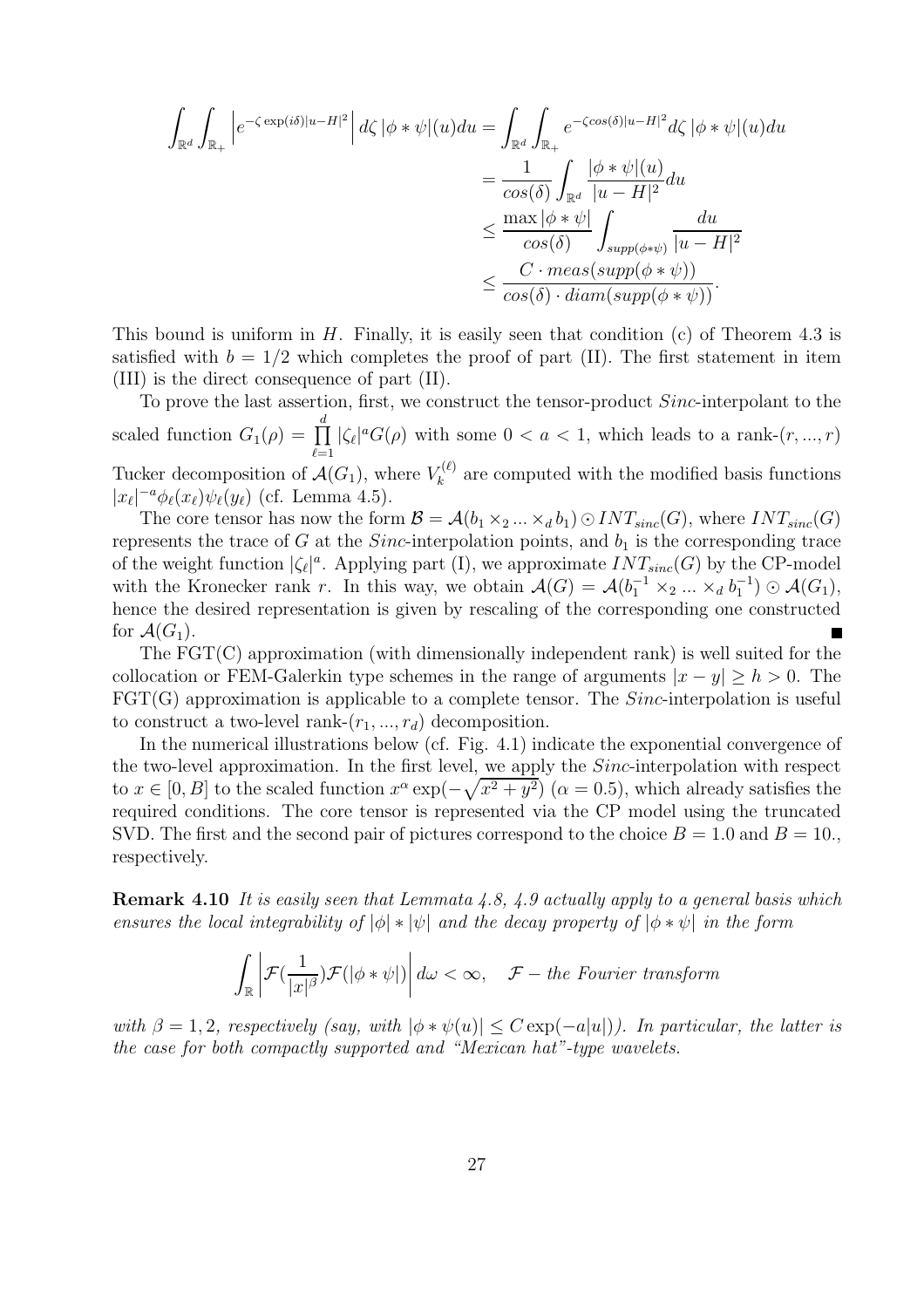$$
\begin{aligned}
\int_{\mathbb{R}^d}\int_{\mathbb{R}_+}\left|e^{-\zeta\exp(i\delta)|u-H|^2}\right|d\zeta\,|\phi*\psi|(u)du &= \int_{\mathbb{R}^d}\int_{\mathbb{R}_+} e^{-\zeta cos(\delta)|u-H|^2}d\zeta\,|\phi*\psi|(u)du \\
&= \frac{1}{cos(\delta)}\int_{\mathbb{R}^d}\frac{|\phi*\psi|(u)}{|u-H|^2}du \\
&\leq \frac{\max|\phi*\psi|}{cos(\delta)}\int_{supp(\phi*\psi)}\frac{du}{|u-H|^2} \\
&\leq \frac{C\cdot meas(supp(\phi*\psi))}{cos(\delta)\cdot diam(supp(\phi*\psi))}.
\end{aligned}
$$

This bound is uniform in $H$. Finally, it is easily seen that condition (c) of Theorem 4.3 is satisfied with $b = 1/2$ which completes the proof of part (II). The first statement in item (III) is the direct consequence of part (II).

To prove the last assertion, first, we construct the tensor-product *Sinc*-interpolant to the scaled function $G_1(\rho) = \prod_{\ell=1}^{d}|\zeta_\ell|^a G(\rho)$ with some $0 < a < 1$, which leads to a rank-$(r, ..., r)$ Tucker decomposition of $\mathcal{A}(G_1)$, where $V_k^{(\ell)}$ are computed with the modified basis functions $|x_\ell|^{-a}\phi_\ell(x_\ell)\psi_\ell(y_\ell)$ (cf. Lemma 4.5).

The core tensor has now the form $\mathcal{B} = \mathcal{A}(b_1 \times_2 ... \times_d b_1) \odot INT_{sinc}(G)$, where $INT_{sinc}(G)$ represents the trace of $G$ at the *Sinc*-interpolation points, and $b_1$ is the corresponding trace of the weight function $|\zeta_\ell|^a$. Applying part (I), we approximate $INT_{sinc}(G)$ by the CP-model with the Kronecker rank $r$. In this way, we obtain $\mathcal{A}(G) = \mathcal{A}(b_1^{-1} \times_2 ... \times_d b_1^{-1}) \odot \mathcal{A}(G_1)$, hence the desired representation is given by rescaling of the corresponding one constructed for $\mathcal{A}(G_1)$. ∎

The FGT(C) approximation (with dimensionally independent rank) is well suited for the collocation or FEM-Galerkin type schemes in the range of arguments $|x - y| \geq h > 0$. The FGT(G) approximation is applicable to a complete tensor. The *Sinc*-interpolation is useful to construct a two-level rank-$(r_1, ..., r_d)$ decomposition.

In the numerical illustrations below (cf. Fig. 4.1) indicate the exponential convergence of the two-level approximation. In the first level, we apply the *Sinc*-interpolation with respect to $x \in [0, B]$ to the scaled function $x^\alpha \exp(-\sqrt{x^2 + y^2})$ ($\alpha = 0.5$), which already satisfies the required conditions. The core tensor is represented via the CP model using the truncated SVD. The first and the second pair of pictures correspond to the choice $B = 1.0$ and $B = 10.$, respectively.

**Remark 4.10** *It is easily seen that Lemmata 4.8, 4.9 actually apply to a general basis which ensures the local integrability of $|\phi| * |\psi|$ and the decay property of $|\phi * \psi|$ in the form*

$$
\int_{\mathbb{R}}\left|\mathcal{F}(\frac{1}{|x|^\beta})\mathcal{F}(|\phi*\psi|)\right|d\omega < \infty, \quad \mathcal{F} - \textit{the Fourier transform}
$$

*with $\beta = 1, 2$, respectively (say, with $|\phi * \psi(u)| \leq C\exp(-a|u|)$). In particular, the latter is the case for both compactly supported and "Mexican hat"-type wavelets.*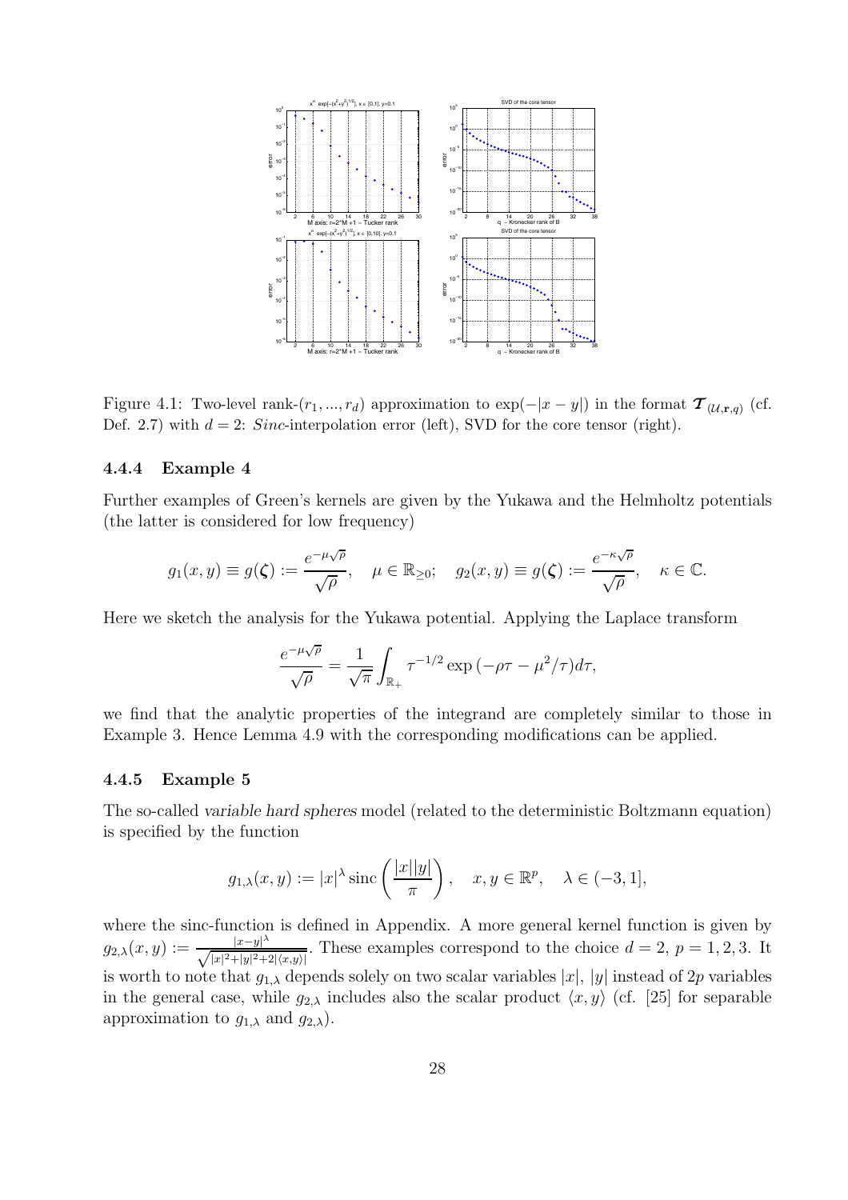Figure 4.1: Two-level rank-$(r_1, ..., r_d)$ approximation to $\exp(-|x-y|)$ in the format $\boldsymbol{\mathcal{T}}_{(\mathcal{U},\mathbf{r},q)}$ (cf. Def. 2.7) with $d=2$: *Sinc*-interpolation error (left), SVD for the core tensor (right).

### 4.4.4 Example 4

Further examples of Green's kernels are given by the Yukawa and the Helmholtz potentials (the latter is considered for low frequency)

$$g_1(x,y) \equiv g(\boldsymbol{\zeta}) := \frac{e^{-\mu\sqrt{\rho}}}{\sqrt{\rho}}, \quad \mu \in \mathbb{R}_{\geq 0}; \quad g_2(x,y) \equiv g(\boldsymbol{\zeta}) := \frac{e^{-\kappa\sqrt{\rho}}}{\sqrt{\rho}}, \quad \kappa \in \mathbb{C}.$$

Here we sketch the analysis for the Yukawa potential. Applying the Laplace transform

$$\frac{e^{-\mu\sqrt{\rho}}}{\sqrt{\rho}} = \frac{1}{\sqrt{\pi}} \int_{\mathbb{R}_+} \tau^{-1/2} \exp\left(-\rho\tau - \mu^2/\tau\right) d\tau,$$

we find that the analytic properties of the integrand are completely similar to those in Example 3. Hence Lemma 4.9 with the corresponding modifications can be applied.

### 4.4.5 Example 5

The so-called *variable hard spheres* model (related to the deterministic Boltzmann equation) is specified by the function

$$g_{1,\lambda}(x,y) := |x|^{\lambda} \operatorname{sinc}\left(\frac{|x||y|}{\pi}\right), \quad x, y \in \mathbb{R}^p, \quad \lambda \in (-3, 1],$$

where the sinc-function is defined in Appendix. A more general kernel function is given by $g_{2,\lambda}(x,y) := \frac{|x-y|^{\lambda}}{\sqrt{|x|^2+|y|^2+2|\langle x,y\rangle|}}$. These examples correspond to the choice $d=2$, $p=1,2,3$. It is worth to note that $g_{1,\lambda}$ depends solely on two scalar variables $|x|$, $|y|$ instead of $2p$ variables in the general case, while $g_{2,\lambda}$ includes also the scalar product $\langle x,y\rangle$ (cf. [25] for separable approximation to $g_{1,\lambda}$ and $g_{2,\lambda}$).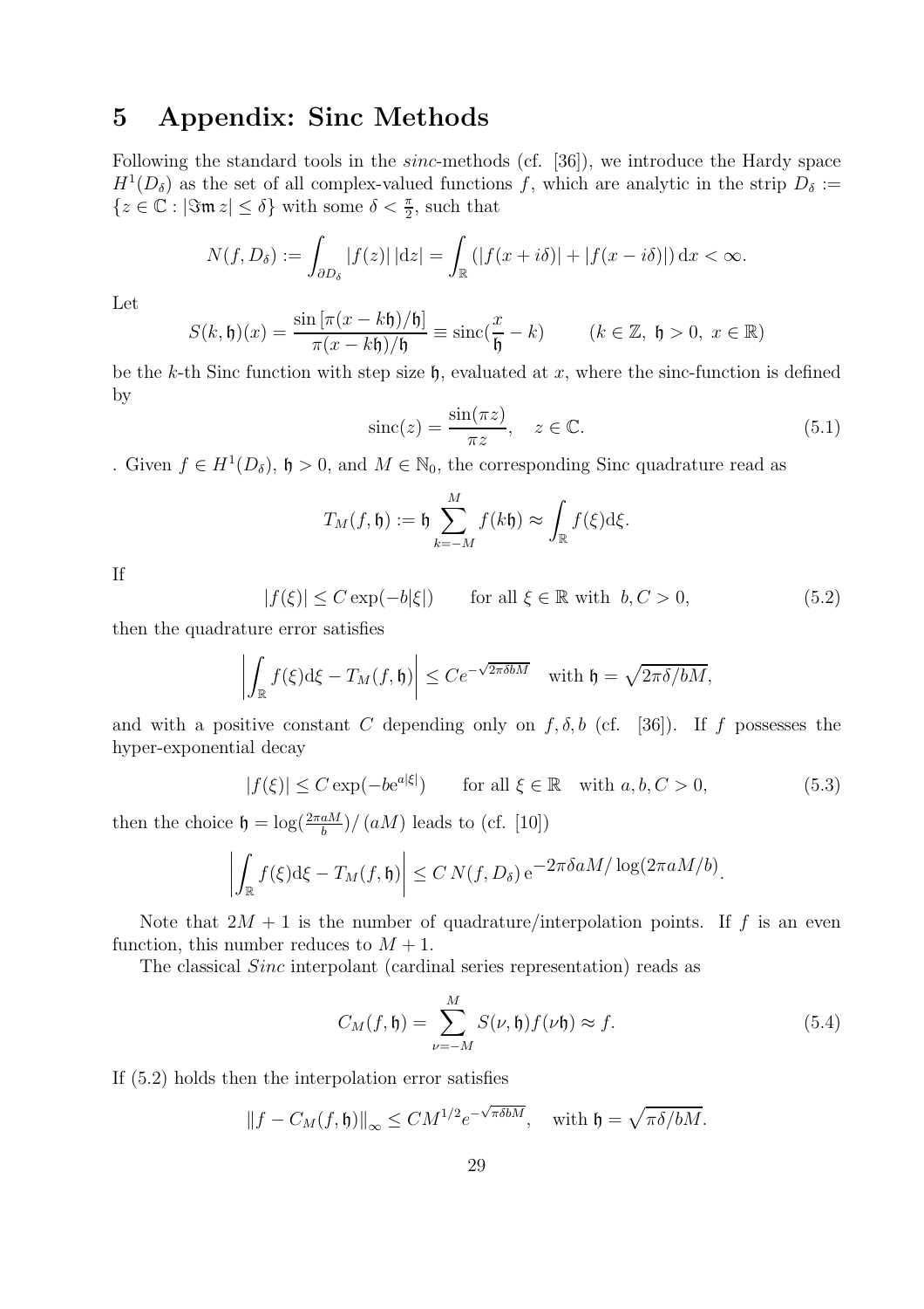# 5 Appendix: Sinc Methods

Following the standard tools in the *sinc*-methods (cf. [36]), we introduce the Hardy space $H^1(D_\delta)$ as the set of all complex-valued functions $f$, which are analytic in the strip $D_\delta := \{z \in \mathbb{C} : |\Im\mathfrak{m}\, z| \le \delta\}$ with some $\delta < \frac{\pi}{2}$, such that

$$N(f, D_\delta) := \int_{\partial D_\delta} |f(z)|\, |\mathrm{d}z| = \int_{\mathbb{R}} (|f(x+i\delta)| + |f(x-i\delta)|)\, \mathrm{d}x < \infty.$$

Let

$$S(k,\mathfrak{h})(x) = \frac{\sin\left[\pi(x-k\mathfrak{h})/\mathfrak{h}\right]}{\pi(x-k\mathfrak{h})/\mathfrak{h}} \equiv \operatorname{sinc}(\frac{x}{\mathfrak{h}} - k) \qquad (k \in \mathbb{Z},\ \mathfrak{h} > 0,\ x \in \mathbb{R})$$

be the $k$-th Sinc function with step size $\mathfrak{h}$, evaluated at $x$, where the sinc-function is defined by

$$\operatorname{sinc}(z) = \frac{\sin(\pi z)}{\pi z}, \quad z \in \mathbb{C}. \tag{5.1}$$

. Given $f \in H^1(D_\delta)$, $\mathfrak{h} > 0$, and $M \in \mathbb{N}_0$, the corresponding Sinc quadrature read as

$$T_M(f,\mathfrak{h}) := \mathfrak{h} \sum_{k=-M}^{M} f(k\mathfrak{h}) \approx \int_{\mathbb{R}} f(\xi)\mathrm{d}\xi.$$

If

$$|f(\xi)| \le C\exp(-b|\xi|) \qquad \text{for all } \xi \in \mathbb{R} \text{ with } \ b, C > 0, \tag{5.2}$$

then the quadrature error satisfies

$$\left| \int_{\mathbb{R}} f(\xi)\mathrm{d}\xi - T_M(f,\mathfrak{h}) \right| \le C e^{-\sqrt{2\pi\delta b M}} \quad \text{with } \mathfrak{h} = \sqrt{2\pi\delta/bM},$$

and with a positive constant $C$ depending only on $f, \delta, b$ (cf. [36]). If $f$ possesses the hyper-exponential decay

$$|f(\xi)| \le C\exp(-b\mathrm{e}^{a|\xi|}) \qquad \text{for all } \xi \in \mathbb{R} \quad \text{with } a, b, C > 0, \tag{5.3}$$

then the choice $\mathfrak{h} = \log(\frac{2\pi a M}{b})/(aM)$ leads to (cf. [10])

$$\left| \int_{\mathbb{R}} f(\xi)\mathrm{d}\xi - T_M(f,\mathfrak{h}) \right| \le C\, N(f, D_\delta)\, \mathrm{e}^{-2\pi\delta a M/\log(2\pi a M/b)}.$$

Note that $2M+1$ is the number of quadrature/interpolation points. If $f$ is an even function, this number reduces to $M+1$.

The classical *Sinc* interpolant (cardinal series representation) reads as

$$C_M(f,\mathfrak{h}) = \sum_{\nu=-M}^{M} S(\nu,\mathfrak{h}) f(\nu\mathfrak{h}) \approx f. \tag{5.4}$$

If (5.2) holds then the interpolation error satisfies

$$\|f - C_M(f,\mathfrak{h})\|_\infty \le C M^{1/2} e^{-\sqrt{\pi\delta b M}}, \quad \text{with } \mathfrak{h} = \sqrt{\pi\delta/bM}.$$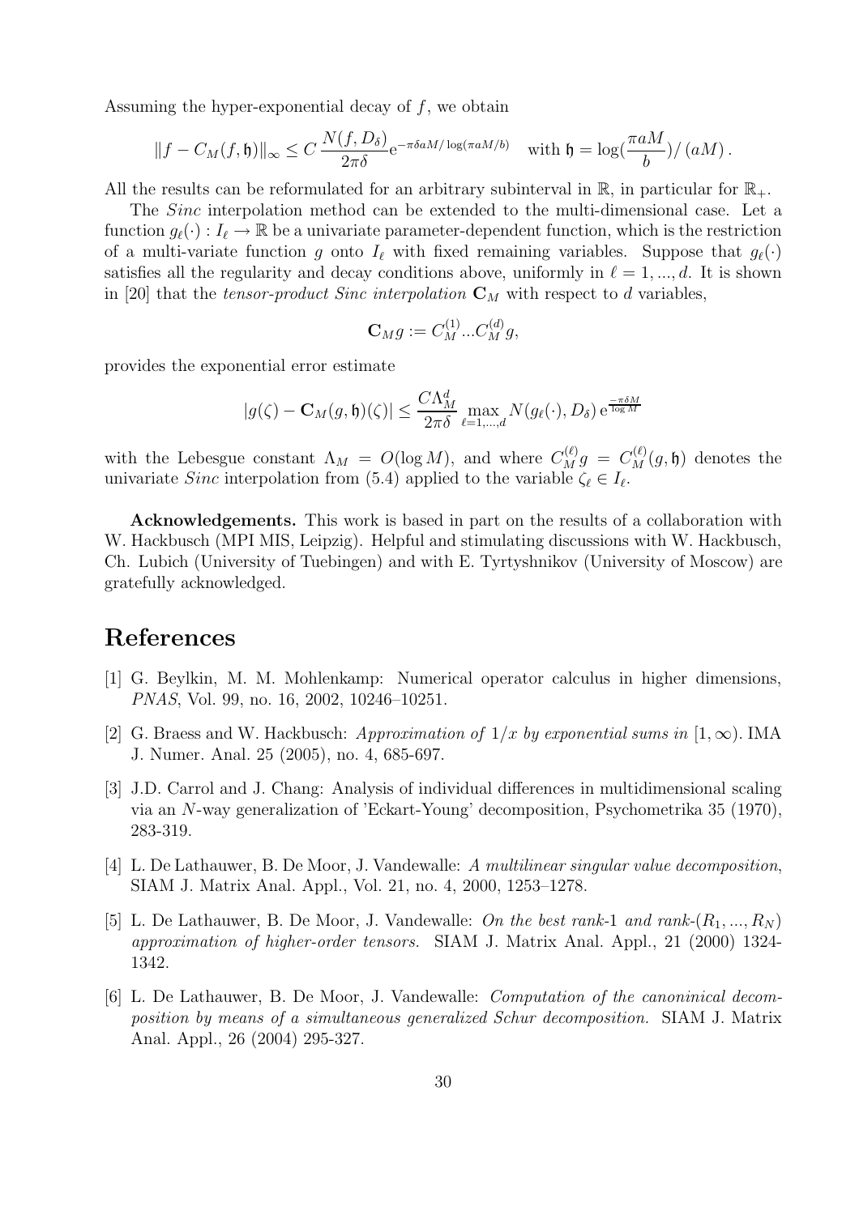Assuming the hyper-exponential decay of $f$, we obtain

$$\|f - C_M(f, \mathfrak{h})\|_\infty \leq C \, \frac{N(f, D_\delta)}{2\pi\delta} \mathrm{e}^{-\pi\delta a M/\log(\pi a M/b)} \quad \text{with } \mathfrak{h} = \log(\frac{\pi a M}{b})/(aM).$$

All the results can be reformulated for an arbitrary subinterval in $\mathbb{R}$, in particular for $\mathbb{R}_+$.

The *Sinc* interpolation method can be extended to the multi-dimensional case. Let a function $g_\ell(\cdot) : I_\ell \to \mathbb{R}$ be a univariate parameter-dependent function, which is the restriction of a multi-variate function $g$ onto $I_\ell$ with fixed remaining variables. Suppose that $g_\ell(\cdot)$ satisfies all the regularity and decay conditions above, uniformly in $\ell = 1, ..., d$. It is shown in [20] that the *tensor-product Sinc interpolation* $\mathbf{C}_M$ with respect to $d$ variables,

$$\mathbf{C}_M g := C_M^{(1)} ... C_M^{(d)} g,$$

provides the exponential error estimate

$$|g(\zeta) - \mathbf{C}_M(g, \mathfrak{h})(\zeta)| \leq \frac{C\Lambda_M^d}{2\pi\delta} \max_{\ell=1,...,d} N(g_\ell(\cdot), D_\delta) \, \mathrm{e}^{\frac{-\pi\delta M}{\log M}}$$

with the Lebesgue constant $\Lambda_M = O(\log M)$, and where $C_M^{(\ell)} g = C_M^{(\ell)}(g, \mathfrak{h})$ denotes the univariate *Sinc* interpolation from (5.4) applied to the variable $\zeta_\ell \in I_\ell$.

**Acknowledgements.** This work is based in part on the results of a collaboration with W. Hackbusch (MPI MIS, Leipzig). Helpful and stimulating discussions with W. Hackbusch, Ch. Lubich (University of Tuebingen) and with E. Tyrtyshnikov (University of Moscow) are gratefully acknowledged.

# References

[1] G. Beylkin, M. M. Mohlenkamp: Numerical operator calculus in higher dimensions, *PNAS*, Vol. 99, no. 16, 2002, 10246–10251.

[2] G. Braess and W. Hackbusch: *Approximation of $1/x$ by exponential sums in $[1, \infty)$*. IMA J. Numer. Anal. 25 (2005), no. 4, 685-697.

[3] J.D. Carrol and J. Chang: Analysis of individual differences in multidimensional scaling via an $N$-way generalization of 'Eckart-Young' decomposition, Psychometrika 35 (1970), 283-319.

[4] L. De Lathauwer, B. De Moor, J. Vandewalle: *A multilinear singular value decomposition*, SIAM J. Matrix Anal. Appl., Vol. 21, no. 4, 2000, 1253–1278.

[5] L. De Lathauwer, B. De Moor, J. Vandewalle: *On the best rank-1 and rank-$(R_1, ..., R_N)$ approximation of higher-order tensors.* SIAM J. Matrix Anal. Appl., 21 (2000) 1324-1342.

[6] L. De Lathauwer, B. De Moor, J. Vandewalle: *Computation of the canoninical decomposition by means of a simultaneous generalized Schur decomposition.* SIAM J. Matrix Anal. Appl., 26 (2004) 295-327.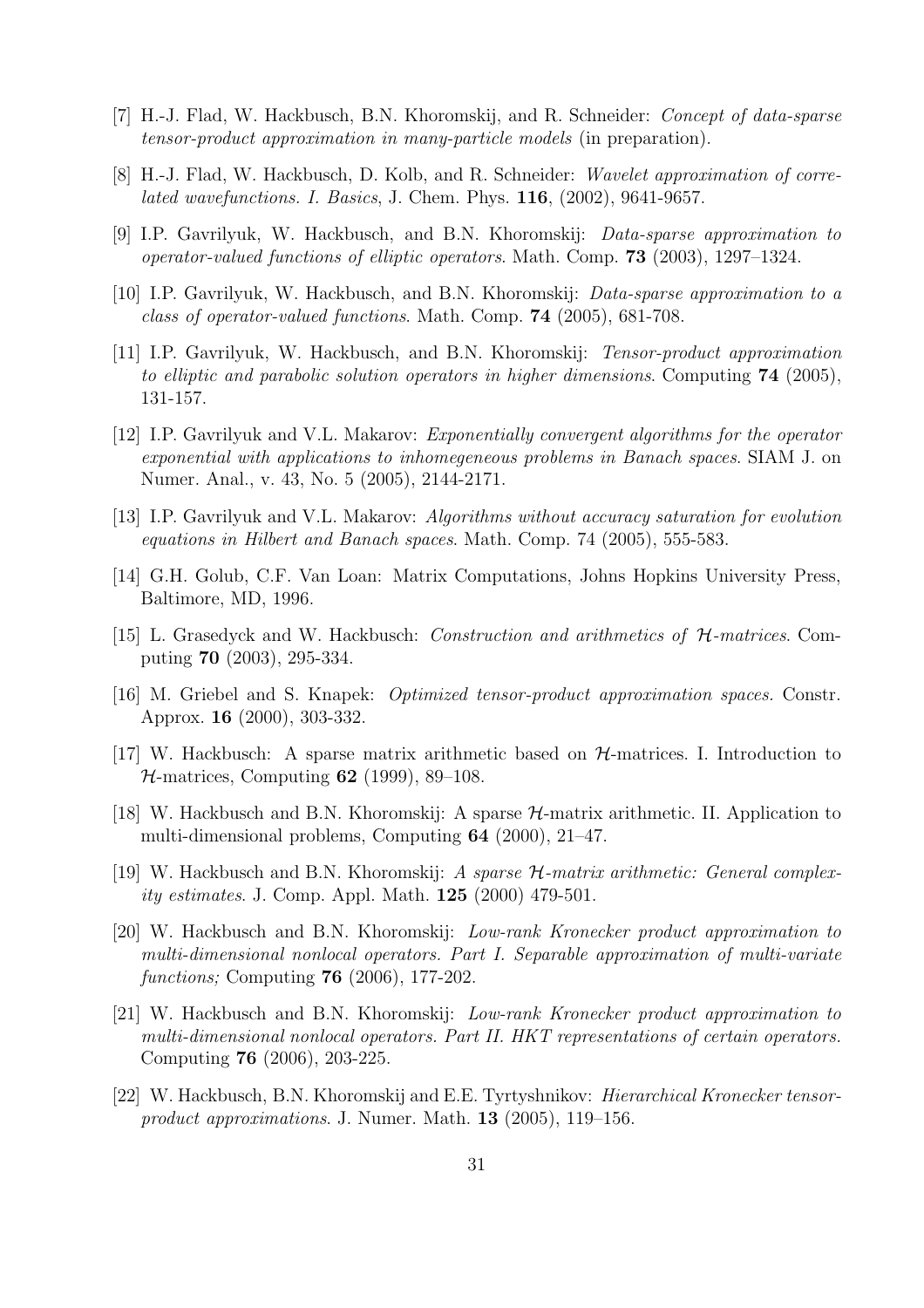[7] H.-J. Flad, W. Hackbusch, B.N. Khoromskij, and R. Schneider: *Concept of data-sparse tensor-product approximation in many-particle models* (in preparation).

[8] H.-J. Flad, W. Hackbusch, D. Kolb, and R. Schneider: *Wavelet approximation of correlated wavefunctions. I. Basics*, J. Chem. Phys. **116**, (2002), 9641-9657.

[9] I.P. Gavrilyuk, W. Hackbusch, and B.N. Khoromskij: *Data-sparse approximation to operator-valued functions of elliptic operators*. Math. Comp. **73** (2003), 1297–1324.

[10] I.P. Gavrilyuk, W. Hackbusch, and B.N. Khoromskij: *Data-sparse approximation to a class of operator-valued functions*. Math. Comp. **74** (2005), 681-708.

[11] I.P. Gavrilyuk, W. Hackbusch, and B.N. Khoromskij: *Tensor-product approximation to elliptic and parabolic solution operators in higher dimensions*. Computing **74** (2005), 131-157.

[12] I.P. Gavrilyuk and V.L. Makarov: *Exponentially convergent algorithms for the operator exponential with applications to inhomegeneous problems in Banach spaces*. SIAM J. on Numer. Anal., v. 43, No. 5 (2005), 2144-2171.

[13] I.P. Gavrilyuk and V.L. Makarov: *Algorithms without accuracy saturation for evolution equations in Hilbert and Banach spaces*. Math. Comp. 74 (2005), 555-583.

[14] G.H. Golub, C.F. Van Loan: Matrix Computations, Johns Hopkins University Press, Baltimore, MD, 1996.

[15] L. Grasedyck and W. Hackbusch: *Construction and arithmetics of $\mathcal{H}$-matrices*. Computing **70** (2003), 295-334.

[16] M. Griebel and S. Knapek: *Optimized tensor-product approximation spaces.* Constr. Approx. **16** (2000), 303-332.

[17] W. Hackbusch: A sparse matrix arithmetic based on $\mathcal{H}$-matrices. I. Introduction to $\mathcal{H}$-matrices, Computing **62** (1999), 89–108.

[18] W. Hackbusch and B.N. Khoromskij: A sparse $\mathcal{H}$-matrix arithmetic. II. Application to multi-dimensional problems, Computing **64** (2000), 21–47.

[19] W. Hackbusch and B.N. Khoromskij: *A sparse $\mathcal{H}$-matrix arithmetic: General complexity estimates*. J. Comp. Appl. Math. **125** (2000) 479-501.

[20] W. Hackbusch and B.N. Khoromskij: *Low-rank Kronecker product approximation to multi-dimensional nonlocal operators. Part I. Separable approximation of multi-variate functions;* Computing **76** (2006), 177-202.

[21] W. Hackbusch and B.N. Khoromskij: *Low-rank Kronecker product approximation to multi-dimensional nonlocal operators. Part II. HKT representations of certain operators.* Computing **76** (2006), 203-225.

[22] W. Hackbusch, B.N. Khoromskij and E.E. Tyrtyshnikov: *Hierarchical Kronecker tensor-product approximations*. J. Numer. Math. **13** (2005), 119–156.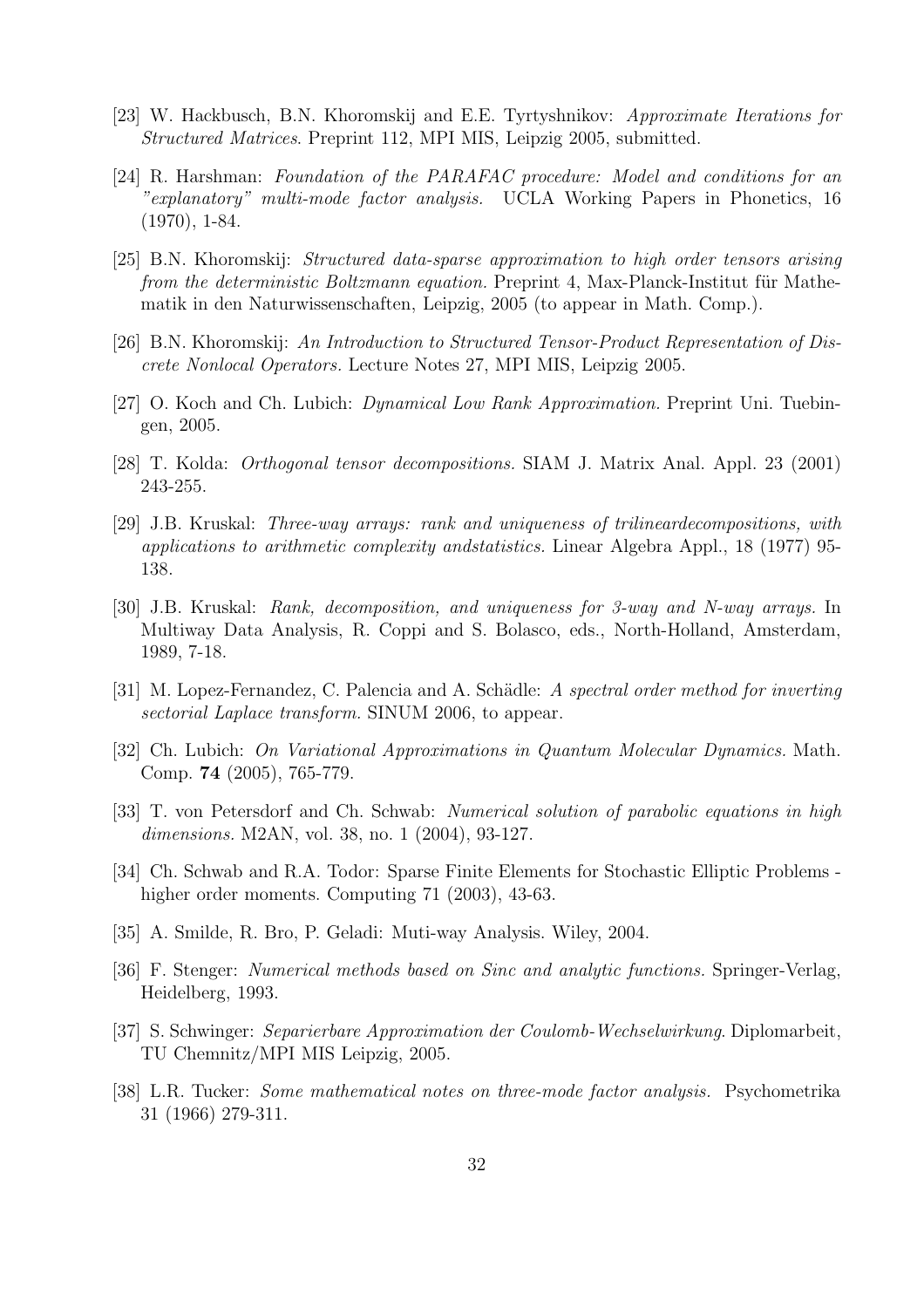[23] W. Hackbusch, B.N. Khoromskij and E.E. Tyrtyshnikov: *Approximate Iterations for Structured Matrices.* Preprint 112, MPI MIS, Leipzig 2005, submitted.

[24] R. Harshman: *Foundation of the PARAFAC procedure: Model and conditions for an "explanatory" multi-mode factor analysis.* UCLA Working Papers in Phonetics, 16 (1970), 1-84.

[25] B.N. Khoromskij: *Structured data-sparse approximation to high order tensors arising from the deterministic Boltzmann equation.* Preprint 4, Max-Planck-Institut für Mathematik in den Naturwissenschaften, Leipzig, 2005 (to appear in Math. Comp.).

[26] B.N. Khoromskij: *An Introduction to Structured Tensor-Product Representation of Discrete Nonlocal Operators.* Lecture Notes 27, MPI MIS, Leipzig 2005.

[27] O. Koch and Ch. Lubich: *Dynamical Low Rank Approximation.* Preprint Uni. Tuebingen, 2005.

[28] T. Kolda: *Orthogonal tensor decompositions.* SIAM J. Matrix Anal. Appl. 23 (2001) 243-255.

[29] J.B. Kruskal: *Three-way arrays: rank and uniqueness of trilineardecompositions, with applications to arithmetic complexity andstatistics.* Linear Algebra Appl., 18 (1977) 95-138.

[30] J.B. Kruskal: *Rank, decomposition, and uniqueness for 3-way and N-way arrays.* In Multiway Data Analysis, R. Coppi and S. Bolasco, eds., North-Holland, Amsterdam, 1989, 7-18.

[31] M. Lopez-Fernandez, C. Palencia and A. Schädle: *A spectral order method for inverting sectorial Laplace transform.* SINUM 2006, to appear.

[32] Ch. Lubich: *On Variational Approximations in Quantum Molecular Dynamics.* Math. Comp. **74** (2005), 765-779.

[33] T. von Petersdorf and Ch. Schwab: *Numerical solution of parabolic equations in high dimensions.* M2AN, vol. 38, no. 1 (2004), 93-127.

[34] Ch. Schwab and R.A. Todor: Sparse Finite Elements for Stochastic Elliptic Problems - higher order moments. Computing 71 (2003), 43-63.

[35] A. Smilde, R. Bro, P. Geladi: Muti-way Analysis. Wiley, 2004.

[36] F. Stenger: *Numerical methods based on Sinc and analytic functions.* Springer-Verlag, Heidelberg, 1993.

[37] S. Schwinger: *Separierbare Approximation der Coulomb-Wechselwirkung.* Diplomarbeit, TU Chemnitz/MPI MIS Leipzig, 2005.

[38] L.R. Tucker: *Some mathematical notes on three-mode factor analysis.* Psychometrika 31 (1966) 279-311.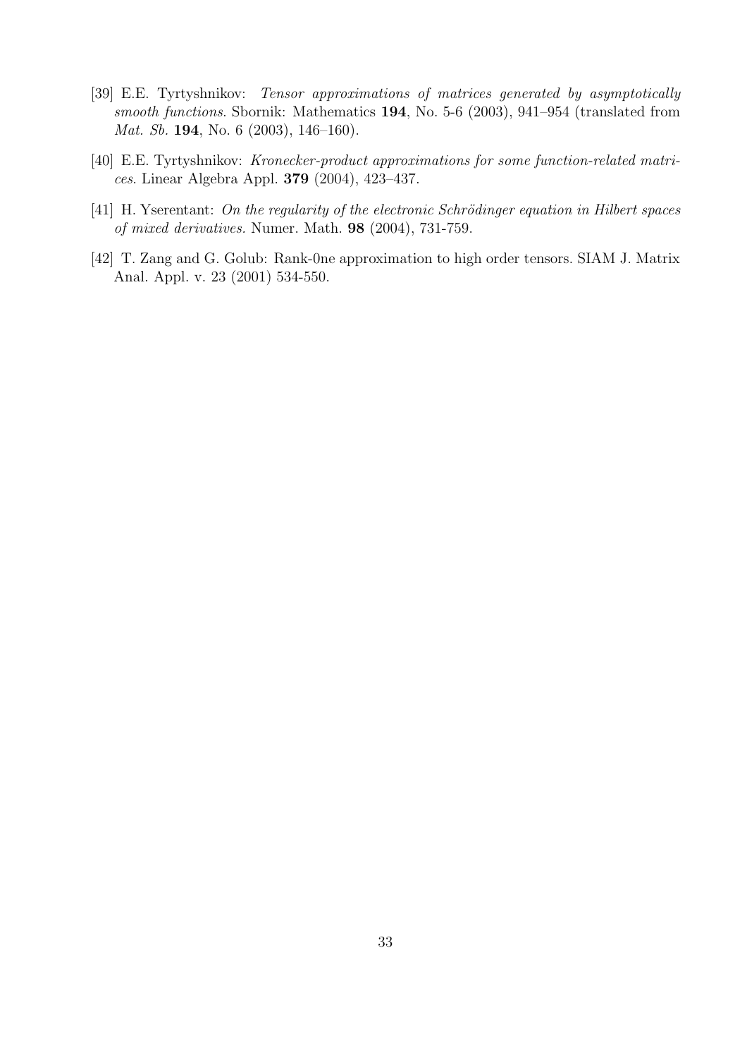[39] E.E. Tyrtyshnikov: *Tensor approximations of matrices generated by asymptotically smooth functions*. Sbornik: Mathematics **194**, No. 5-6 (2003), 941–954 (translated from *Mat. Sb.* **194**, No. 6 (2003), 146–160).

[40] E.E. Tyrtyshnikov: *Kronecker-product approximations for some function-related matrices*. Linear Algebra Appl. **379** (2004), 423–437.

[41] H. Yserentant: *On the regularity of the electronic Schrödinger equation in Hilbert spaces of mixed derivatives.* Numer. Math. **98** (2004), 731-759.

[42] T. Zang and G. Golub: Rank-0ne approximation to high order tensors. SIAM J. Matrix Anal. Appl. v. 23 (2001) 534-550.